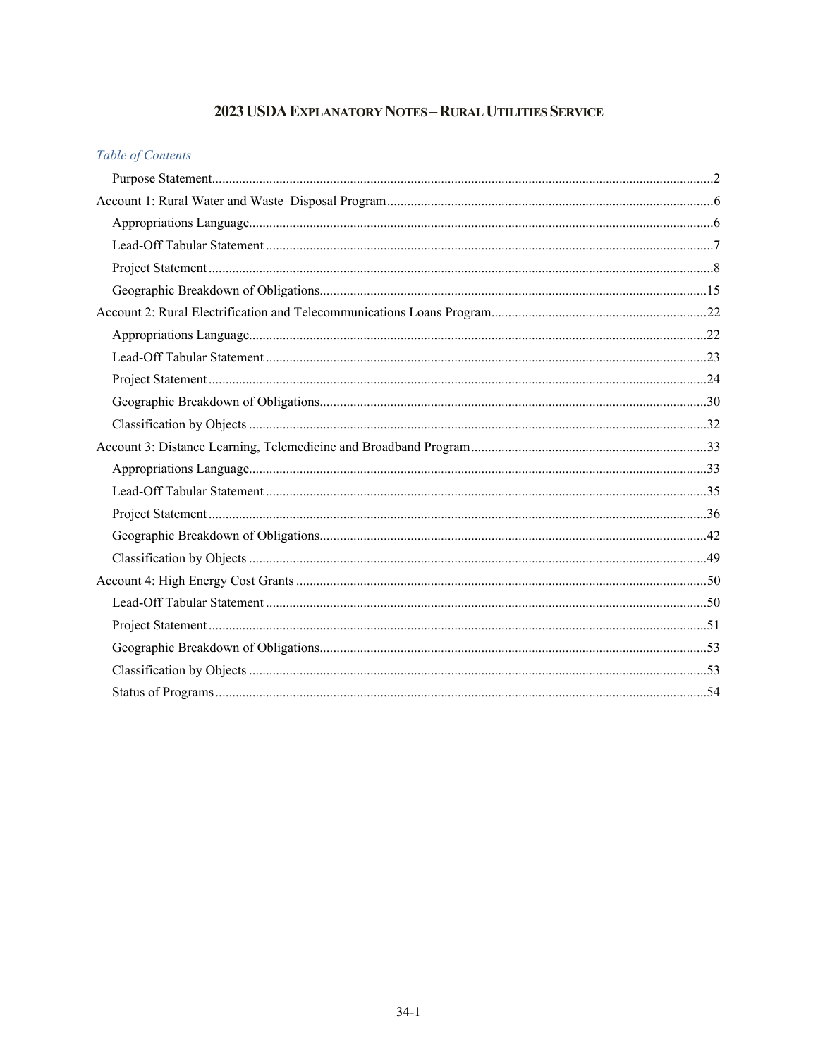# 2023 USDA EXPLANATORY NOTES – RURAL UTILITIES SERVICE

*Table of Contents*

- Purpose Statement....2
- Account 1: Rural Water and Waste Disposal Program....6
  - Appropriations Language....6
  - Lead-Off Tabular Statement....7
  - Project Statement....8
  - Geographic Breakdown of Obligations....15
- Account 2: Rural Electrification and Telecommunications Loans Program....22
  - Appropriations Language....22
  - Lead-Off Tabular Statement....23
  - Project Statement....24
  - Geographic Breakdown of Obligations....30
  - Classification by Objects....32
- Account 3: Distance Learning, Telemedicine and Broadband Program....33
  - Appropriations Language....33
  - Lead-Off Tabular Statement....35
  - Project Statement....36
  - Geographic Breakdown of Obligations....42
  - Classification by Objects....49
- Account 4: High Energy Cost Grants....50
  - Lead-Off Tabular Statement....50
  - Project Statement....51
  - Geographic Breakdown of Obligations....53
  - Classification by Objects....53
  - Status of Programs....54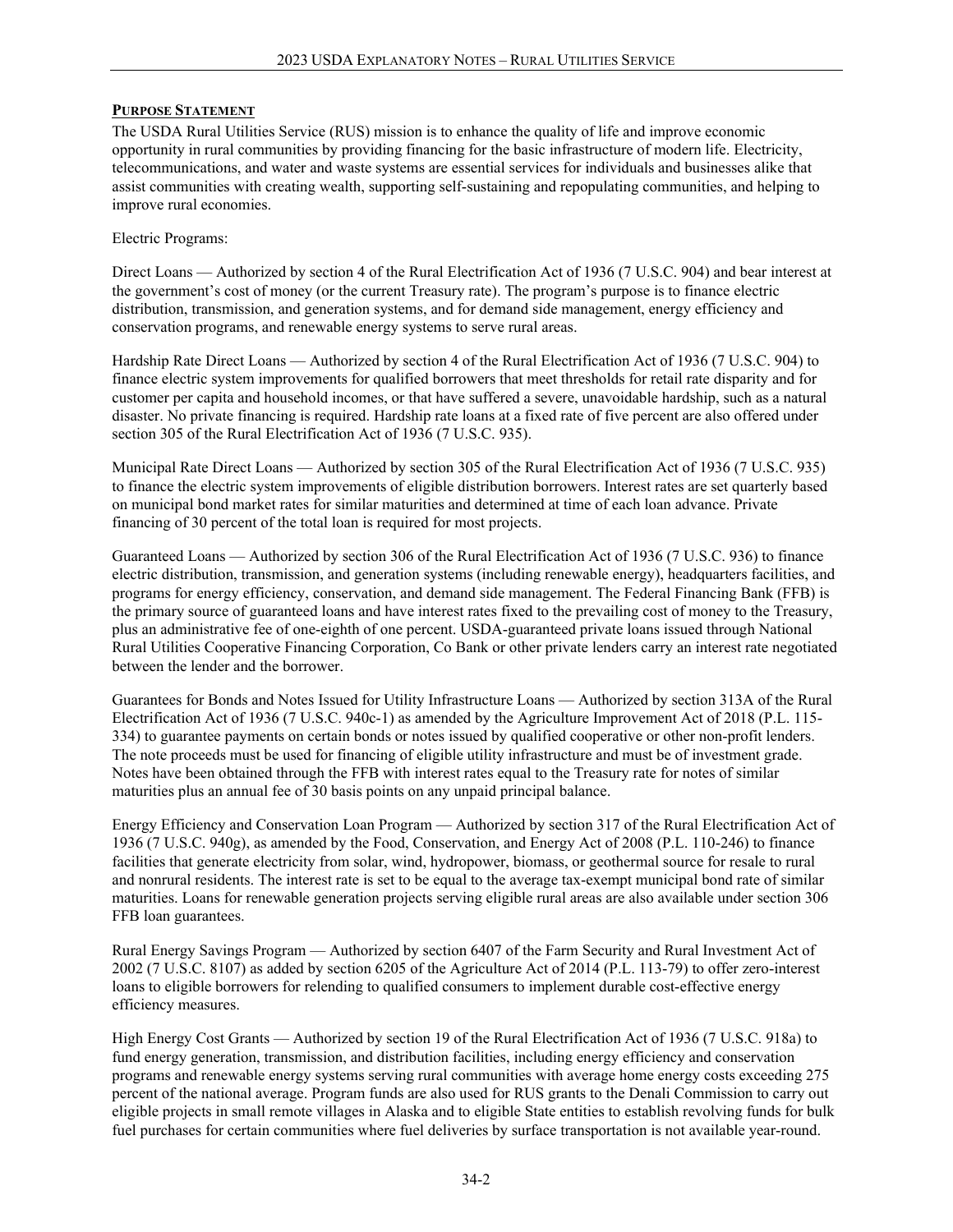## PURPOSE STATEMENT

The USDA Rural Utilities Service (RUS) mission is to enhance the quality of life and improve economic opportunity in rural communities by providing financing for the basic infrastructure of modern life. Electricity, telecommunications, and water and waste systems are essential services for individuals and businesses alike that assist communities with creating wealth, supporting self-sustaining and repopulating communities, and helping to improve rural economies.

Electric Programs:

Direct Loans — Authorized by section 4 of the Rural Electrification Act of 1936 (7 U.S.C. 904) and bear interest at the government's cost of money (or the current Treasury rate). The program's purpose is to finance electric distribution, transmission, and generation systems, and for demand side management, energy efficiency and conservation programs, and renewable energy systems to serve rural areas.

Hardship Rate Direct Loans — Authorized by section 4 of the Rural Electrification Act of 1936 (7 U.S.C. 904) to finance electric system improvements for qualified borrowers that meet thresholds for retail rate disparity and for customer per capita and household incomes, or that have suffered a severe, unavoidable hardship, such as a natural disaster. No private financing is required. Hardship rate loans at a fixed rate of five percent are also offered under section 305 of the Rural Electrification Act of 1936 (7 U.S.C. 935).

Municipal Rate Direct Loans — Authorized by section 305 of the Rural Electrification Act of 1936 (7 U.S.C. 935) to finance the electric system improvements of eligible distribution borrowers. Interest rates are set quarterly based on municipal bond market rates for similar maturities and determined at time of each loan advance. Private financing of 30 percent of the total loan is required for most projects.

Guaranteed Loans — Authorized by section 306 of the Rural Electrification Act of 1936 (7 U.S.C. 936) to finance electric distribution, transmission, and generation systems (including renewable energy), headquarters facilities, and programs for energy efficiency, conservation, and demand side management. The Federal Financing Bank (FFB) is the primary source of guaranteed loans and have interest rates fixed to the prevailing cost of money to the Treasury, plus an administrative fee of one-eighth of one percent. USDA-guaranteed private loans issued through National Rural Utilities Cooperative Financing Corporation, Co Bank or other private lenders carry an interest rate negotiated between the lender and the borrower.

Guarantees for Bonds and Notes Issued for Utility Infrastructure Loans — Authorized by section 313A of the Rural Electrification Act of 1936 (7 U.S.C. 940c-1) as amended by the Agriculture Improvement Act of 2018 (P.L. 115-334) to guarantee payments on certain bonds or notes issued by qualified cooperative or other non-profit lenders. The note proceeds must be used for financing of eligible utility infrastructure and must be of investment grade. Notes have been obtained through the FFB with interest rates equal to the Treasury rate for notes of similar maturities plus an annual fee of 30 basis points on any unpaid principal balance.

Energy Efficiency and Conservation Loan Program — Authorized by section 317 of the Rural Electrification Act of 1936 (7 U.S.C. 940g), as amended by the Food, Conservation, and Energy Act of 2008 (P.L. 110-246) to finance facilities that generate electricity from solar, wind, hydropower, biomass, or geothermal source for resale to rural and nonrural residents. The interest rate is set to be equal to the average tax-exempt municipal bond rate of similar maturities. Loans for renewable generation projects serving eligible rural areas are also available under section 306 FFB loan guarantees.

Rural Energy Savings Program — Authorized by section 6407 of the Farm Security and Rural Investment Act of 2002 (7 U.S.C. 8107) as added by section 6205 of the Agriculture Act of 2014 (P.L. 113-79) to offer zero-interest loans to eligible borrowers for relending to qualified consumers to implement durable cost-effective energy efficiency measures.

High Energy Cost Grants — Authorized by section 19 of the Rural Electrification Act of 1936 (7 U.S.C. 918a) to fund energy generation, transmission, and distribution facilities, including energy efficiency and conservation programs and renewable energy systems serving rural communities with average home energy costs exceeding 275 percent of the national average. Program funds are also used for RUS grants to the Denali Commission to carry out eligible projects in small remote villages in Alaska and to eligible State entities to establish revolving funds for bulk fuel purchases for certain communities where fuel deliveries by surface transportation is not available year-round.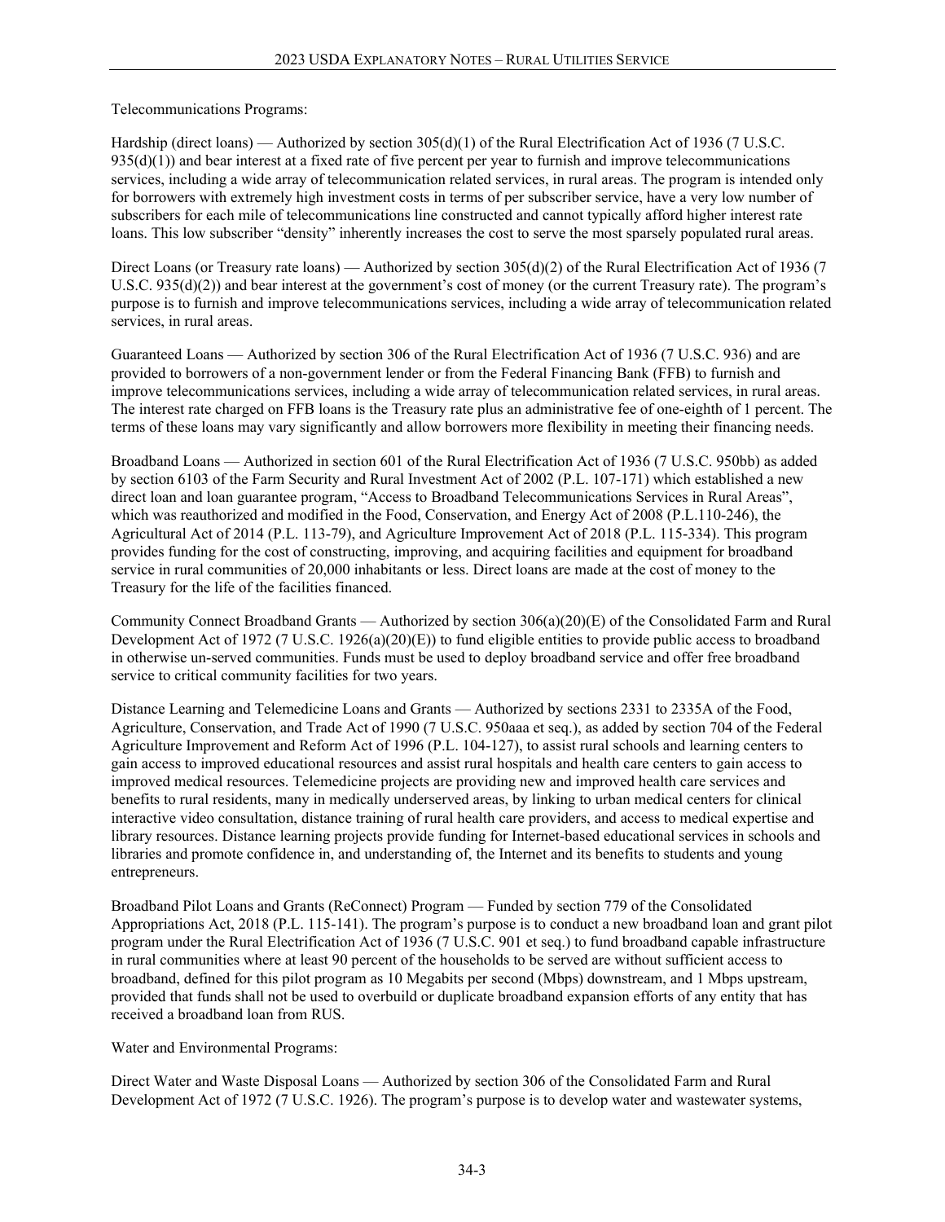Telecommunications Programs:

Hardship (direct loans) — Authorized by section 305(d)(1) of the Rural Electrification Act of 1936 (7 U.S.C. 935(d)(1)) and bear interest at a fixed rate of five percent per year to furnish and improve telecommunications services, including a wide array of telecommunication related services, in rural areas. The program is intended only for borrowers with extremely high investment costs in terms of per subscriber service, have a very low number of subscribers for each mile of telecommunications line constructed and cannot typically afford higher interest rate loans. This low subscriber "density" inherently increases the cost to serve the most sparsely populated rural areas.

Direct Loans (or Treasury rate loans) — Authorized by section 305(d)(2) of the Rural Electrification Act of 1936 (7 U.S.C. 935(d)(2)) and bear interest at the government's cost of money (or the current Treasury rate). The program's purpose is to furnish and improve telecommunications services, including a wide array of telecommunication related services, in rural areas.

Guaranteed Loans — Authorized by section 306 of the Rural Electrification Act of 1936 (7 U.S.C. 936) and are provided to borrowers of a non-government lender or from the Federal Financing Bank (FFB) to furnish and improve telecommunications services, including a wide array of telecommunication related services, in rural areas. The interest rate charged on FFB loans is the Treasury rate plus an administrative fee of one-eighth of 1 percent. The terms of these loans may vary significantly and allow borrowers more flexibility in meeting their financing needs.

Broadband Loans — Authorized in section 601 of the Rural Electrification Act of 1936 (7 U.S.C. 950bb) as added by section 6103 of the Farm Security and Rural Investment Act of 2002 (P.L. 107-171) which established a new direct loan and loan guarantee program, "Access to Broadband Telecommunications Services in Rural Areas", which was reauthorized and modified in the Food, Conservation, and Energy Act of 2008 (P.L.110-246), the Agricultural Act of 2014 (P.L. 113-79), and Agriculture Improvement Act of 2018 (P.L. 115-334). This program provides funding for the cost of constructing, improving, and acquiring facilities and equipment for broadband service in rural communities of 20,000 inhabitants or less. Direct loans are made at the cost of money to the Treasury for the life of the facilities financed.

Community Connect Broadband Grants — Authorized by section 306(a)(20)(E) of the Consolidated Farm and Rural Development Act of 1972 (7 U.S.C. 1926(a)(20)(E)) to fund eligible entities to provide public access to broadband in otherwise un-served communities. Funds must be used to deploy broadband service and offer free broadband service to critical community facilities for two years.

Distance Learning and Telemedicine Loans and Grants — Authorized by sections 2331 to 2335A of the Food, Agriculture, Conservation, and Trade Act of 1990 (7 U.S.C. 950aaa et seq.), as added by section 704 of the Federal Agriculture Improvement and Reform Act of 1996 (P.L. 104-127), to assist rural schools and learning centers to gain access to improved educational resources and assist rural hospitals and health care centers to gain access to improved medical resources. Telemedicine projects are providing new and improved health care services and benefits to rural residents, many in medically underserved areas, by linking to urban medical centers for clinical interactive video consultation, distance training of rural health care providers, and access to medical expertise and library resources. Distance learning projects provide funding for Internet-based educational services in schools and libraries and promote confidence in, and understanding of, the Internet and its benefits to students and young entrepreneurs.

Broadband Pilot Loans and Grants (ReConnect) Program — Funded by section 779 of the Consolidated Appropriations Act, 2018 (P.L. 115-141). The program's purpose is to conduct a new broadband loan and grant pilot program under the Rural Electrification Act of 1936 (7 U.S.C. 901 et seq.) to fund broadband capable infrastructure in rural communities where at least 90 percent of the households to be served are without sufficient access to broadband, defined for this pilot program as 10 Megabits per second (Mbps) downstream, and 1 Mbps upstream, provided that funds shall not be used to overbuild or duplicate broadband expansion efforts of any entity that has received a broadband loan from RUS.

Water and Environmental Programs:

Direct Water and Waste Disposal Loans — Authorized by section 306 of the Consolidated Farm and Rural Development Act of 1972 (7 U.S.C. 1926). The program's purpose is to develop water and wastewater systems,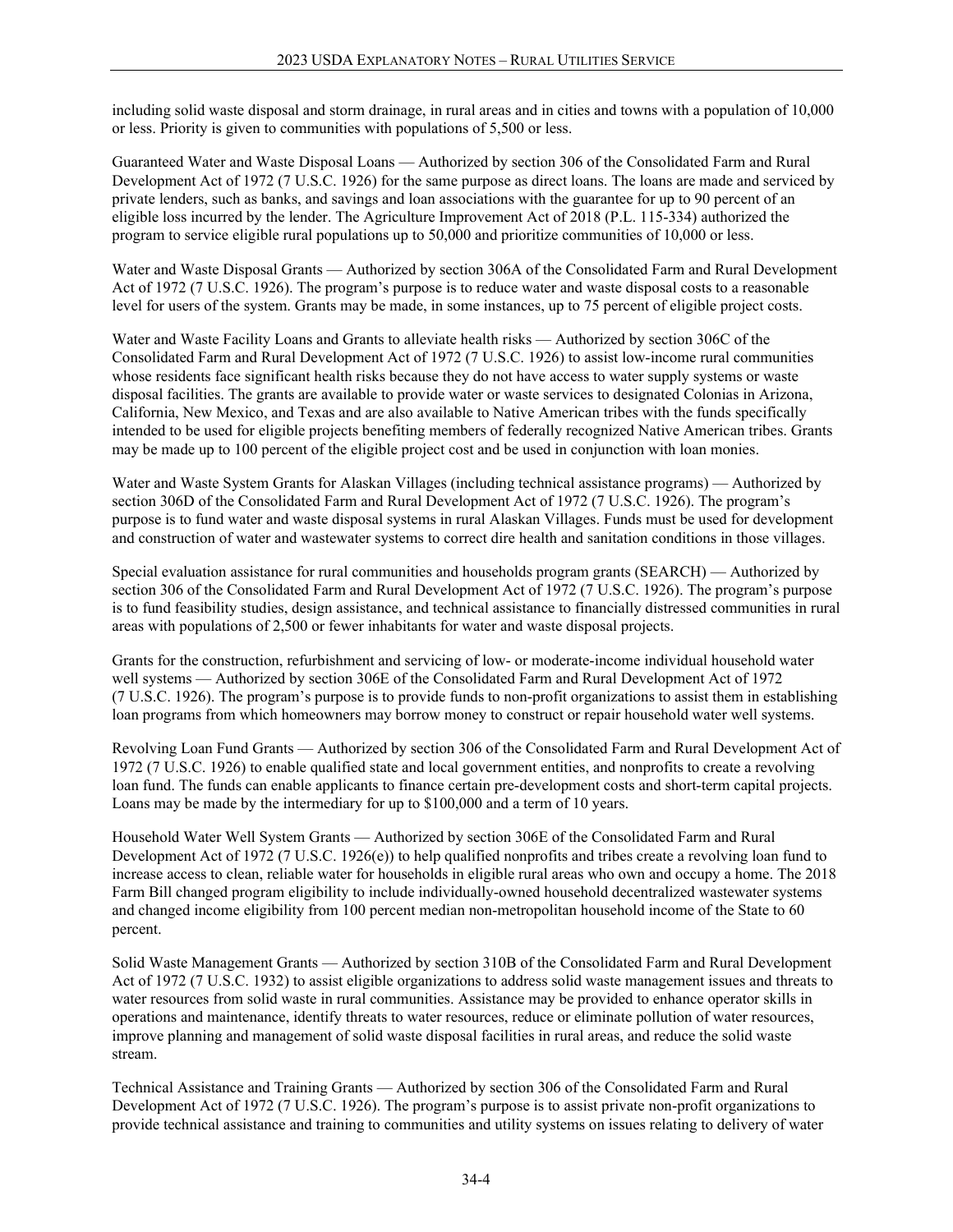including solid waste disposal and storm drainage, in rural areas and in cities and towns with a population of 10,000 or less. Priority is given to communities with populations of 5,500 or less.

Guaranteed Water and Waste Disposal Loans — Authorized by section 306 of the Consolidated Farm and Rural Development Act of 1972 (7 U.S.C. 1926) for the same purpose as direct loans. The loans are made and serviced by private lenders, such as banks, and savings and loan associations with the guarantee for up to 90 percent of an eligible loss incurred by the lender. The Agriculture Improvement Act of 2018 (P.L. 115-334) authorized the program to service eligible rural populations up to 50,000 and prioritize communities of 10,000 or less.

Water and Waste Disposal Grants — Authorized by section 306A of the Consolidated Farm and Rural Development Act of 1972 (7 U.S.C. 1926). The program's purpose is to reduce water and waste disposal costs to a reasonable level for users of the system. Grants may be made, in some instances, up to 75 percent of eligible project costs.

Water and Waste Facility Loans and Grants to alleviate health risks — Authorized by section 306C of the Consolidated Farm and Rural Development Act of 1972 (7 U.S.C. 1926) to assist low-income rural communities whose residents face significant health risks because they do not have access to water supply systems or waste disposal facilities. The grants are available to provide water or waste services to designated Colonias in Arizona, California, New Mexico, and Texas and are also available to Native American tribes with the funds specifically intended to be used for eligible projects benefiting members of federally recognized Native American tribes. Grants may be made up to 100 percent of the eligible project cost and be used in conjunction with loan monies.

Water and Waste System Grants for Alaskan Villages (including technical assistance programs) — Authorized by section 306D of the Consolidated Farm and Rural Development Act of 1972 (7 U.S.C. 1926). The program's purpose is to fund water and waste disposal systems in rural Alaskan Villages. Funds must be used for development and construction of water and wastewater systems to correct dire health and sanitation conditions in those villages.

Special evaluation assistance for rural communities and households program grants (SEARCH) — Authorized by section 306 of the Consolidated Farm and Rural Development Act of 1972 (7 U.S.C. 1926). The program's purpose is to fund feasibility studies, design assistance, and technical assistance to financially distressed communities in rural areas with populations of 2,500 or fewer inhabitants for water and waste disposal projects.

Grants for the construction, refurbishment and servicing of low- or moderate-income individual household water well systems — Authorized by section 306E of the Consolidated Farm and Rural Development Act of 1972 (7 U.S.C. 1926). The program's purpose is to provide funds to non-profit organizations to assist them in establishing loan programs from which homeowners may borrow money to construct or repair household water well systems.

Revolving Loan Fund Grants — Authorized by section 306 of the Consolidated Farm and Rural Development Act of 1972 (7 U.S.C. 1926) to enable qualified state and local government entities, and nonprofits to create a revolving loan fund. The funds can enable applicants to finance certain pre-development costs and short-term capital projects. Loans may be made by the intermediary for up to $100,000 and a term of 10 years.

Household Water Well System Grants — Authorized by section 306E of the Consolidated Farm and Rural Development Act of 1972 (7 U.S.C. 1926(e)) to help qualified nonprofits and tribes create a revolving loan fund to increase access to clean, reliable water for households in eligible rural areas who own and occupy a home. The 2018 Farm Bill changed program eligibility to include individually-owned household decentralized wastewater systems and changed income eligibility from 100 percent median non-metropolitan household income of the State to 60 percent.

Solid Waste Management Grants — Authorized by section 310B of the Consolidated Farm and Rural Development Act of 1972 (7 U.S.C. 1932) to assist eligible organizations to address solid waste management issues and threats to water resources from solid waste in rural communities. Assistance may be provided to enhance operator skills in operations and maintenance, identify threats to water resources, reduce or eliminate pollution of water resources, improve planning and management of solid waste disposal facilities in rural areas, and reduce the solid waste stream.

Technical Assistance and Training Grants — Authorized by section 306 of the Consolidated Farm and Rural Development Act of 1972 (7 U.S.C. 1926). The program's purpose is to assist private non-profit organizations to provide technical assistance and training to communities and utility systems on issues relating to delivery of water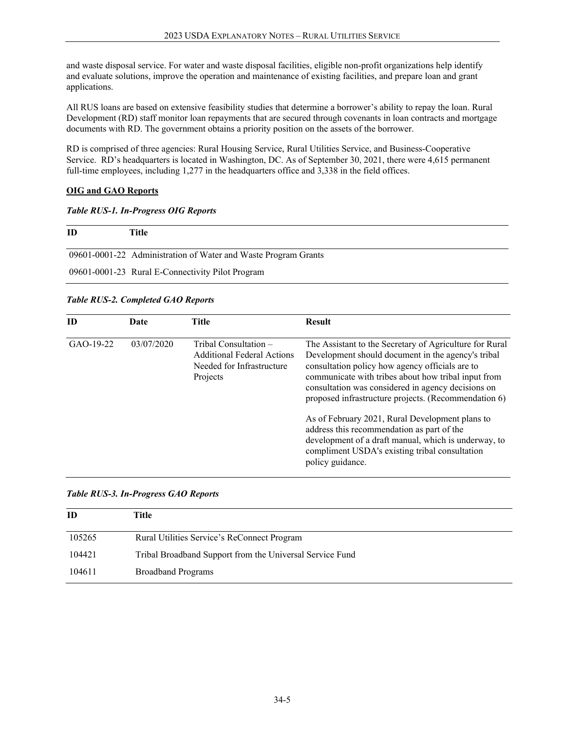and waste disposal service. For water and waste disposal facilities, eligible non-profit organizations help identify and evaluate solutions, improve the operation and maintenance of existing facilities, and prepare loan and grant applications.

All RUS loans are based on extensive feasibility studies that determine a borrower's ability to repay the loan. Rural Development (RD) staff monitor loan repayments that are secured through covenants in loan contracts and mortgage documents with RD. The government obtains a priority position on the assets of the borrower.

RD is comprised of three agencies: Rural Housing Service, Rural Utilities Service, and Business-Cooperative Service. RD's headquarters is located in Washington, DC. As of September 30, 2021, there were 4,615 permanent full-time employees, including 1,277 in the headquarters office and 3,338 in the field offices.

## OIG and GAO Reports

***Table RUS-1. In-Progress OIG Reports***

| ID | Title |
|---|---|
| 09601-0001-22 | Administration of Water and Waste Program Grants |
| 09601-0001-23 | Rural E-Connectivity Pilot Program |

***Table RUS-2. Completed GAO Reports***

| ID | Date | Title | Result |
|---|---|---|---|
| GAO-19-22 | 03/07/2020 | Tribal Consultation – Additional Federal Actions Needed for Infrastructure Projects | The Assistant to the Secretary of Agriculture for Rural Development should document in the agency's tribal consultation policy how agency officials are to communicate with tribes about how tribal input from consultation was considered in agency decisions on proposed infrastructure projects. (Recommendation 6)<br><br>As of February 2021, Rural Development plans to address this recommendation as part of the development of a draft manual, which is underway, to compliment USDA's existing tribal consultation policy guidance. |

***Table RUS-3. In-Progress GAO Reports***

| ID | Title |
|---|---|
| 105265 | Rural Utilities Service's ReConnect Program |
| 104421 | Tribal Broadband Support from the Universal Service Fund |
| 104611 | Broadband Programs |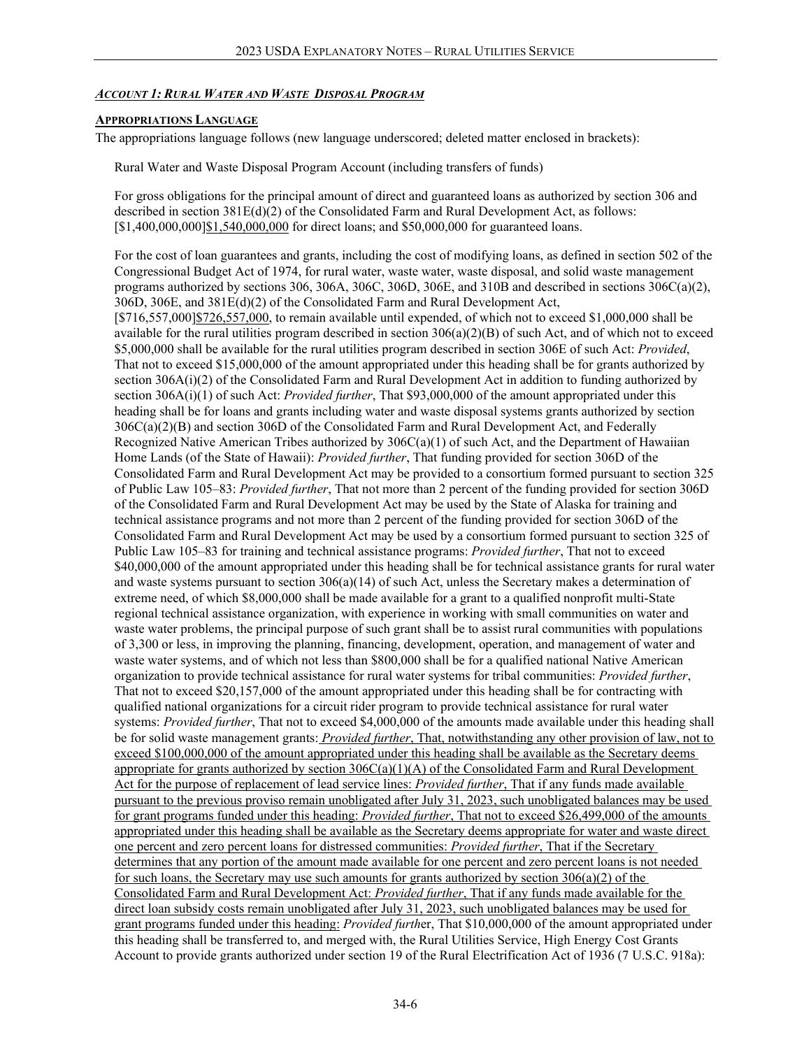### *Account 1: Rural Water and Waste Disposal Program*

**Appropriations Language**

The appropriations language follows (new language underscored; deleted matter enclosed in brackets):

Rural Water and Waste Disposal Program Account (including transfers of funds)

For gross obligations for the principal amount of direct and guaranteed loans as authorized by section 306 and described in section 381E(d)(2) of the Consolidated Farm and Rural Development Act, as follows: [$1,400,000,000]<u>$1,540,000,000</u> for direct loans; and $50,000,000 for guaranteed loans.

For the cost of loan guarantees and grants, including the cost of modifying loans, as defined in section 502 of the Congressional Budget Act of 1974, for rural water, waste water, waste disposal, and solid waste management programs authorized by sections 306, 306A, 306C, 306D, 306E, and 310B and described in sections 306C(a)(2), 306D, 306E, and 381E(d)(2) of the Consolidated Farm and Rural Development Act, [$716,557,000]<u>$726,557,000</u>, to remain available until expended, of which not to exceed $1,000,000 shall be available for the rural utilities program described in section 306(a)(2)(B) of such Act, and of which not to exceed $5,000,000 shall be available for the rural utilities program described in section 306E of such Act: *Provided*, That not to exceed $15,000,000 of the amount appropriated under this heading shall be for grants authorized by section 306A(i)(2) of the Consolidated Farm and Rural Development Act in addition to funding authorized by section 306A(i)(1) of such Act: *Provided further*, That $93,000,000 of the amount appropriated under this heading shall be for loans and grants including water and waste disposal systems grants authorized by section 306C(a)(2)(B) and section 306D of the Consolidated Farm and Rural Development Act, and Federally Recognized Native American Tribes authorized by 306C(a)(1) of such Act, and the Department of Hawaiian Home Lands (of the State of Hawaii): *Provided further*, That funding provided for section 306D of the Consolidated Farm and Rural Development Act may be provided to a consortium formed pursuant to section 325 of Public Law 105–83: *Provided further*, That not more than 2 percent of the funding provided for section 306D of the Consolidated Farm and Rural Development Act may be used by the State of Alaska for training and technical assistance programs and not more than 2 percent of the funding provided for section 306D of the Consolidated Farm and Rural Development Act may be used by a consortium formed pursuant to section 325 of Public Law 105–83 for training and technical assistance programs: *Provided further*, That not to exceed $40,000,000 of the amount appropriated under this heading shall be for technical assistance grants for rural water and waste systems pursuant to section 306(a)(14) of such Act, unless the Secretary makes a determination of extreme need, of which $8,000,000 shall be made available for a grant to a qualified nonprofit multi-State regional technical assistance organization, with experience in working with small communities on water and waste water problems, the principal purpose of such grant shall be to assist rural communities with populations of 3,300 or less, in improving the planning, financing, development, operation, and management of water and waste water systems, and of which not less than $800,000 shall be for a qualified national Native American organization to provide technical assistance for rural water systems for tribal communities: *Provided further*, That not to exceed $20,157,000 of the amount appropriated under this heading shall be for contracting with qualified national organizations for a circuit rider program to provide technical assistance for rural water systems: *Provided further*, That not to exceed $4,000,000 of the amounts made available under this heading shall be for solid waste management grants<u>: *Provided further*, That, notwithstanding any other provision of law, not to exceed $100,000,000 of the amount appropriated under this heading shall be available as the Secretary deems appropriate for grants authorized by section 306C(a)(1)(A) of the Consolidated Farm and Rural Development Act for the purpose of replacement of lead service lines: *Provided further*, That if any funds made available pursuant to the previous proviso remain unobligated after July 31, 2023, such unobligated balances may be used for grant programs funded under this heading: *Provided further*, That not to exceed $26,499,000 of the amounts appropriated under this heading shall be available as the Secretary deems appropriate for water and waste direct one percent and zero percent loans for distressed communities: *Provided further*, That if the Secretary determines that any portion of the amount made available for one percent and zero percent loans is not needed for such loans, the Secretary may use such amounts for grants authorized by section 306(a)(2) of the Consolidated Farm and Rural Development Act: *Provided further*, That if any funds made available for the direct loan subsidy costs remain unobligated after July 31, 2023, such unobligated balances may be used for grant programs funded under this heading:</u> *Provided further*, That $10,000,000 of the amount appropriated under this heading shall be transferred to, and merged with, the Rural Utilities Service, High Energy Cost Grants Account to provide grants authorized under section 19 of the Rural Electrification Act of 1936 (7 U.S.C. 918a):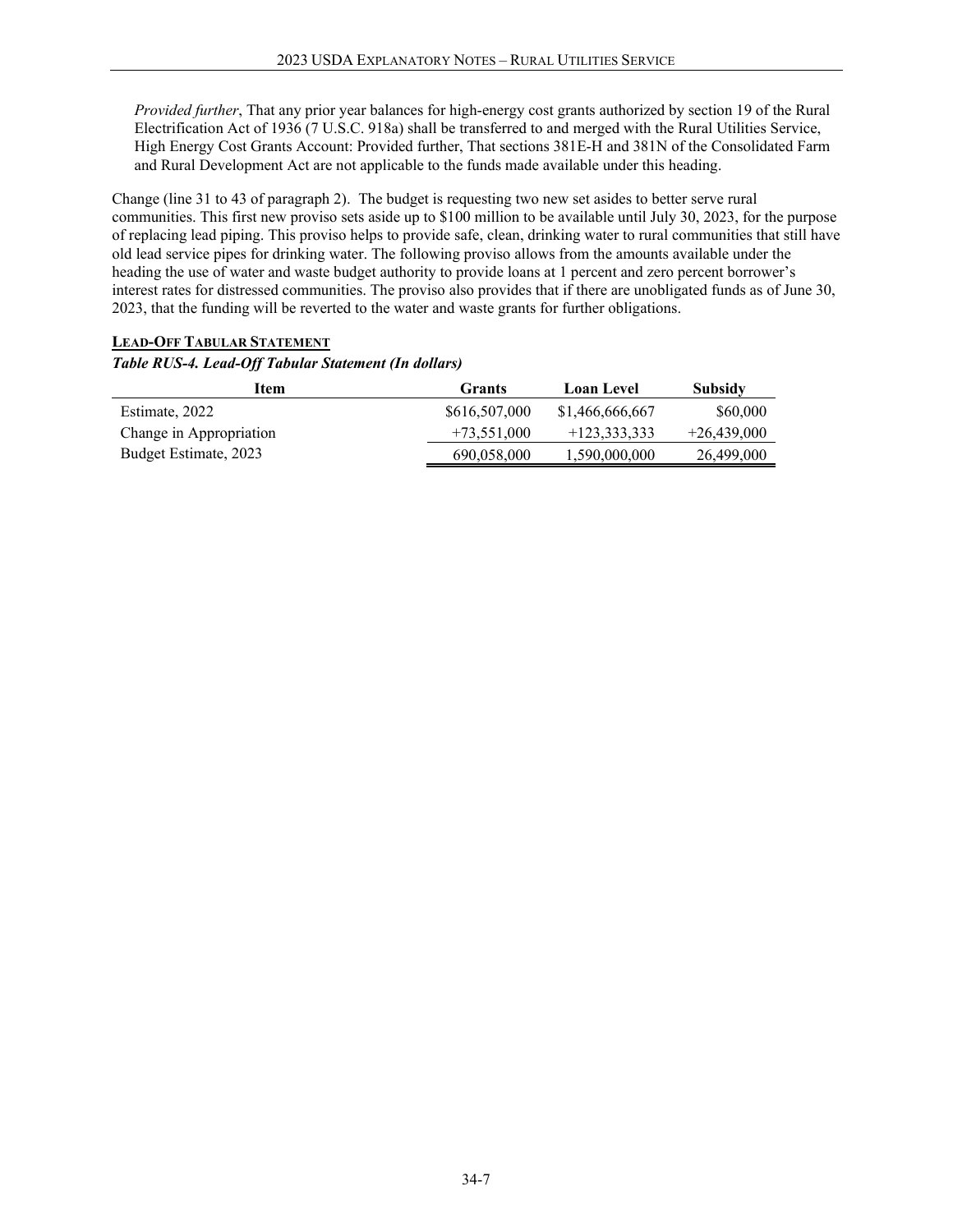*Provided further*, That any prior year balances for high-energy cost grants authorized by section 19 of the Rural Electrification Act of 1936 (7 U.S.C. 918a) shall be transferred to and merged with the Rural Utilities Service, High Energy Cost Grants Account: Provided further, That sections 381E-H and 381N of the Consolidated Farm and Rural Development Act are not applicable to the funds made available under this heading.

Change (line 31 to 43 of paragraph 2). The budget is requesting two new set asides to better serve rural communities. This first new proviso sets aside up to $100 million to be available until July 30, 2023, for the purpose of replacing lead piping. This proviso helps to provide safe, clean, drinking water to rural communities that still have old lead service pipes for drinking water. The following proviso allows from the amounts available under the heading the use of water and waste budget authority to provide loans at 1 percent and zero percent borrower's interest rates for distressed communities. The proviso also provides that if there are unobligated funds as of June 30, 2023, that the funding will be reverted to the water and waste grants for further obligations.

**LEAD-OFF TABULAR STATEMENT**

***Table RUS-4. Lead-Off Tabular Statement (In dollars)***

| Item | Grants | Loan Level | Subsidy |
|---|---|---|---|
| Estimate, 2022 | $616,507,000 | $1,466,666,667 | $60,000 |
| Change in Appropriation | +73,551,000 | +123,333,333 | +26,439,000 |
| Budget Estimate, 2023 | 690,058,000 | 1,590,000,000 | 26,499,000 |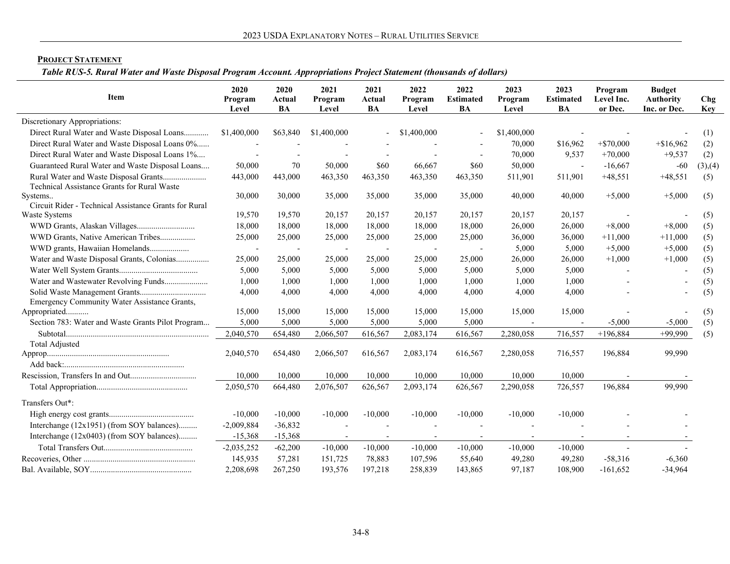**PROJECT STATEMENT**

*Table RUS-5. Rural Water and Waste Disposal Program Account. Appropriations Project Statement (thousands of dollars)*

| Item | 2020 Program Level | 2020 Actual BA | 2021 Program Level | 2021 Actual BA | 2022 Program Level | 2022 Estimated BA | 2023 Program Level | 2023 Estimated BA | Program Level Inc. or Dec. | Budget Authority Inc. or Dec. | Chg Key |
|---|---|---|---|---|---|---|---|---|---|---|---|
| Discretionary Appropriations: | | | | | | | | | | | |
| Direct Rural Water and Waste Disposal Loans | $1,400,000 | $63,840 | $1,400,000 | - | $1,400,000 | - | $1,400,000 | - | - | - | (1) |
| Direct Rural Water and Waste Disposal Loans 0% | - | - | - | - | - | - | 70,000 | $16,962 | +$70,000 | +$16,962 | (2) |
| Direct Rural Water and Waste Disposal Loans 1% | - | - | - | - | - | - | 70,000 | 9,537 | +70,000 | +9,537 | (2) |
| Guaranteed Rural Water and Waste Disposal Loans | 50,000 | 70 | 50,000 | $60 | 66,667 | $60 | 50,000 | - | -16,667 | -60 | (3),(4) |
| Rural Water and Waste Disposal Grants | 443,000 | 443,000 | 463,350 | 463,350 | 463,350 | 463,350 | 511,901 | 511,901 | +48,551 | +48,551 | (5) |
| Technical Assistance Grants for Rural Waste Systems | 30,000 | 30,000 | 35,000 | 35,000 | 35,000 | 35,000 | 40,000 | 40,000 | +5,000 | +5,000 | (5) |
| Circuit Rider - Technical Assistance Grants for Rural Waste Systems | 19,570 | 19,570 | 20,157 | 20,157 | 20,157 | 20,157 | 20,157 | 20,157 | - | - | (5) |
| WWD Grants, Alaskan Villages | 18,000 | 18,000 | 18,000 | 18,000 | 18,000 | 18,000 | 26,000 | 26,000 | +8,000 | +8,000 | (5) |
| WWD Grants, Native American Tribes | 25,000 | 25,000 | 25,000 | 25,000 | 25,000 | 25,000 | 36,000 | 36,000 | +11,000 | +11,000 | (5) |
| WWD grants, Hawaiian Homelands | - | - | - | - | - | - | 5,000 | 5,000 | +5,000 | +5,000 | (5) |
| Water and Waste Disposal Grants, Colonias | 25,000 | 25,000 | 25,000 | 25,000 | 25,000 | 25,000 | 26,000 | 26,000 | +1,000 | +1,000 | (5) |
| Water Well System Grants | 5,000 | 5,000 | 5,000 | 5,000 | 5,000 | 5,000 | 5,000 | 5,000 | - | - | (5) |
| Water and Wastewater Revolving Funds | 1,000 | 1,000 | 1,000 | 1,000 | 1,000 | 1,000 | 1,000 | 1,000 | - | - | (5) |
| Solid Waste Management Grants | 4,000 | 4,000 | 4,000 | 4,000 | 4,000 | 4,000 | 4,000 | 4,000 | - | - | (5) |
| Emergency Community Water Assistance Grants, Appropriated | 15,000 | 15,000 | 15,000 | 15,000 | 15,000 | 15,000 | 15,000 | 15,000 | - | - | (5) |
| Section 783: Water and Waste Grants Pilot Program | 5,000 | 5,000 | 5,000 | 5,000 | 5,000 | 5,000 | - | - | -5,000 | -5,000 | (5) |
| Subtotal | 2,040,570 | 654,480 | 2,066,507 | 616,567 | 2,083,174 | 616,567 | 2,280,058 | 716,557 | +196,884 | +99,990 | (5) |
| Total Adjusted Approp | 2,040,570 | 654,480 | 2,066,507 | 616,567 | 2,083,174 | 616,567 | 2,280,058 | 716,557 | 196,884 | 99,990 | |
| Add back: | | | | | | | | | | | |
| Rescission, Transfers In and Out | 10,000 | 10,000 | 10,000 | 10,000 | 10,000 | 10,000 | 10,000 | 10,000 | - | - | |
| Total Appropriation | 2,050,570 | 664,480 | 2,076,507 | 626,567 | 2,093,174 | 626,567 | 2,290,058 | 726,557 | 196,884 | 99,990 | |
| Transfers Out*: | | | | | | | | | | | |
| High energy cost grants | -10,000 | -10,000 | -10,000 | -10,000 | -10,000 | -10,000 | -10,000 | -10,000 | - | - | |
| Interchange (12x1951) (from SOY balances) | -2,009,884 | -36,832 | - | - | - | - | - | - | - | - | |
| Interchange (12x0403) (from SOY balances) | -15,368 | -15,368 | - | - | - | - | - | - | - | - | |
| Total Transfers Out | -2,035,252 | -62,200 | -10,000 | -10,000 | -10,000 | -10,000 | -10,000 | -10,000 | - | - | |
| Recoveries, Other | 145,935 | 57,281 | 151,725 | 78,883 | 107,596 | 55,640 | 49,280 | 49,280 | -58,316 | -6,360 | |
| Bal. Available, SOY | 2,208,698 | 267,250 | 193,576 | 197,218 | 258,839 | 143,865 | 97,187 | 108,900 | -161,652 | -34,964 | |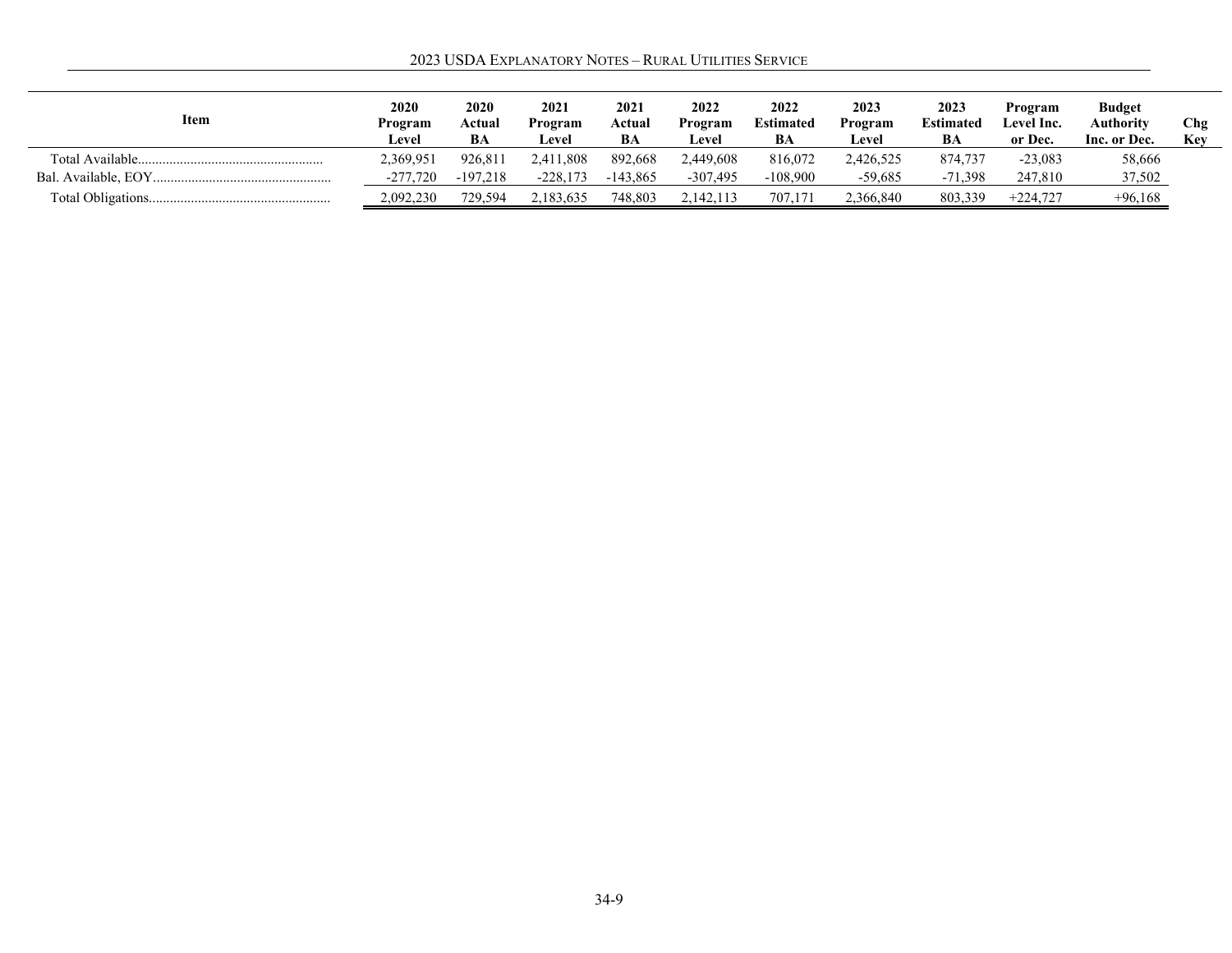| Item | 2020 Program Level | 2020 Actual BA | 2021 Program Level | 2021 Actual BA | 2022 Program Level | 2022 Estimated BA | 2023 Program Level | 2023 Estimated BA | Program Level Inc. or Dec. | Budget Authority Inc. or Dec. | Chg Key |
|---|---|---|---|---|---|---|---|---|---|---|---|
| Total Available | 2,369,951 | 926,811 | 2,411,808 | 892,668 | 2,449,608 | 816,072 | 2,426,525 | 874,737 | -23,083 | 58,666 | |
| Bal. Available, EOY | -277,720 | -197,218 | -228,173 | -143,865 | -307,495 | -108,900 | -59,685 | -71,398 | 247,810 | 37,502 | |
| Total Obligations | 2,092,230 | 729,594 | 2,183,635 | 748,803 | 2,142,113 | 707,171 | 2,366,840 | 803,339 | +224,727 | +96,168 | |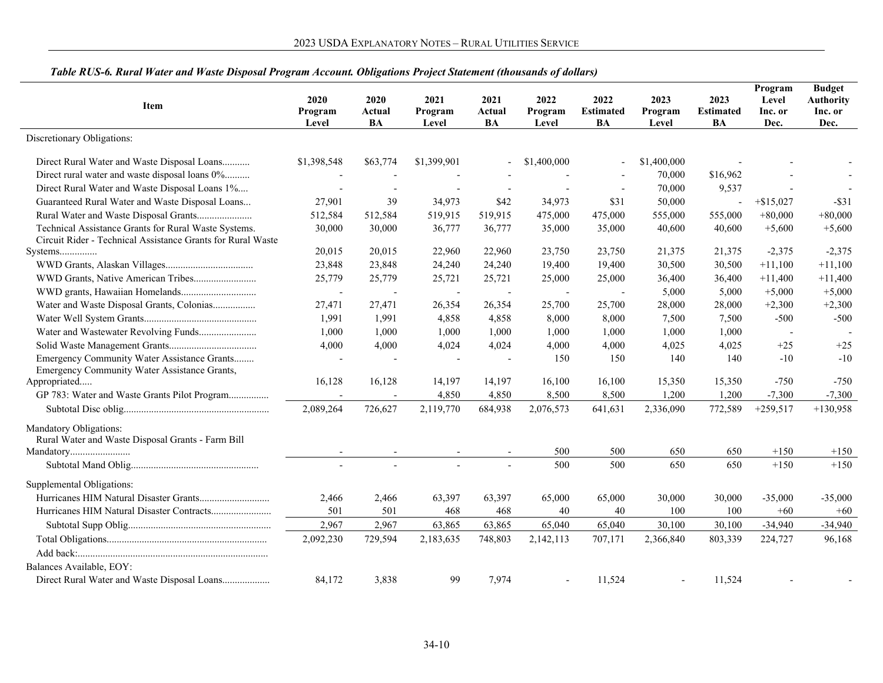*Table RUS-6. Rural Water and Waste Disposal Program Account. Obligations Project Statement (thousands of dollars)*

| Item | 2020 Program Level | 2020 Actual BA | 2021 Program Level | 2021 Actual BA | 2022 Program Level | 2022 Estimated BA | 2023 Program Level | 2023 Estimated BA | Program Level Inc. or Dec. | Budget Authority Inc. or Dec. |
|---|---|---|---|---|---|---|---|---|---|---|
| Discretionary Obligations: | | | | | | | | | | |
| Direct Rural Water and Waste Disposal Loans........... | $1,398,548 | $63,774 | $1,399,901 | - | $1,400,000 | - | $1,400,000 | - | - | - |
| Direct rural water and waste disposal loans 0%.......... | - | - | - | - | - | - | 70,000 | $16,962 | - | - |
| Direct Rural Water and Waste Disposal Loans 1%.... | - | - | - | - | - | - | 70,000 | 9,537 | - | - |
| Guaranteed Rural Water and Waste Disposal Loans... | 27,901 | 39 | 34,973 | $42 | 34,973 | $31 | 50,000 | - | +$15,027 | -$31 |
| Rural Water and Waste Disposal Grants...................... | 512,584 | 512,584 | 519,915 | 519,915 | 475,000 | 475,000 | 555,000 | 555,000 | +80,000 | +80,000 |
| Technical Assistance Grants for Rural Waste Systems. | 30,000 | 30,000 | 36,777 | 36,777 | 35,000 | 35,000 | 40,600 | 40,600 | +5,600 | +5,600 |
| Circuit Rider - Technical Assistance Grants for Rural Waste Systems............... | 20,015 | 20,015 | 22,960 | 22,960 | 23,750 | 23,750 | 21,375 | 21,375 | -2,375 | -2,375 |
| WWD Grants, Alaskan Villages................................... | 23,848 | 23,848 | 24,240 | 24,240 | 19,400 | 19,400 | 30,500 | 30,500 | +11,100 | +11,100 |
| WWD Grants, Native American Tribes......................... | 25,779 | 25,779 | 25,721 | 25,721 | 25,000 | 25,000 | 36,400 | 36,400 | +11,400 | +11,400 |
| WWD grants, Hawaiian Homelands.............................. | - | - | - | - | - | - | 5,000 | 5,000 | +5,000 | +5,000 |
| Water and Waste Disposal Grants, Colonias................. | 27,471 | 27,471 | 26,354 | 26,354 | 25,700 | 25,700 | 28,000 | 28,000 | +2,300 | +2,300 |
| Water Well System Grants............................................ | 1,991 | 1,991 | 4,858 | 4,858 | 8,000 | 8,000 | 7,500 | 7,500 | -500 | -500 |
| Water and Wastewater Revolving Funds....................... | 1,000 | 1,000 | 1,000 | 1,000 | 1,000 | 1,000 | 1,000 | 1,000 | - | - |
| Solid Waste Management Grants................................... | 4,000 | 4,000 | 4,024 | 4,024 | 4,000 | 4,000 | 4,025 | 4,025 | +25 | +25 |
| Emergency Community Water Assistance Grants........ | - | - | - | - | 150 | 150 | 140 | 140 | -10 | -10 |
| Emergency Community Water Assistance Grants, Appropriated..... | 16,128 | 16,128 | 14,197 | 14,197 | 16,100 | 16,100 | 15,350 | 15,350 | -750 | -750 |
| GP 783: Water and Waste Grants Pilot Program................ | - | - | 4,850 | 4,850 | 8,500 | 8,500 | 1,200 | 1,200 | -7,300 | -7,300 |
| Subtotal Disc oblig.......................................................... | 2,089,264 | 726,627 | 2,119,770 | 684,938 | 2,076,573 | 641,631 | 2,336,090 | 772,589 | +259,517 | +130,958 |
| Mandatory Obligations: | | | | | | | | | | |
| Rural Water and Waste Disposal Grants - Farm Bill Mandatory........................ | - | - | - | - | 500 | 500 | 650 | 650 | +150 | +150 |
| Subtotal Mand Oblig................................................... | - | - | - | - | 500 | 500 | 650 | 650 | +150 | +150 |
| Supplemental Obligations: | | | | | | | | | | |
| Hurricanes HIM Natural Disaster Grants............................ | 2,466 | 2,466 | 63,397 | 63,397 | 65,000 | 65,000 | 30,000 | 30,000 | -35,000 | -35,000 |
| Hurricanes HIM Natural Disaster Contracts........................ | 501 | 501 | 468 | 468 | 40 | 40 | 100 | 100 | +60 | +60 |
| Subtotal Supp Oblig......................................................... | 2,967 | 2,967 | 63,865 | 63,865 | 65,040 | 65,040 | 30,100 | 30,100 | -34,940 | -34,940 |
| Total Obligations................................................................ | 2,092,230 | 729,594 | 2,183,635 | 748,803 | 2,142,113 | 707,171 | 2,366,840 | 803,339 | 224,727 | 96,168 |
| Add back:........................................................................... | | | | | | | | | | |
| Balances Available, EOY: | | | | | | | | | | |
| Direct Rural Water and Waste Disposal Loans................... | 84,172 | 3,838 | 99 | 7,974 | - | 11,524 | - | 11,524 | - | - |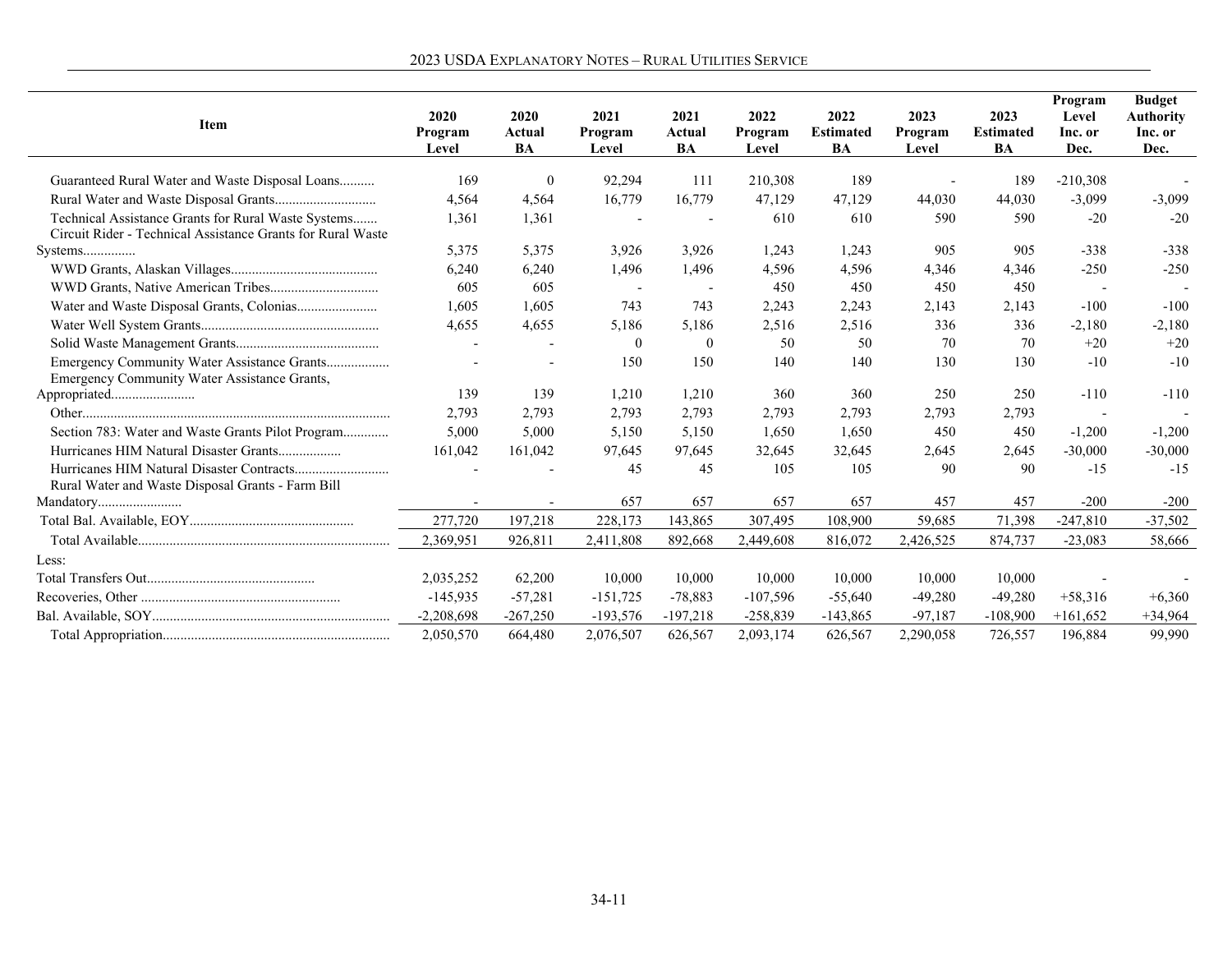| Item | 2020 Program Level | 2020 Actual BA | 2021 Program Level | 2021 Actual BA | 2022 Program Level | 2022 Estimated BA | 2023 Program Level | 2023 Estimated BA | Program Level Inc. or Dec. | Budget Authority Inc. or Dec. |
|---|---|---|---|---|---|---|---|---|---|---|
| Guaranteed Rural Water and Waste Disposal Loans.......... | 169 | 0 | 92,294 | 111 | 210,308 | 189 | - | 189 | -210,308 | - |
| Rural Water and Waste Disposal Grants............................ | 4,564 | 4,564 | 16,779 | 16,779 | 47,129 | 47,129 | 44,030 | 44,030 | -3,099 | -3,099 |
| Technical Assistance Grants for Rural Waste Systems....... | 1,361 | 1,361 | - | - | 610 | 610 | 590 | 590 | -20 | -20 |
| Circuit Rider - Technical Assistance Grants for Rural Waste Systems............... | 5,375 | 5,375 | 3,926 | 3,926 | 1,243 | 1,243 | 905 | 905 | -338 | -338 |
| WWD Grants, Alaskan Villages.......................................... | 6,240 | 6,240 | 1,496 | 1,496 | 4,596 | 4,596 | 4,346 | 4,346 | -250 | -250 |
| WWD Grants, Native American Tribes.............................. | 605 | 605 | - | - | 450 | 450 | 450 | 450 | - | - |
| Water and Waste Disposal Grants, Colonias....................... | 1,605 | 1,605 | 743 | 743 | 2,243 | 2,243 | 2,143 | 2,143 | -100 | -100 |
| Water Well System Grants.................................................. | 4,655 | 4,655 | 5,186 | 5,186 | 2,516 | 2,516 | 336 | 336 | -2,180 | -2,180 |
| Solid Waste Management Grants......................................... | - | - | 0 | 0 | 50 | 50 | 70 | 70 | +20 | +20 |
| Emergency Community Water Assistance Grants.................. | - | - | 150 | 150 | 140 | 140 | 130 | 130 | -10 | -10 |
| Emergency Community Water Assistance Grants, Appropriated........................ | 139 | 139 | 1,210 | 1,210 | 360 | 360 | 250 | 250 | -110 | -110 |
| Other....................................................................................... | 2,793 | 2,793 | 2,793 | 2,793 | 2,793 | 2,793 | 2,793 | 2,793 | - | - |
| Section 783: Water and Waste Grants Pilot Program............ | 5,000 | 5,000 | 5,150 | 5,150 | 1,650 | 1,650 | 450 | 450 | -1,200 | -1,200 |
| Hurricanes HIM Natural Disaster Grants.................. | 161,042 | 161,042 | 97,645 | 97,645 | 32,645 | 32,645 | 2,645 | 2,645 | -30,000 | -30,000 |
| Hurricanes HIM Natural Disaster Contracts........................... | - | - | 45 | 45 | 105 | 105 | 90 | 90 | -15 | -15 |
| Rural Water and Waste Disposal Grants - Farm Bill Mandatory........................ | - | - | 657 | 657 | 657 | 657 | 457 | 457 | -200 | -200 |
| Total Bal. Available, EOY............................................... | 277,720 | 197,218 | 228,173 | 143,865 | 307,495 | 108,900 | 59,685 | 71,398 | -247,810 | -37,502 |
| Total Available........................................................................ | 2,369,951 | 926,811 | 2,411,808 | 892,668 | 2,449,608 | 816,072 | 2,426,525 | 874,737 | -23,083 | 58,666 |
| Less: | | | | | | | | | | |
| Total Transfers Out................................................ | 2,035,252 | 62,200 | 10,000 | 10,000 | 10,000 | 10,000 | 10,000 | 10,000 | - | - |
| Recoveries, Other ......................................................... | -145,935 | -57,281 | -151,725 | -78,883 | -107,596 | -55,640 | -49,280 | -49,280 | +58,316 | +6,360 |
| Bal. Available, SOY.................................................................... | -2,208,698 | -267,250 | -193,576 | -197,218 | -258,839 | -143,865 | -97,187 | -108,900 | +161,652 | +34,964 |
| Total Appropriation................................................................. | 2,050,570 | 664,480 | 2,076,507 | 626,567 | 2,093,174 | 626,567 | 2,290,058 | 726,557 | 196,884 | 99,990 |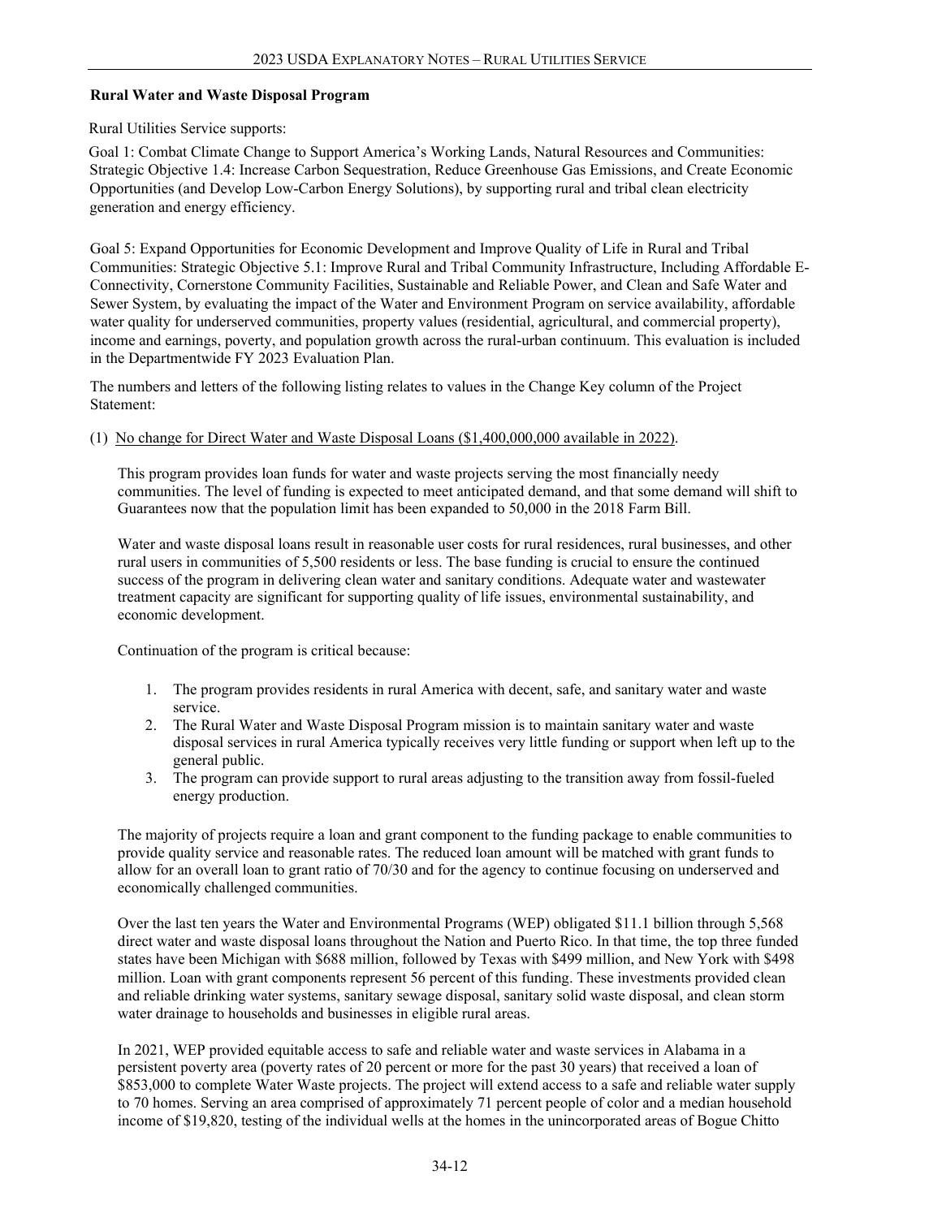**Rural Water and Waste Disposal Program**

Rural Utilities Service supports:

Goal 1: Combat Climate Change to Support America's Working Lands, Natural Resources and Communities: Strategic Objective 1.4: Increase Carbon Sequestration, Reduce Greenhouse Gas Emissions, and Create Economic Opportunities (and Develop Low-Carbon Energy Solutions), by supporting rural and tribal clean electricity generation and energy efficiency.

Goal 5: Expand Opportunities for Economic Development and Improve Quality of Life in Rural and Tribal Communities: Strategic Objective 5.1: Improve Rural and Tribal Community Infrastructure, Including Affordable E-Connectivity, Cornerstone Community Facilities, Sustainable and Reliable Power, and Clean and Safe Water and Sewer System, by evaluating the impact of the Water and Environment Program on service availability, affordable water quality for underserved communities, property values (residential, agricultural, and commercial property), income and earnings, poverty, and population growth across the rural-urban continuum. This evaluation is included in the Departmentwide FY 2023 Evaluation Plan.

The numbers and letters of the following listing relates to values in the Change Key column of the Project Statement:

(1) No change for Direct Water and Waste Disposal Loans ($1,400,000,000 available in 2022).

This program provides loan funds for water and waste projects serving the most financially needy communities. The level of funding is expected to meet anticipated demand, and that some demand will shift to Guarantees now that the population limit has been expanded to 50,000 in the 2018 Farm Bill.

Water and waste disposal loans result in reasonable user costs for rural residences, rural businesses, and other rural users in communities of 5,500 residents or less. The base funding is crucial to ensure the continued success of the program in delivering clean water and sanitary conditions. Adequate water and wastewater treatment capacity are significant for supporting quality of life issues, environmental sustainability, and economic development.

Continuation of the program is critical because:

1. The program provides residents in rural America with decent, safe, and sanitary water and waste service.
2. The Rural Water and Waste Disposal Program mission is to maintain sanitary water and waste disposal services in rural America typically receives very little funding or support when left up to the general public.
3. The program can provide support to rural areas adjusting to the transition away from fossil-fueled energy production.

The majority of projects require a loan and grant component to the funding package to enable communities to provide quality service and reasonable rates. The reduced loan amount will be matched with grant funds to allow for an overall loan to grant ratio of 70/30 and for the agency to continue focusing on underserved and economically challenged communities.

Over the last ten years the Water and Environmental Programs (WEP) obligated $11.1 billion through 5,568 direct water and waste disposal loans throughout the Nation and Puerto Rico. In that time, the top three funded states have been Michigan with $688 million, followed by Texas with $499 million, and New York with $498 million. Loan with grant components represent 56 percent of this funding. These investments provided clean and reliable drinking water systems, sanitary sewage disposal, sanitary solid waste disposal, and clean storm water drainage to households and businesses in eligible rural areas.

In 2021, WEP provided equitable access to safe and reliable water and waste services in Alabama in a persistent poverty area (poverty rates of 20 percent or more for the past 30 years) that received a loan of $853,000 to complete Water Waste projects. The project will extend access to a safe and reliable water supply to 70 homes. Serving an area comprised of approximately 71 percent people of color and a median household income of $19,820, testing of the individual wells at the homes in the unincorporated areas of Bogue Chitto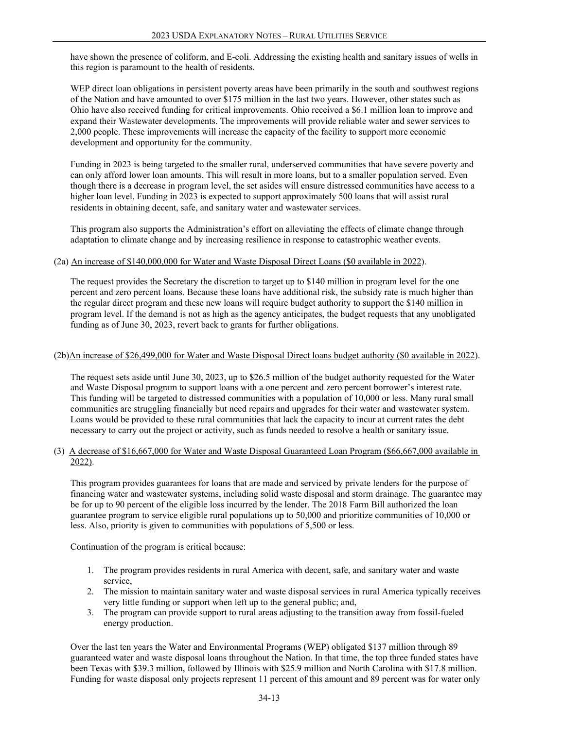have shown the presence of coliform, and E-coli. Addressing the existing health and sanitary issues of wells in this region is paramount to the health of residents.

WEP direct loan obligations in persistent poverty areas have been primarily in the south and southwest regions of the Nation and have amounted to over $175 million in the last two years. However, other states such as Ohio have also received funding for critical improvements. Ohio received a $6.1 million loan to improve and expand their Wastewater developments. The improvements will provide reliable water and sewer services to 2,000 people. These improvements will increase the capacity of the facility to support more economic development and opportunity for the community.

Funding in 2023 is being targeted to the smaller rural, underserved communities that have severe poverty and can only afford lower loan amounts. This will result in more loans, but to a smaller population served. Even though there is a decrease in program level, the set asides will ensure distressed communities have access to a higher loan level. Funding in 2023 is expected to support approximately 500 loans that will assist rural residents in obtaining decent, safe, and sanitary water and wastewater services.

This program also supports the Administration's effort on alleviating the effects of climate change through adaptation to climate change and by increasing resilience in response to catastrophic weather events.

(2a) An increase of $140,000,000 for Water and Waste Disposal Direct Loans ($0 available in 2022).

The request provides the Secretary the discretion to target up to $140 million in program level for the one percent and zero percent loans. Because these loans have additional risk, the subsidy rate is much higher than the regular direct program and these new loans will require budget authority to support the $140 million in program level. If the demand is not as high as the agency anticipates, the budget requests that any unobligated funding as of June 30, 2023, revert back to grants for further obligations.

(2b) An increase of $26,499,000 for Water and Waste Disposal Direct loans budget authority ($0 available in 2022).

The request sets aside until June 30, 2023, up to $26.5 million of the budget authority requested for the Water and Waste Disposal program to support loans with a one percent and zero percent borrower's interest rate. This funding will be targeted to distressed communities with a population of 10,000 or less. Many rural small communities are struggling financially but need repairs and upgrades for their water and wastewater system. Loans would be provided to these rural communities that lack the capacity to incur at current rates the debt necessary to carry out the project or activity, such as funds needed to resolve a health or sanitary issue.

(3) A decrease of $16,667,000 for Water and Waste Disposal Guaranteed Loan Program ($66,667,000 available in 2022).

This program provides guarantees for loans that are made and serviced by private lenders for the purpose of financing water and wastewater systems, including solid waste disposal and storm drainage. The guarantee may be for up to 90 percent of the eligible loss incurred by the lender. The 2018 Farm Bill authorized the loan guarantee program to service eligible rural populations up to 50,000 and prioritize communities of 10,000 or less. Also, priority is given to communities with populations of 5,500 or less.

Continuation of the program is critical because:

1. The program provides residents in rural America with decent, safe, and sanitary water and waste service,
2. The mission to maintain sanitary water and waste disposal services in rural America typically receives very little funding or support when left up to the general public; and,
3. The program can provide support to rural areas adjusting to the transition away from fossil-fueled energy production.

Over the last ten years the Water and Environmental Programs (WEP) obligated $137 million through 89 guaranteed water and waste disposal loans throughout the Nation. In that time, the top three funded states have been Texas with $39.3 million, followed by Illinois with $25.9 million and North Carolina with $17.8 million. Funding for waste disposal only projects represent 11 percent of this amount and 89 percent was for water only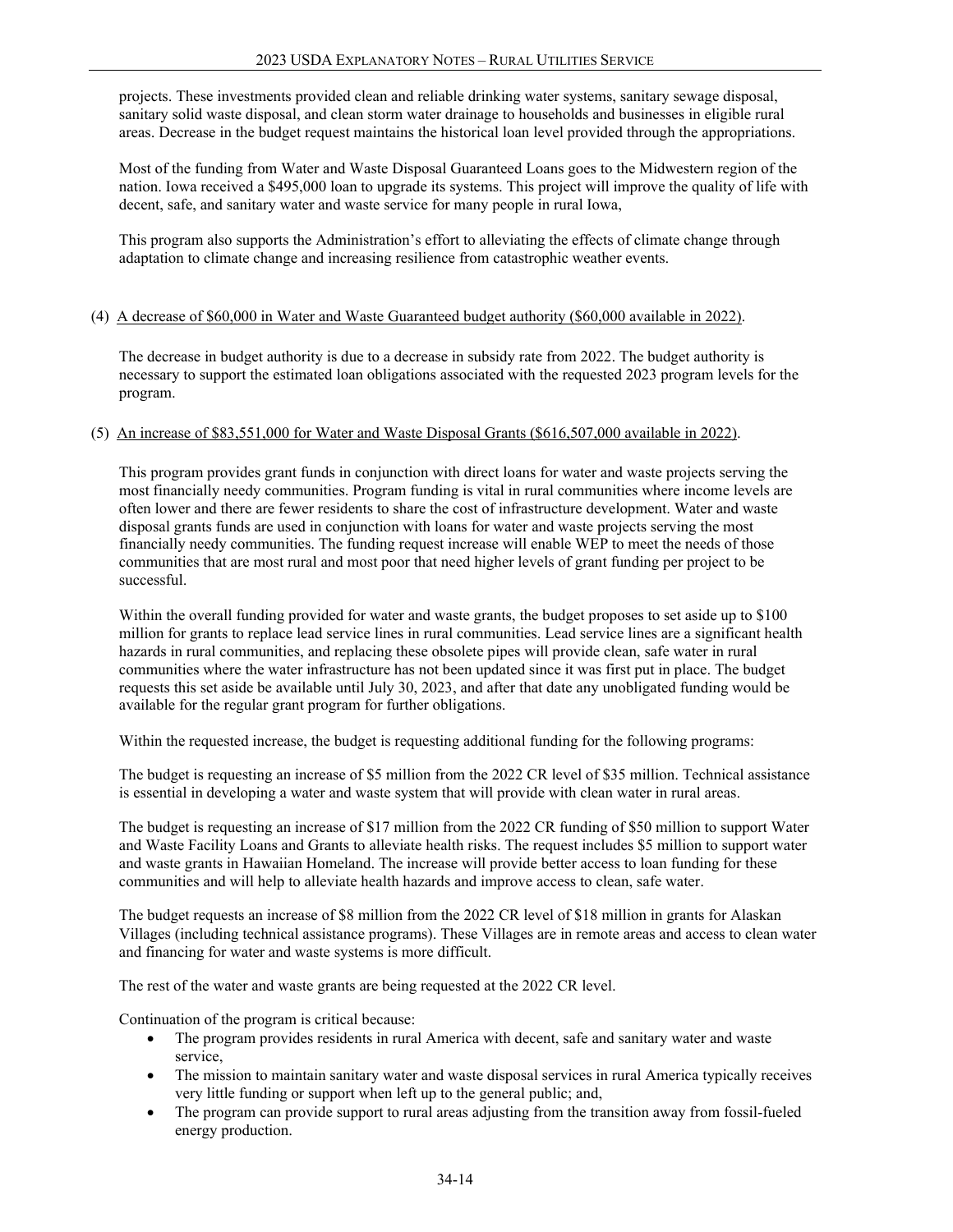projects. These investments provided clean and reliable drinking water systems, sanitary sewage disposal, sanitary solid waste disposal, and clean storm water drainage to households and businesses in eligible rural areas. Decrease in the budget request maintains the historical loan level provided through the appropriations.

Most of the funding from Water and Waste Disposal Guaranteed Loans goes to the Midwestern region of the nation. Iowa received a $495,000 loan to upgrade its systems. This project will improve the quality of life with decent, safe, and sanitary water and waste service for many people in rural Iowa,

This program also supports the Administration's effort to alleviating the effects of climate change through adaptation to climate change and increasing resilience from catastrophic weather events.

(4) A decrease of $60,000 in Water and Waste Guaranteed budget authority ($60,000 available in 2022).

The decrease in budget authority is due to a decrease in subsidy rate from 2022. The budget authority is necessary to support the estimated loan obligations associated with the requested 2023 program levels for the program.

(5) An increase of $83,551,000 for Water and Waste Disposal Grants ($616,507,000 available in 2022).

This program provides grant funds in conjunction with direct loans for water and waste projects serving the most financially needy communities. Program funding is vital in rural communities where income levels are often lower and there are fewer residents to share the cost of infrastructure development. Water and waste disposal grants funds are used in conjunction with loans for water and waste projects serving the most financially needy communities. The funding request increase will enable WEP to meet the needs of those communities that are most rural and most poor that need higher levels of grant funding per project to be successful.

Within the overall funding provided for water and waste grants, the budget proposes to set aside up to $100 million for grants to replace lead service lines in rural communities. Lead service lines are a significant health hazards in rural communities, and replacing these obsolete pipes will provide clean, safe water in rural communities where the water infrastructure has not been updated since it was first put in place. The budget requests this set aside be available until July 30, 2023, and after that date any unobligated funding would be available for the regular grant program for further obligations.

Within the requested increase, the budget is requesting additional funding for the following programs:

The budget is requesting an increase of $5 million from the 2022 CR level of $35 million. Technical assistance is essential in developing a water and waste system that will provide with clean water in rural areas.

The budget is requesting an increase of $17 million from the 2022 CR funding of $50 million to support Water and Waste Facility Loans and Grants to alleviate health risks. The request includes $5 million to support water and waste grants in Hawaiian Homeland. The increase will provide better access to loan funding for these communities and will help to alleviate health hazards and improve access to clean, safe water.

The budget requests an increase of $8 million from the 2022 CR level of $18 million in grants for Alaskan Villages (including technical assistance programs). These Villages are in remote areas and access to clean water and financing for water and waste systems is more difficult.

The rest of the water and waste grants are being requested at the 2022 CR level.

Continuation of the program is critical because:

- The program provides residents in rural America with decent, safe and sanitary water and waste service,
- The mission to maintain sanitary water and waste disposal services in rural America typically receives very little funding or support when left up to the general public; and,
- The program can provide support to rural areas adjusting from the transition away from fossil-fueled energy production.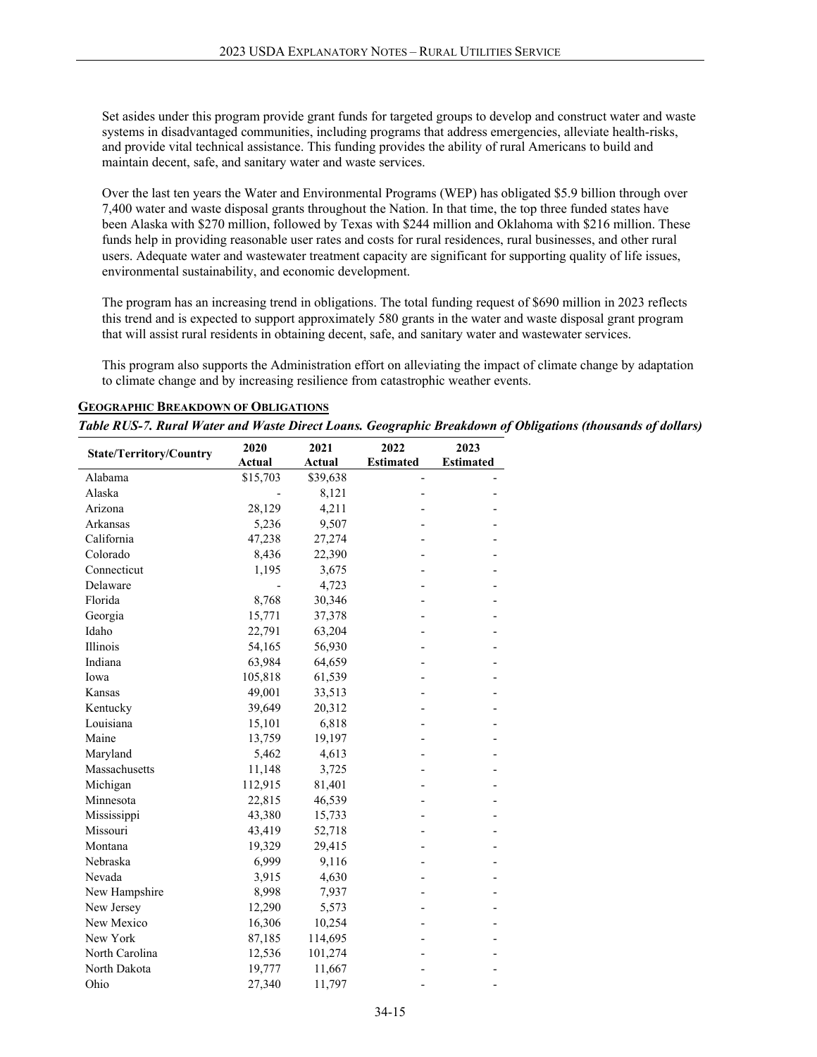Set asides under this program provide grant funds for targeted groups to develop and construct water and waste systems in disadvantaged communities, including programs that address emergencies, alleviate health-risks, and provide vital technical assistance. This funding provides the ability of rural Americans to build and maintain decent, safe, and sanitary water and waste services.

Over the last ten years the Water and Environmental Programs (WEP) has obligated $5.9 billion through over 7,400 water and waste disposal grants throughout the Nation. In that time, the top three funded states have been Alaska with $270 million, followed by Texas with $244 million and Oklahoma with $216 million. These funds help in providing reasonable user rates and costs for rural residences, rural businesses, and other rural users. Adequate water and wastewater treatment capacity are significant for supporting quality of life issues, environmental sustainability, and economic development.

The program has an increasing trend in obligations. The total funding request of $690 million in 2023 reflects this trend and is expected to support approximately 580 grants in the water and waste disposal grant program that will assist rural residents in obtaining decent, safe, and sanitary water and wastewater services.

This program also supports the Administration effort on alleviating the impact of climate change by adaptation to climate change and by increasing resilience from catastrophic weather events.

**GEOGRAPHIC BREAKDOWN OF OBLIGATIONS**

***Table RUS-7. Rural Water and Waste Direct Loans. Geographic Breakdown of Obligations (thousands of dollars)***

| State/Territory/Country | 2020 Actual | 2021 Actual | 2022 Estimated | 2023 Estimated |
|---|---|---|---|---|
| Alabama | $15,703 | $39,638 | - | - |
| Alaska | - | 8,121 | - | - |
| Arizona | 28,129 | 4,211 | - | - |
| Arkansas | 5,236 | 9,507 | - | - |
| California | 47,238 | 27,274 | - | - |
| Colorado | 8,436 | 22,390 | - | - |
| Connecticut | 1,195 | 3,675 | - | - |
| Delaware | - | 4,723 | - | - |
| Florida | 8,768 | 30,346 | - | - |
| Georgia | 15,771 | 37,378 | - | - |
| Idaho | 22,791 | 63,204 | - | - |
| Illinois | 54,165 | 56,930 | - | - |
| Indiana | 63,984 | 64,659 | - | - |
| Iowa | 105,818 | 61,539 | - | - |
| Kansas | 49,001 | 33,513 | - | - |
| Kentucky | 39,649 | 20,312 | - | - |
| Louisiana | 15,101 | 6,818 | - | - |
| Maine | 13,759 | 19,197 | - | - |
| Maryland | 5,462 | 4,613 | - | - |
| Massachusetts | 11,148 | 3,725 | - | - |
| Michigan | 112,915 | 81,401 | - | - |
| Minnesota | 22,815 | 46,539 | - | - |
| Mississippi | 43,380 | 15,733 | - | - |
| Missouri | 43,419 | 52,718 | - | - |
| Montana | 19,329 | 29,415 | - | - |
| Nebraska | 6,999 | 9,116 | - | - |
| Nevada | 3,915 | 4,630 | - | - |
| New Hampshire | 8,998 | 7,937 | - | - |
| New Jersey | 12,290 | 5,573 | - | - |
| New Mexico | 16,306 | 10,254 | - | - |
| New York | 87,185 | 114,695 | - | - |
| North Carolina | 12,536 | 101,274 | - | - |
| North Dakota | 19,777 | 11,667 | - | - |
| Ohio | 27,340 | 11,797 | - | - |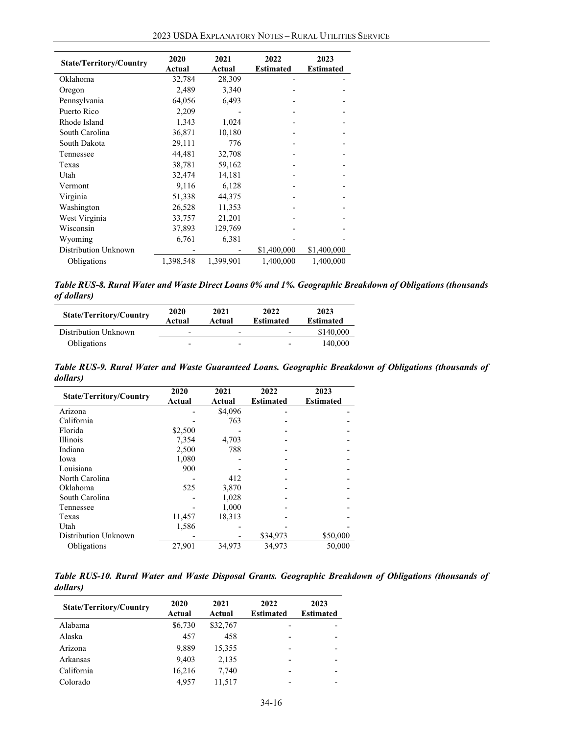| State/Territory/Country | 2020 Actual | 2021 Actual | 2022 Estimated | 2023 Estimated |
|---|---|---|---|---|
| Oklahoma | 32,784 | 28,309 | - | - |
| Oregon | 2,489 | 3,340 | - | - |
| Pennsylvania | 64,056 | 6,493 | - | - |
| Puerto Rico | 2,209 | - | - | - |
| Rhode Island | 1,343 | 1,024 | - | - |
| South Carolina | 36,871 | 10,180 | - | - |
| South Dakota | 29,111 | 776 | - | - |
| Tennessee | 44,481 | 32,708 | - | - |
| Texas | 38,781 | 59,162 | - | - |
| Utah | 32,474 | 14,181 | - | - |
| Vermont | 9,116 | 6,128 | - | - |
| Virginia | 51,338 | 44,375 | - | - |
| Washington | 26,528 | 11,353 | - | - |
| West Virginia | 33,757 | 21,201 | - | - |
| Wisconsin | 37,893 | 129,769 | - | - |
| Wyoming | 6,761 | 6,381 | - | - |
| Distribution Unknown | - | - | $1,400,000 | $1,400,000 |
| Obligations | 1,398,548 | 1,399,901 | 1,400,000 | 1,400,000 |

***Table RUS-8. Rural Water and Waste Direct Loans 0% and 1%. Geographic Breakdown of Obligations (thousands of dollars)***

| State/Territory/Country | 2020 Actual | 2021 Actual | 2022 Estimated | 2023 Estimated |
|---|---|---|---|---|
| Distribution Unknown | - | - | - | $140,000 |
| Obligations | - | - | - | 140,000 |

***Table RUS-9. Rural Water and Waste Guaranteed Loans. Geographic Breakdown of Obligations (thousands of dollars)***

| State/Territory/Country | 2020 Actual | 2021 Actual | 2022 Estimated | 2023 Estimated |
|---|---|---|---|---|
| Arizona | - | $4,096 | - | - |
| California | - | 763 | - | - |
| Florida | $2,500 | - | - | - |
| Illinois | 7,354 | 4,703 | - | - |
| Indiana | 2,500 | 788 | - | - |
| Iowa | 1,080 | - | - | - |
| Louisiana | 900 | - | - | - |
| North Carolina | - | 412 | - | - |
| Oklahoma | 525 | 3,870 | - | - |
| South Carolina | - | 1,028 | - | - |
| Tennessee | - | 1,000 | - | - |
| Texas | 11,457 | 18,313 | - | - |
| Utah | 1,586 | - | - | - |
| Distribution Unknown | - | - | $34,973 | $50,000 |
| Obligations | 27,901 | 34,973 | 34,973 | 50,000 |

***Table RUS-10. Rural Water and Waste Disposal Grants. Geographic Breakdown of Obligations (thousands of dollars)***

| State/Territory/Country | 2020 Actual | 2021 Actual | 2022 Estimated | 2023 Estimated |
|---|---|---|---|---|
| Alabama | $6,730 | $32,767 | - | - |
| Alaska | 457 | 458 | - | - |
| Arizona | 9,889 | 15,355 | - | - |
| Arkansas | 9,403 | 2,135 | - | - |
| California | 16,216 | 7,740 | - | - |
| Colorado | 4,957 | 11,517 | - | - |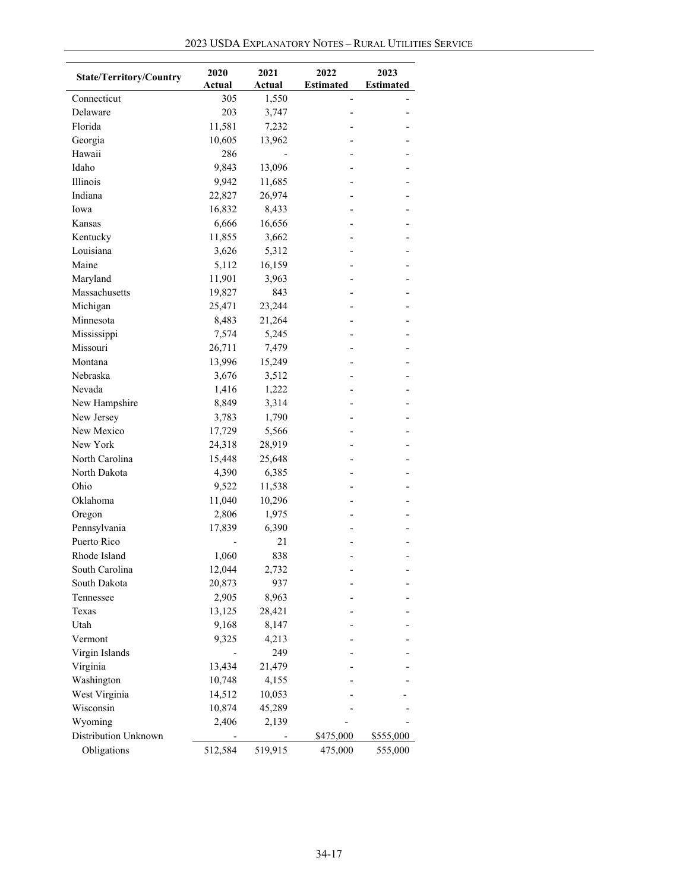| State/Territory/Country | 2020 Actual | 2021 Actual | 2022 Estimated | 2023 Estimated |
|---|---|---|---|---|
| Connecticut | 305 | 1,550 | - | - |
| Delaware | 203 | 3,747 | - | - |
| Florida | 11,581 | 7,232 | - | - |
| Georgia | 10,605 | 13,962 | - | - |
| Hawaii | 286 | - | - | - |
| Idaho | 9,843 | 13,096 | - | - |
| Illinois | 9,942 | 11,685 | - | - |
| Indiana | 22,827 | 26,974 | - | - |
| Iowa | 16,832 | 8,433 | - | - |
| Kansas | 6,666 | 16,656 | - | - |
| Kentucky | 11,855 | 3,662 | - | - |
| Louisiana | 3,626 | 5,312 | - | - |
| Maine | 5,112 | 16,159 | - | - |
| Maryland | 11,901 | 3,963 | - | - |
| Massachusetts | 19,827 | 843 | - | - |
| Michigan | 25,471 | 23,244 | - | - |
| Minnesota | 8,483 | 21,264 | - | - |
| Mississippi | 7,574 | 5,245 | - | - |
| Missouri | 26,711 | 7,479 | - | - |
| Montana | 13,996 | 15,249 | - | - |
| Nebraska | 3,676 | 3,512 | - | - |
| Nevada | 1,416 | 1,222 | - | - |
| New Hampshire | 8,849 | 3,314 | - | - |
| New Jersey | 3,783 | 1,790 | - | - |
| New Mexico | 17,729 | 5,566 | - | - |
| New York | 24,318 | 28,919 | - | - |
| North Carolina | 15,448 | 25,648 | - | - |
| North Dakota | 4,390 | 6,385 | - | - |
| Ohio | 9,522 | 11,538 | - | - |
| Oklahoma | 11,040 | 10,296 | - | - |
| Oregon | 2,806 | 1,975 | - | - |
| Pennsylvania | 17,839 | 6,390 | - | - |
| Puerto Rico | - | 21 | - | - |
| Rhode Island | 1,060 | 838 | - | - |
| South Carolina | 12,044 | 2,732 | - | - |
| South Dakota | 20,873 | 937 | - | - |
| Tennessee | 2,905 | 8,963 | - | - |
| Texas | 13,125 | 28,421 | - | - |
| Utah | 9,168 | 8,147 | - | - |
| Vermont | 9,325 | 4,213 | - | - |
| Virgin Islands | - | 249 | - | - |
| Virginia | 13,434 | 21,479 | - | - |
| Washington | 10,748 | 4,155 | - | - |
| West Virginia | 14,512 | 10,053 | - | - |
| Wisconsin | 10,874 | 45,289 | - | - |
| Wyoming | 2,406 | 2,139 | - | - |
| Distribution Unknown | - | - | $475,000 | $555,000 |
| Obligations | 512,584 | 519,915 | 475,000 | 555,000 |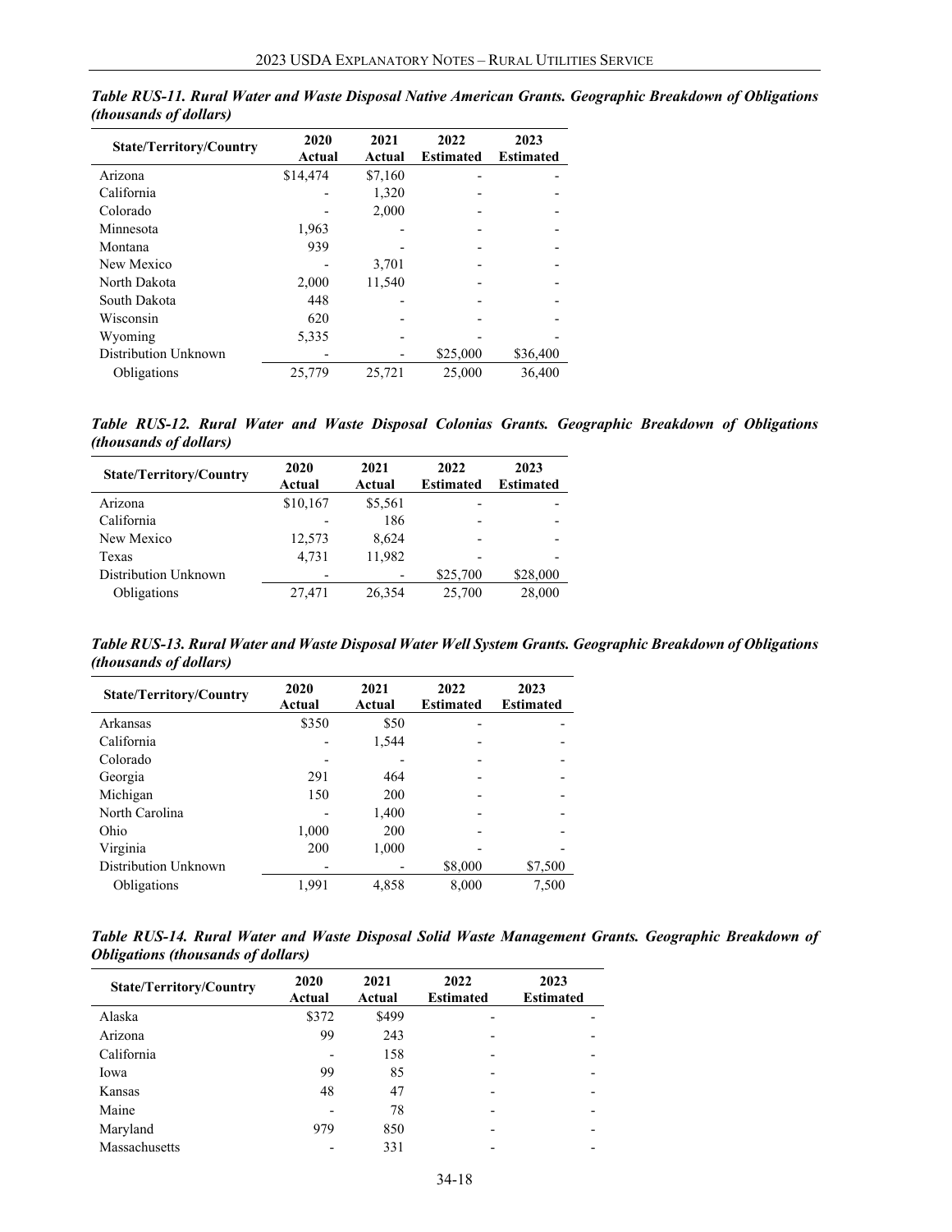***Table RUS-11. Rural Water and Waste Disposal Native American Grants. Geographic Breakdown of Obligations (thousands of dollars)***

| State/Territory/Country | 2020 Actual | 2021 Actual | 2022 Estimated | 2023 Estimated |
|---|---|---|---|---|
| Arizona | $14,474 | $7,160 | - | - |
| California | - | 1,320 | - | - |
| Colorado | - | 2,000 | - | - |
| Minnesota | 1,963 | - | - | - |
| Montana | 939 | - | - | - |
| New Mexico | - | 3,701 | - | - |
| North Dakota | 2,000 | 11,540 | - | - |
| South Dakota | 448 | - | - | - |
| Wisconsin | 620 | - | - | - |
| Wyoming | 5,335 | - | - | - |
| Distribution Unknown | - | - | $25,000 | $36,400 |
| Obligations | 25,779 | 25,721 | 25,000 | 36,400 |

***Table RUS-12. Rural Water and Waste Disposal Colonias Grants. Geographic Breakdown of Obligations (thousands of dollars)***

| State/Territory/Country | 2020 Actual | 2021 Actual | 2022 Estimated | 2023 Estimated |
|---|---|---|---|---|
| Arizona | $10,167 | $5,561 | - | - |
| California | - | 186 | - | - |
| New Mexico | 12,573 | 8,624 | - | - |
| Texas | 4,731 | 11,982 | - | - |
| Distribution Unknown | - | - | $25,700 | $28,000 |
| Obligations | 27,471 | 26,354 | 25,700 | 28,000 |

***Table RUS-13. Rural Water and Waste Disposal Water Well System Grants. Geographic Breakdown of Obligations (thousands of dollars)***

| State/Territory/Country | 2020 Actual | 2021 Actual | 2022 Estimated | 2023 Estimated |
|---|---|---|---|---|
| Arkansas | $350 | $50 | - | - |
| California | - | 1,544 | - | - |
| Colorado | - | - | - | - |
| Georgia | 291 | 464 | - | - |
| Michigan | 150 | 200 | - | - |
| North Carolina | - | 1,400 | - | - |
| Ohio | 1,000 | 200 | - | - |
| Virginia | 200 | 1,000 | - | - |
| Distribution Unknown | - | - | $8,000 | $7,500 |
| Obligations | 1,991 | 4,858 | 8,000 | 7,500 |

***Table RUS-14. Rural Water and Waste Disposal Solid Waste Management Grants. Geographic Breakdown of Obligations (thousands of dollars)***

| State/Territory/Country | 2020 Actual | 2021 Actual | 2022 Estimated | 2023 Estimated |
|---|---|---|---|---|
| Alaska | $372 | $499 | - | - |
| Arizona | 99 | 243 | - | - |
| California | - | 158 | - | - |
| Iowa | 99 | 85 | - | - |
| Kansas | 48 | 47 | - | - |
| Maine | - | 78 | - | - |
| Maryland | 979 | 850 | - | - |
| Massachusetts | - | 331 | - | - |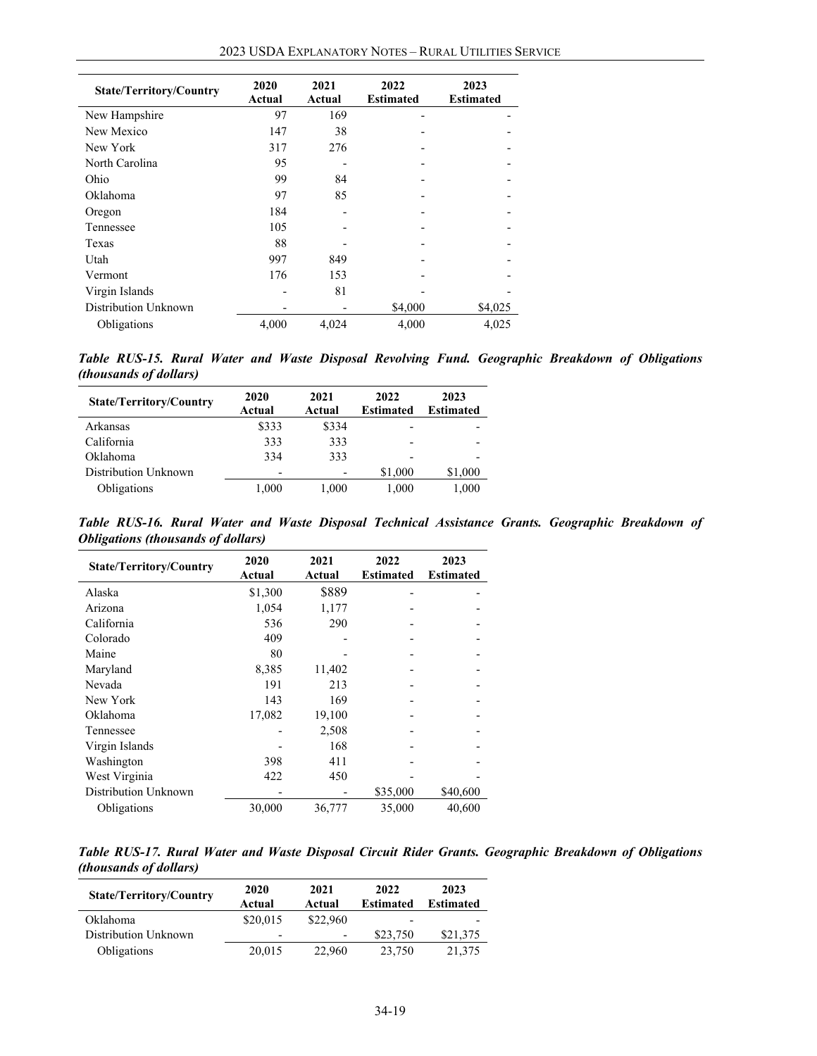| State/Territory/Country | 2020 Actual | 2021 Actual | 2022 Estimated | 2023 Estimated |
| --- | --- | --- | --- | --- |
| New Hampshire | 97 | 169 | - | - |
| New Mexico | 147 | 38 | - | - |
| New York | 317 | 276 | - | - |
| North Carolina | 95 | - | - | - |
| Ohio | 99 | 84 | - | - |
| Oklahoma | 97 | 85 | - | - |
| Oregon | 184 | - | - | - |
| Tennessee | 105 | - | - | - |
| Texas | 88 | - | - | - |
| Utah | 997 | 849 | - | - |
| Vermont | 176 | 153 | - | - |
| Virgin Islands | - | 81 | - | - |
| Distribution Unknown | - | - | $4,000 | $4,025 |
| Obligations | 4,000 | 4,024 | 4,000 | 4,025 |

***Table RUS-15. Rural Water and Waste Disposal Revolving Fund. Geographic Breakdown of Obligations (thousands of dollars)***

| State/Territory/Country | 2020 Actual | 2021 Actual | 2022 Estimated | 2023 Estimated |
| --- | --- | --- | --- | --- |
| Arkansas | $333 | $334 | - | - |
| California | 333 | 333 | - | - |
| Oklahoma | 334 | 333 | - | - |
| Distribution Unknown | - | - | $1,000 | $1,000 |
| Obligations | 1,000 | 1,000 | 1,000 | 1,000 |

***Table RUS-16. Rural Water and Waste Disposal Technical Assistance Grants. Geographic Breakdown of Obligations (thousands of dollars)***

| State/Territory/Country | 2020 Actual | 2021 Actual | 2022 Estimated | 2023 Estimated |
| --- | --- | --- | --- | --- |
| Alaska | $1,300 | $889 | - | - |
| Arizona | 1,054 | 1,177 | - | - |
| California | 536 | 290 | - | - |
| Colorado | 409 | - | - | - |
| Maine | 80 | - | - | - |
| Maryland | 8,385 | 11,402 | - | - |
| Nevada | 191 | 213 | - | - |
| New York | 143 | 169 | - | - |
| Oklahoma | 17,082 | 19,100 | - | - |
| Tennessee | - | 2,508 | - | - |
| Virgin Islands | - | 168 | - | - |
| Washington | 398 | 411 | - | - |
| West Virginia | 422 | 450 | - | - |
| Distribution Unknown | - | - | $35,000 | $40,600 |
| Obligations | 30,000 | 36,777 | 35,000 | 40,600 |

***Table RUS-17. Rural Water and Waste Disposal Circuit Rider Grants. Geographic Breakdown of Obligations (thousands of dollars)***

| State/Territory/Country | 2020 Actual | 2021 Actual | 2022 Estimated | 2023 Estimated |
| --- | --- | --- | --- | --- |
| Oklahoma | $20,015 | $22,960 | - | - |
| Distribution Unknown | - | - | $23,750 | $21,375 |
| Obligations | 20,015 | 22,960 | 23,750 | 21,375 |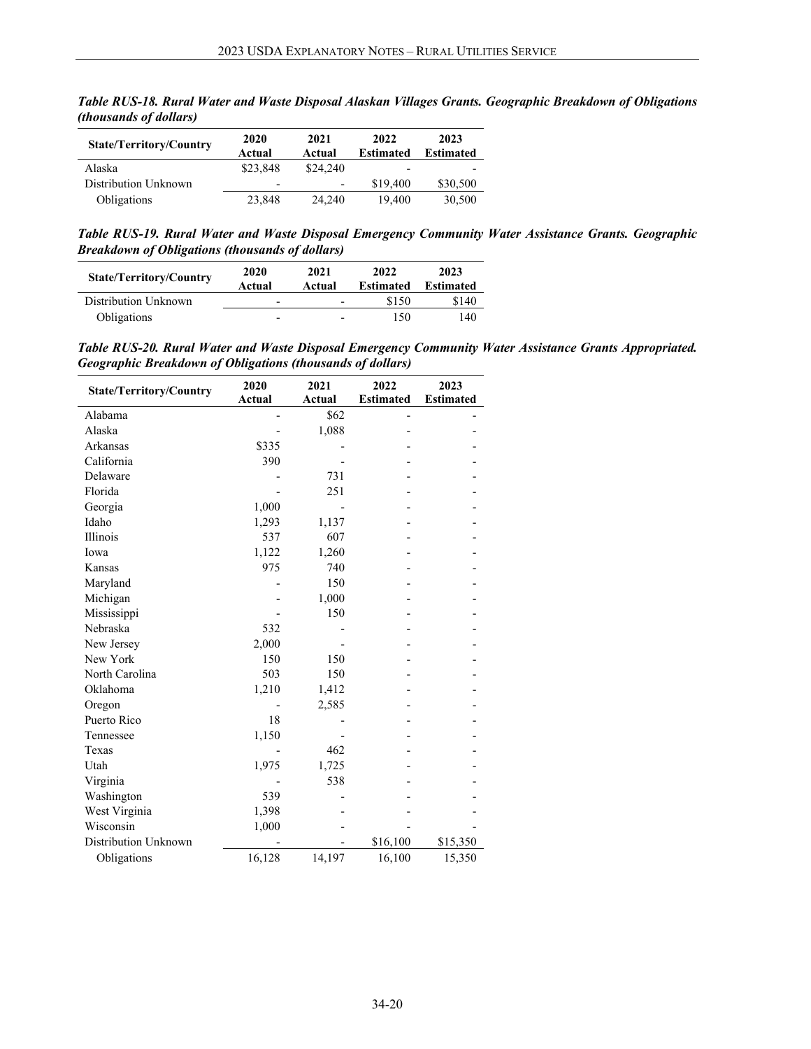***Table RUS-18. Rural Water and Waste Disposal Alaskan Villages Grants. Geographic Breakdown of Obligations (thousands of dollars)***

| State/Territory/Country | 2020 Actual | 2021 Actual | 2022 Estimated | 2023 Estimated |
|---|---|---|---|---|
| Alaska | $23,848 | $24,240 | - | - |
| Distribution Unknown | - | - | $19,400 | $30,500 |
| Obligations | 23,848 | 24,240 | 19,400 | 30,500 |

***Table RUS-19. Rural Water and Waste Disposal Emergency Community Water Assistance Grants. Geographic Breakdown of Obligations (thousands of dollars)***

| State/Territory/Country | 2020 Actual | 2021 Actual | 2022 Estimated | 2023 Estimated |
|---|---|---|---|---|
| Distribution Unknown | - | - | $150 | $140 |
| Obligations | - | - | 150 | 140 |

***Table RUS-20. Rural Water and Waste Disposal Emergency Community Water Assistance Grants Appropriated. Geographic Breakdown of Obligations (thousands of dollars)***

| State/Territory/Country | 2020 Actual | 2021 Actual | 2022 Estimated | 2023 Estimated |
|---|---|---|---|---|
| Alabama | - | $62 | - | - |
| Alaska | - | 1,088 | - | - |
| Arkansas | $335 | - | - | - |
| California | 390 | - | - | - |
| Delaware | - | 731 | - | - |
| Florida | - | 251 | - | - |
| Georgia | 1,000 | - | - | - |
| Idaho | 1,293 | 1,137 | - | - |
| Illinois | 537 | 607 | - | - |
| Iowa | 1,122 | 1,260 | - | - |
| Kansas | 975 | 740 | - | - |
| Maryland | - | 150 | - | - |
| Michigan | - | 1,000 | - | - |
| Mississippi | - | 150 | - | - |
| Nebraska | 532 | - | - | - |
| New Jersey | 2,000 | - | - | - |
| New York | 150 | 150 | - | - |
| North Carolina | 503 | 150 | - | - |
| Oklahoma | 1,210 | 1,412 | - | - |
| Oregon | - | 2,585 | - | - |
| Puerto Rico | 18 | - | - | - |
| Tennessee | 1,150 | - | - | - |
| Texas | - | 462 | - | - |
| Utah | 1,975 | 1,725 | - | - |
| Virginia | - | 538 | - | - |
| Washington | 539 | - | - | - |
| West Virginia | 1,398 | - | - | - |
| Wisconsin | 1,000 | - | - | - |
| Distribution Unknown | - | - | $16,100 | $15,350 |
| Obligations | 16,128 | 14,197 | 16,100 | 15,350 |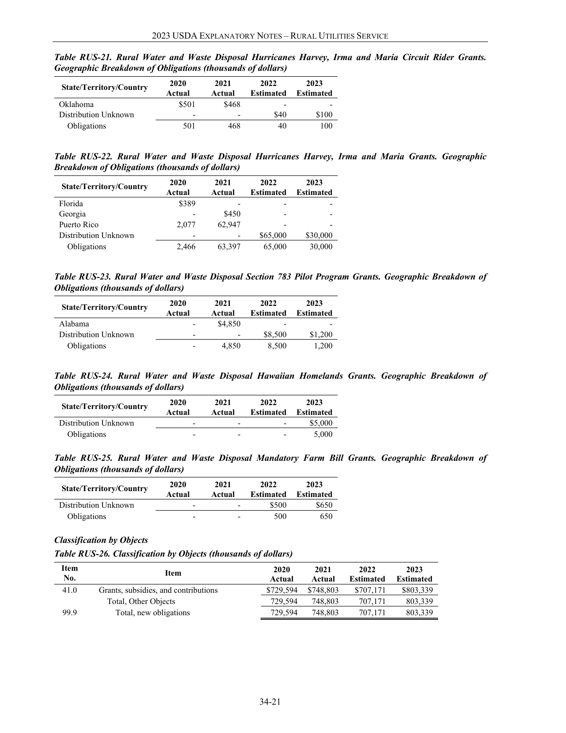***Table RUS-21. Rural Water and Waste Disposal Hurricanes Harvey, Irma and Maria Circuit Rider Grants. Geographic Breakdown of Obligations (thousands of dollars)***

| State/Territory/Country | 2020 Actual | 2021 Actual | 2022 Estimated | 2023 Estimated |
|---|---|---|---|---|
| Oklahoma | $501 | $468 | - | - |
| Distribution Unknown | - | - | $40 | $100 |
| Obligations | 501 | 468 | 40 | 100 |

***Table RUS-22. Rural Water and Waste Disposal Hurricanes Harvey, Irma and Maria Grants. Geographic Breakdown of Obligations (thousands of dollars)***

| State/Territory/Country | 2020 Actual | 2021 Actual | 2022 Estimated | 2023 Estimated |
|---|---|---|---|---|
| Florida | $389 | - | - | - |
| Georgia | - | $450 | - | - |
| Puerto Rico | 2,077 | 62,947 | - | - |
| Distribution Unknown | - | - | $65,000 | $30,000 |
| Obligations | 2,466 | 63,397 | 65,000 | 30,000 |

***Table RUS-23. Rural Water and Waste Disposal Section 783 Pilot Program Grants. Geographic Breakdown of Obligations (thousands of dollars)***

| State/Territory/Country | 2020 Actual | 2021 Actual | 2022 Estimated | 2023 Estimated |
|---|---|---|---|---|
| Alabama | - | $4,850 | - | - |
| Distribution Unknown | - | - | $8,500 | $1,200 |
| Obligations | - | 4,850 | 8,500 | 1,200 |

***Table RUS-24. Rural Water and Waste Disposal Hawaiian Homelands Grants. Geographic Breakdown of Obligations (thousands of dollars)***

| State/Territory/Country | 2020 Actual | 2021 Actual | 2022 Estimated | 2023 Estimated |
|---|---|---|---|---|
| Distribution Unknown | - | - | - | $5,000 |
| Obligations | - | - | - | 5,000 |

***Table RUS-25. Rural Water and Waste Disposal Mandatory Farm Bill Grants. Geographic Breakdown of Obligations (thousands of dollars)***

| State/Territory/Country | 2020 Actual | 2021 Actual | 2022 Estimated | 2023 Estimated |
|---|---|---|---|---|
| Distribution Unknown | - | - | $500 | $650 |
| Obligations | - | - | 500 | 650 |

***Classification by Objects***

***Table RUS-26. Classification by Objects (thousands of dollars)***

| Item No. | Item | 2020 Actual | 2021 Actual | 2022 Estimated | 2023 Estimated |
|---|---|---|---|---|---|
| 41.0 | Grants, subsidies, and contributions | $729,594 | $748,803 | $707,171 | $803,339 |
| | Total, Other Objects | 729,594 | 748,803 | 707,171 | 803,339 |
| 99.9 | Total, new obligations | 729,594 | 748,803 | 707,171 | 803,339 |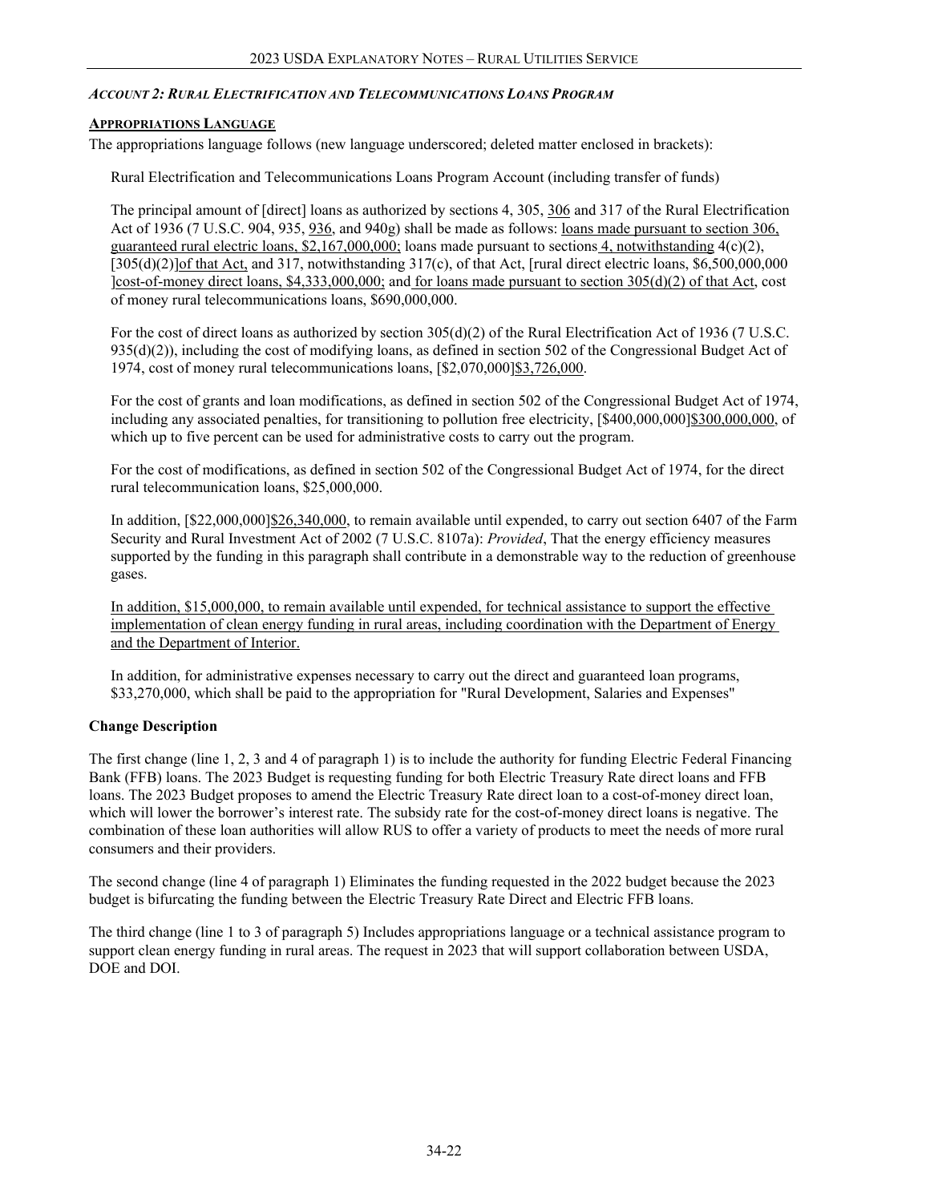### *Account 2: Rural Electrification and Telecommunications Loans Program*

**Appropriations Language**

The appropriations language follows (new language underscored; deleted matter enclosed in brackets):

Rural Electrification and Telecommunications Loans Program Account (including transfer of funds)

The principal amount of [direct] loans as authorized by sections 4, 305, 306 and 317 of the Rural Electrification Act of 1936 (7 U.S.C. 904, 935, 936, and 940g) shall be made as follows: loans made pursuant to section 306, guaranteed rural electric loans, $2,167,000,000; loans made pursuant to sections 4, notwithstanding 4(c)(2), [305(d)(2)]of that Act, and 317, notwithstanding 317(c), of that Act, [rural direct electric loans, $6,500,000,000 ]cost-of-money direct loans, $4,333,000,000; and for loans made pursuant to section 305(d)(2) of that Act, cost of money rural telecommunications loans, $690,000,000.

For the cost of direct loans as authorized by section 305(d)(2) of the Rural Electrification Act of 1936 (7 U.S.C. 935(d)(2)), including the cost of modifying loans, as defined in section 502 of the Congressional Budget Act of 1974, cost of money rural telecommunications loans, [$2,070,000]$3,726,000.

For the cost of grants and loan modifications, as defined in section 502 of the Congressional Budget Act of 1974, including any associated penalties, for transitioning to pollution free electricity, [$400,000,000]$300,000,000, of which up to five percent can be used for administrative costs to carry out the program.

For the cost of modifications, as defined in section 502 of the Congressional Budget Act of 1974, for the direct rural telecommunication loans, $25,000,000.

In addition, [$22,000,000]$26,340,000, to remain available until expended, to carry out section 6407 of the Farm Security and Rural Investment Act of 2002 (7 U.S.C. 8107a): *Provided*, That the energy efficiency measures supported by the funding in this paragraph shall contribute in a demonstrable way to the reduction of greenhouse gases.

In addition, $15,000,000, to remain available until expended, for technical assistance to support the effective implementation of clean energy funding in rural areas, including coordination with the Department of Energy and the Department of Interior.

In addition, for administrative expenses necessary to carry out the direct and guaranteed loan programs, $33,270,000, which shall be paid to the appropriation for "Rural Development, Salaries and Expenses"

**Change Description**

The first change (line 1, 2, 3 and 4 of paragraph 1) is to include the authority for funding Electric Federal Financing Bank (FFB) loans. The 2023 Budget is requesting funding for both Electric Treasury Rate direct loans and FFB loans. The 2023 Budget proposes to amend the Electric Treasury Rate direct loan to a cost-of-money direct loan, which will lower the borrower's interest rate. The subsidy rate for the cost-of-money direct loans is negative. The combination of these loan authorities will allow RUS to offer a variety of products to meet the needs of more rural consumers and their providers.

The second change (line 4 of paragraph 1) Eliminates the funding requested in the 2022 budget because the 2023 budget is bifurcating the funding between the Electric Treasury Rate Direct and Electric FFB loans.

The third change (line 1 to 3 of paragraph 5) Includes appropriations language or a technical assistance program to support clean energy funding in rural areas. The request in 2023 that will support collaboration between USDA, DOE and DOI.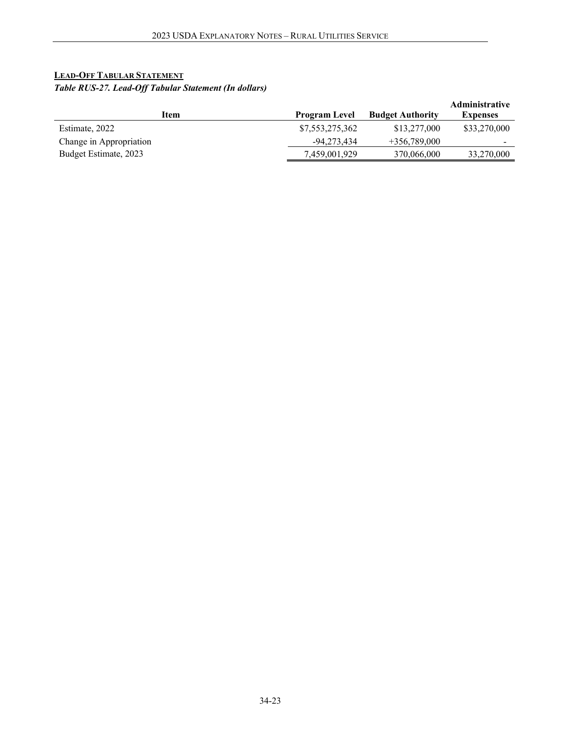### Lead-Off Tabular Statement

*Table RUS-27. Lead-Off Tabular Statement (In dollars)*

| Item | Program Level | Budget Authority | Administrative Expenses |
|---|---|---|---|
| Estimate, 2022 | $7,553,275,362 | $13,277,000 | $33,270,000 |
| Change in Appropriation | -94,273,434 | +356,789,000 | - |
| Budget Estimate, 2023 | 7,459,001,929 | 370,066,000 | 33,270,000 |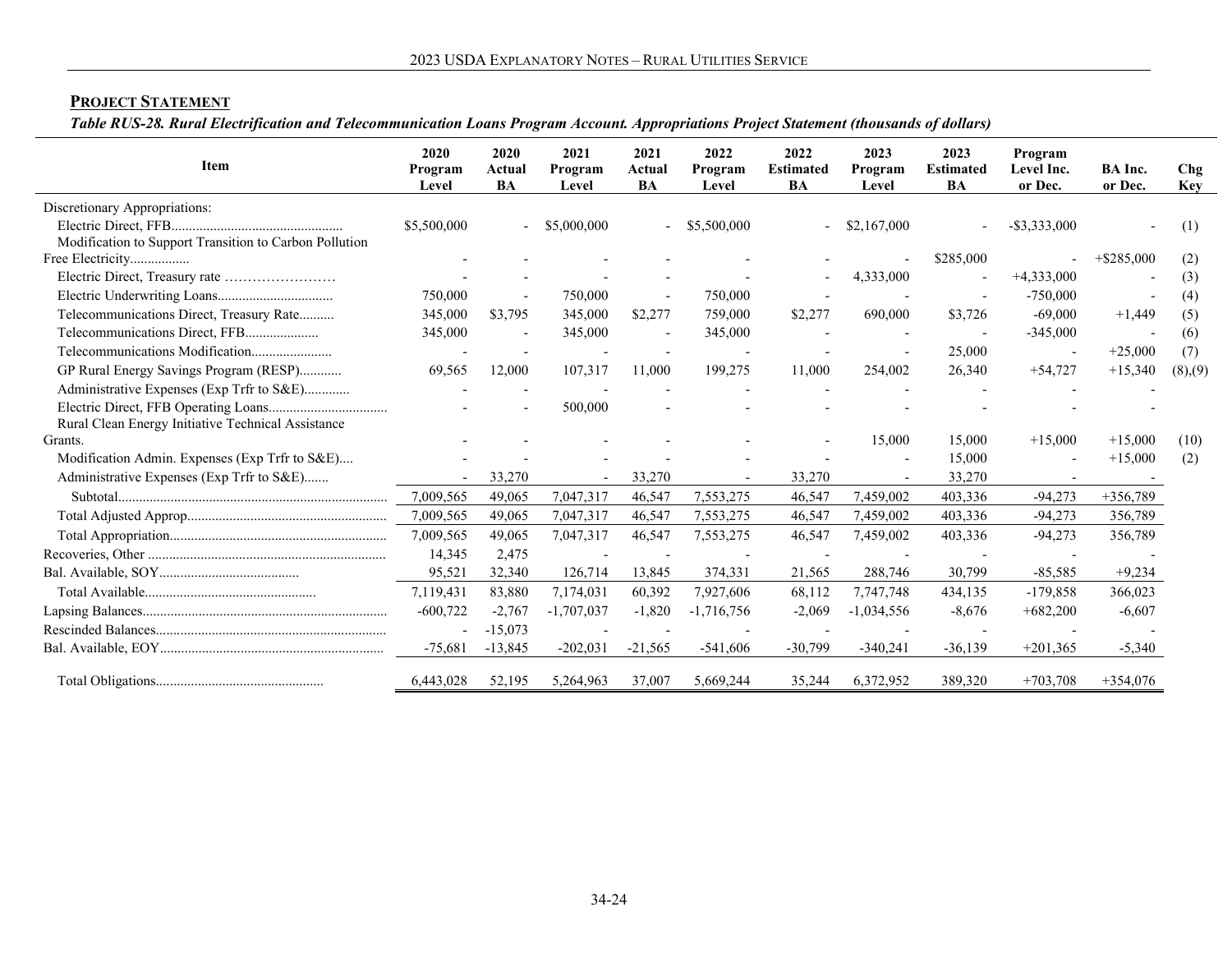**PROJECT STATEMENT**

***Table RUS-28. Rural Electrification and Telecommunication Loans Program Account. Appropriations Project Statement (thousands of dollars)***

| Item | 2020 Program Level | 2020 Actual BA | 2021 Program Level | 2021 Actual BA | 2022 Program Level | 2022 Estimated BA | 2023 Program Level | 2023 Estimated BA | Program Level Inc. or Dec. | BA Inc. or Dec. | Chg Key |
|---|---|---|---|---|---|---|---|---|---|---|---|
| Discretionary Appropriations: | | | | | | | | | | | |
| Electric Direct, FFB................................................ | $5,500,000 | - | $5,000,000 | - | $5,500,000 | - | $2,167,000 | - | -$3,333,000 | - | (1) |
| Modification to Support Transition to Carbon Pollution Free Electricity................. | - | - | - | - | - | - | - | $285,000 | - | +$285,000 | (2) |
| Electric Direct, Treasury rate …………………… | - | - | - | - | - | - | 4,333,000 | - | +4,333,000 | - | (3) |
| Electric Underwriting Loans................................ | 750,000 | - | 750,000 | - | 750,000 | - | - | - | -750,000 | - | (4) |
| Telecommunications Direct, Treasury Rate.......... | 345,000 | $3,795 | 345,000 | $2,277 | 759,000 | $2,277 | 690,000 | $3,726 | -69,000 | +1,449 | (5) |
| Telecommunications Direct, FFB.................... | 345,000 | - | 345,000 | - | 345,000 | - | - | - | -345,000 | - | (6) |
| Telecommunications Modification...................... | - | - | - | - | - | - | - | 25,000 | - | +25,000 | (7) |
| GP Rural Energy Savings Program (RESP)............ | 69,565 | 12,000 | 107,317 | 11,000 | 199,275 | 11,000 | 254,002 | 26,340 | +54,727 | +15,340 | (8),(9) |
| Administrative Expenses (Exp Trfr to S&E)............ | - | - | - | - | - | - | - | - | - | - | |
| Electric Direct, FFB Operating Loans................................. | - | - | 500,000 | - | - | - | - | - | - | - | |
| Rural Clean Energy Initiative Technical Assistance Grants. | - | - | - | - | - | - | 15,000 | 15,000 | +15,000 | +15,000 | (10) |
| Modification Admin. Expenses (Exp Trfr to S&E).... | - | - | - | - | - | - | - | 15,000 | - | +15,000 | (2) |
| Administrative Expenses (Exp Trfr to S&E)....... | - | 33,270 | - | 33,270 | - | 33,270 | - | 33,270 | - | - | |
| Subtotal............................................................ | 7,009,565 | 49,065 | 7,047,317 | 46,547 | 7,553,275 | 46,547 | 7,459,002 | 403,336 | -94,273 | +356,789 | |
| Total Adjusted Approp......................................................... | 7,009,565 | 49,065 | 7,047,317 | 46,547 | 7,553,275 | 46,547 | 7,459,002 | 403,336 | -94,273 | 356,789 | |
| Total Appropriation.............................................................. | 7,009,565 | 49,065 | 7,047,317 | 46,547 | 7,553,275 | 46,547 | 7,459,002 | 403,336 | -94,273 | 356,789 | |
| Recoveries, Other ................................................................... | 14,345 | 2,475 | - | - | - | - | - | - | - | - | |
| Bal. Available, SOY........................................ | 95,521 | 32,340 | 126,714 | 13,845 | 374,331 | 21,565 | 288,746 | 30,799 | -85,585 | +9,234 | |
| Total Available................................................ | 7,119,431 | 83,880 | 7,174,031 | 60,392 | 7,927,606 | 68,112 | 7,747,748 | 434,135 | -179,858 | 366,023 | |
| Lapsing Balances..................................................................... | -600,722 | -2,767 | -1,707,037 | -1,820 | -1,716,756 | -2,069 | -1,034,556 | -8,676 | +682,200 | -6,607 | |
| Rescinded Balances................................................................. | - | -15,073 | - | - | - | - | - | - | - | - | |
| Bal. Available, EOY................................................................ | -75,681 | -13,845 | -202,031 | -21,565 | -541,606 | -30,799 | -340,241 | -36,139 | +201,365 | -5,340 | |
| Total Obligations................................................ | 6,443,028 | 52,195 | 5,264,963 | 37,007 | 5,669,244 | 35,244 | 6,372,952 | 389,320 | +703,708 | +354,076 | |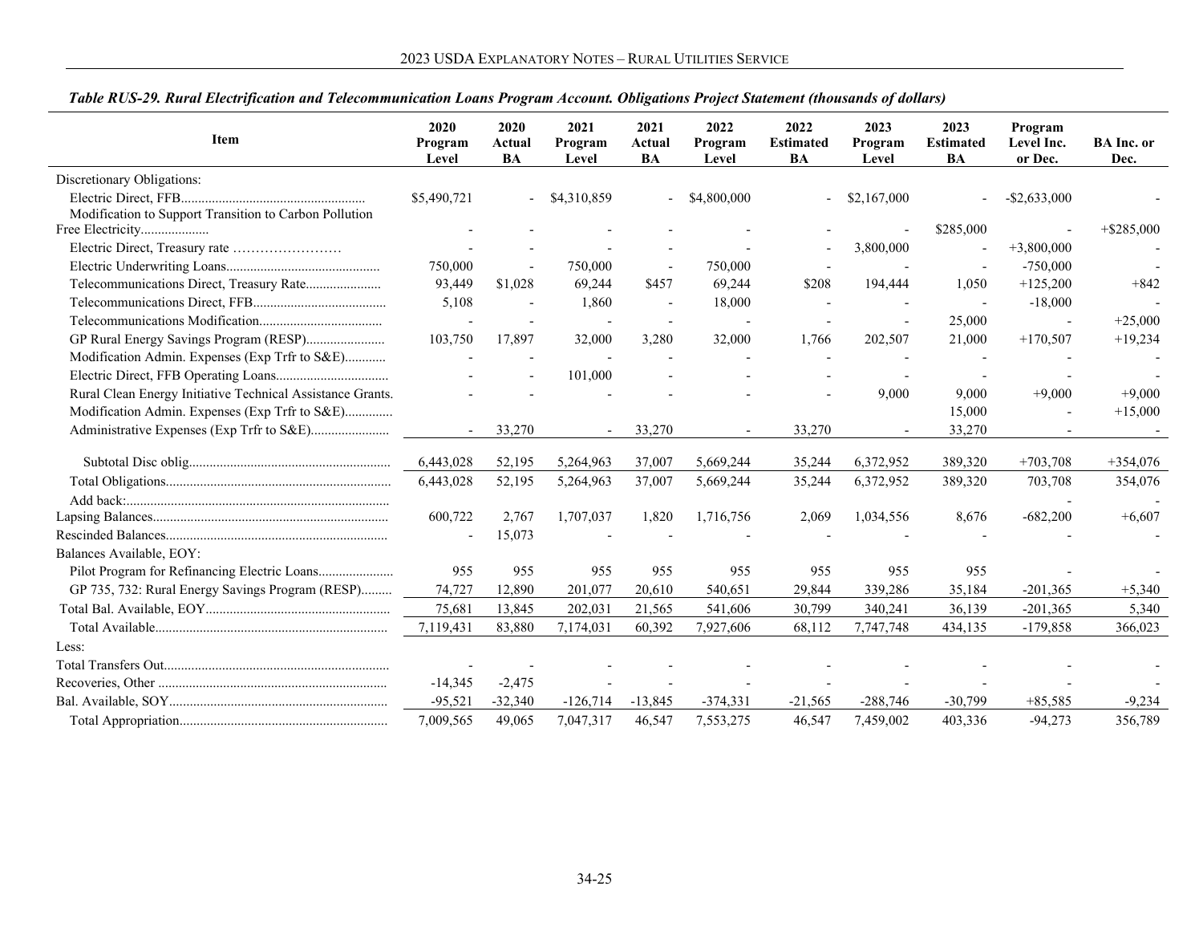*Table RUS-29. Rural Electrification and Telecommunication Loans Program Account. Obligations Project Statement (thousands of dollars)*

| Item | 2020 Program Level | 2020 Actual BA | 2021 Program Level | 2021 Actual BA | 2022 Program Level | 2022 Estimated BA | 2023 Program Level | 2023 Estimated BA | Program Level Inc. or Dec. | BA Inc. or Dec. |
|---|---|---|---|---|---|---|---|---|---|---|
| Discretionary Obligations: | | | | | | | | | | |
| Electric Direct, FFB | $5,490,721 | - | $4,310,859 | - | $4,800,000 | - | $2,167,000 | - | -$2,633,000 | - |
| Modification to Support Transition to Carbon Pollution Free Electricity | - | - | - | - | - | - | - | $285,000 | - | +$285,000 |
| Electric Direct, Treasury rate | - | - | - | - | - | - | 3,800,000 | - | +3,800,000 | - |
| Electric Underwriting Loans | 750,000 | - | 750,000 | - | 750,000 | - | - | - | -750,000 | - |
| Telecommunications Direct, Treasury Rate | 93,449 | $1,028 | 69,244 | $457 | 69,244 | $208 | 194,444 | 1,050 | +125,200 | +842 |
| Telecommunications Direct, FFB | 5,108 | - | 1,860 | - | 18,000 | - | - | - | -18,000 | - |
| Telecommunications Modification | - | - | - | - | - | - | - | 25,000 | - | +25,000 |
| GP Rural Energy Savings Program (RESP) | 103,750 | 17,897 | 32,000 | 3,280 | 32,000 | 1,766 | 202,507 | 21,000 | +170,507 | +19,234 |
| Modification Admin. Expenses (Exp Trfr to S&E) | - | - | - | - | - | - | - | - | - | - |
| Electric Direct, FFB Operating Loans | - | - | 101,000 | - | - | - | - | - | - | - |
| Rural Clean Energy Initiative Technical Assistance Grants. | - | - | - | - | - | - | 9,000 | 9,000 | +9,000 | +9,000 |
| Modification Admin. Expenses (Exp Trfr to S&E) | | | | | | | | 15,000 | - | +15,000 |
| Administrative Expenses (Exp Trfr to S&E) | - | 33,270 | - | 33,270 | - | 33,270 | - | 33,270 | - | - |
| Subtotal Disc oblig | 6,443,028 | 52,195 | 5,264,963 | 37,007 | 5,669,244 | 35,244 | 6,372,952 | 389,320 | +703,708 | +354,076 |
| Total Obligations | 6,443,028 | 52,195 | 5,264,963 | 37,007 | 5,669,244 | 35,244 | 6,372,952 | 389,320 | 703,708 | 354,076 |
| Add back: | | | | | | | | | - | - |
| Lapsing Balances | 600,722 | 2,767 | 1,707,037 | 1,820 | 1,716,756 | 2,069 | 1,034,556 | 8,676 | -682,200 | +6,607 |
| Rescinded Balances | - | 15,073 | - | - | - | - | - | - | - | - |
| Balances Available, EOY: | | | | | | | | | | |
| Pilot Program for Refinancing Electric Loans | 955 | 955 | 955 | 955 | 955 | 955 | 955 | 955 | - | - |
| GP 735, 732: Rural Energy Savings Program (RESP) | 74,727 | 12,890 | 201,077 | 20,610 | 540,651 | 29,844 | 339,286 | 35,184 | -201,365 | +5,340 |
| Total Bal. Available, EOY | 75,681 | 13,845 | 202,031 | 21,565 | 541,606 | 30,799 | 340,241 | 36,139 | -201,365 | 5,340 |
| Total Available | 7,119,431 | 83,880 | 7,174,031 | 60,392 | 7,927,606 | 68,112 | 7,747,748 | 434,135 | -179,858 | 366,023 |
| Less: | | | | | | | | | | |
| Total Transfers Out | - | - | - | - | - | - | - | - | - | - |
| Recoveries, Other | -14,345 | -2,475 | - | - | - | - | - | - | - | - |
| Bal. Available, SOY | -95,521 | -32,340 | -126,714 | -13,845 | -374,331 | -21,565 | -288,746 | -30,799 | +85,585 | -9,234 |
| Total Appropriation | 7,009,565 | 49,065 | 7,047,317 | 46,547 | 7,553,275 | 46,547 | 7,459,002 | 403,336 | -94,273 | 356,789 |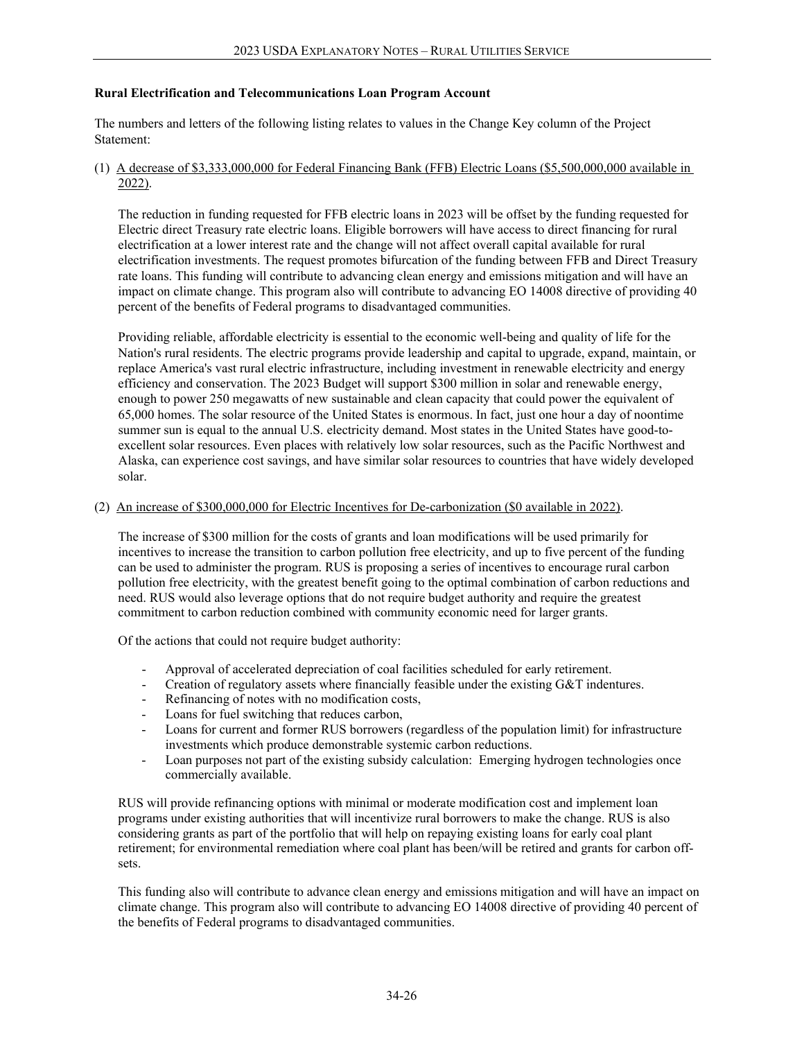**Rural Electrification and Telecommunications Loan Program Account**

The numbers and letters of the following listing relates to values in the Change Key column of the Project Statement:

(1) A decrease of $3,333,000,000 for Federal Financing Bank (FFB) Electric Loans ($5,500,000,000 available in 2022).

The reduction in funding requested for FFB electric loans in 2023 will be offset by the funding requested for Electric direct Treasury rate electric loans. Eligible borrowers will have access to direct financing for rural electrification at a lower interest rate and the change will not affect overall capital available for rural electrification investments. The request promotes bifurcation of the funding between FFB and Direct Treasury rate loans. This funding will contribute to advancing clean energy and emissions mitigation and will have an impact on climate change. This program also will contribute to advancing EO 14008 directive of providing 40 percent of the benefits of Federal programs to disadvantaged communities.

Providing reliable, affordable electricity is essential to the economic well-being and quality of life for the Nation's rural residents. The electric programs provide leadership and capital to upgrade, expand, maintain, or replace America's vast rural electric infrastructure, including investment in renewable electricity and energy efficiency and conservation. The 2023 Budget will support $300 million in solar and renewable energy, enough to power 250 megawatts of new sustainable and clean capacity that could power the equivalent of 65,000 homes. The solar resource of the United States is enormous. In fact, just one hour a day of noontime summer sun is equal to the annual U.S. electricity demand. Most states in the United States have good-to-excellent solar resources. Even places with relatively low solar resources, such as the Pacific Northwest and Alaska, can experience cost savings, and have similar solar resources to countries that have widely developed solar.

(2) An increase of $300,000,000 for Electric Incentives for De-carbonization ($0 available in 2022).

The increase of $300 million for the costs of grants and loan modifications will be used primarily for incentives to increase the transition to carbon pollution free electricity, and up to five percent of the funding can be used to administer the program. RUS is proposing a series of incentives to encourage rural carbon pollution free electricity, with the greatest benefit going to the optimal combination of carbon reductions and need. RUS would also leverage options that do not require budget authority and require the greatest commitment to carbon reduction combined with community economic need for larger grants.

Of the actions that could not require budget authority:

- Approval of accelerated depreciation of coal facilities scheduled for early retirement.
- Creation of regulatory assets where financially feasible under the existing G&T indentures.
- Refinancing of notes with no modification costs,
- Loans for fuel switching that reduces carbon,
- Loans for current and former RUS borrowers (regardless of the population limit) for infrastructure investments which produce demonstrable systemic carbon reductions.
- Loan purposes not part of the existing subsidy calculation: Emerging hydrogen technologies once commercially available.

RUS will provide refinancing options with minimal or moderate modification cost and implement loan programs under existing authorities that will incentivize rural borrowers to make the change. RUS is also considering grants as part of the portfolio that will help on repaying existing loans for early coal plant retirement; for environmental remediation where coal plant has been/will be retired and grants for carbon off-sets.

This funding also will contribute to advance clean energy and emissions mitigation and will have an impact on climate change. This program also will contribute to advancing EO 14008 directive of providing 40 percent of the benefits of Federal programs to disadvantaged communities.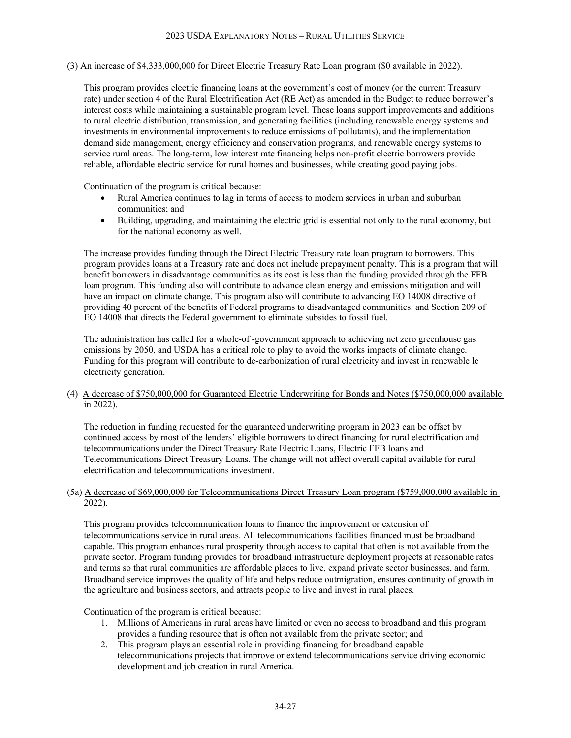(3) An increase of $4,333,000,000 for Direct Electric Treasury Rate Loan program ($0 available in 2022).

This program provides electric financing loans at the government's cost of money (or the current Treasury rate) under section 4 of the Rural Electrification Act (RE Act) as amended in the Budget to reduce borrower's interest costs while maintaining a sustainable program level. These loans support improvements and additions to rural electric distribution, transmission, and generating facilities (including renewable energy systems and investments in environmental improvements to reduce emissions of pollutants), and the implementation demand side management, energy efficiency and conservation programs, and renewable energy systems to service rural areas. The long-term, low interest rate financing helps non-profit electric borrowers provide reliable, affordable electric service for rural homes and businesses, while creating good paying jobs.

Continuation of the program is critical because:

- Rural America continues to lag in terms of access to modern services in urban and suburban communities; and
- Building, upgrading, and maintaining the electric grid is essential not only to the rural economy, but for the national economy as well.

The increase provides funding through the Direct Electric Treasury rate loan program to borrowers. This program provides loans at a Treasury rate and does not include prepayment penalty. This is a program that will benefit borrowers in disadvantage communities as its cost is less than the funding provided through the FFB loan program. This funding also will contribute to advance clean energy and emissions mitigation and will have an impact on climate change. This program also will contribute to advancing EO 14008 directive of providing 40 percent of the benefits of Federal programs to disadvantaged communities. and Section 209 of EO 14008 that directs the Federal government to eliminate subsides to fossil fuel.

The administration has called for a whole-of -government approach to achieving net zero greenhouse gas emissions by 2050, and USDA has a critical role to play to avoid the works impacts of climate change. Funding for this program will contribute to de-carbonization of rural electricity and invest in renewable le electricity generation.

(4) A decrease of $750,000,000 for Guaranteed Electric Underwriting for Bonds and Notes ($750,000,000 available in 2022).

The reduction in funding requested for the guaranteed underwriting program in 2023 can be offset by continued access by most of the lenders' eligible borrowers to direct financing for rural electrification and telecommunications under the Direct Treasury Rate Electric Loans, Electric FFB loans and Telecommunications Direct Treasury Loans. The change will not affect overall capital available for rural electrification and telecommunications investment.

(5a) A decrease of $69,000,000 for Telecommunications Direct Treasury Loan program ($759,000,000 available in 2022).

This program provides telecommunication loans to finance the improvement or extension of telecommunications service in rural areas. All telecommunications facilities financed must be broadband capable. This program enhances rural prosperity through access to capital that often is not available from the private sector. Program funding provides for broadband infrastructure deployment projects at reasonable rates and terms so that rural communities are affordable places to live, expand private sector businesses, and farm. Broadband service improves the quality of life and helps reduce outmigration, ensures continuity of growth in the agriculture and business sectors, and attracts people to live and invest in rural places.

Continuation of the program is critical because:

1. Millions of Americans in rural areas have limited or even no access to broadband and this program provides a funding resource that is often not available from the private sector; and
2. This program plays an essential role in providing financing for broadband capable telecommunications projects that improve or extend telecommunications service driving economic development and job creation in rural America.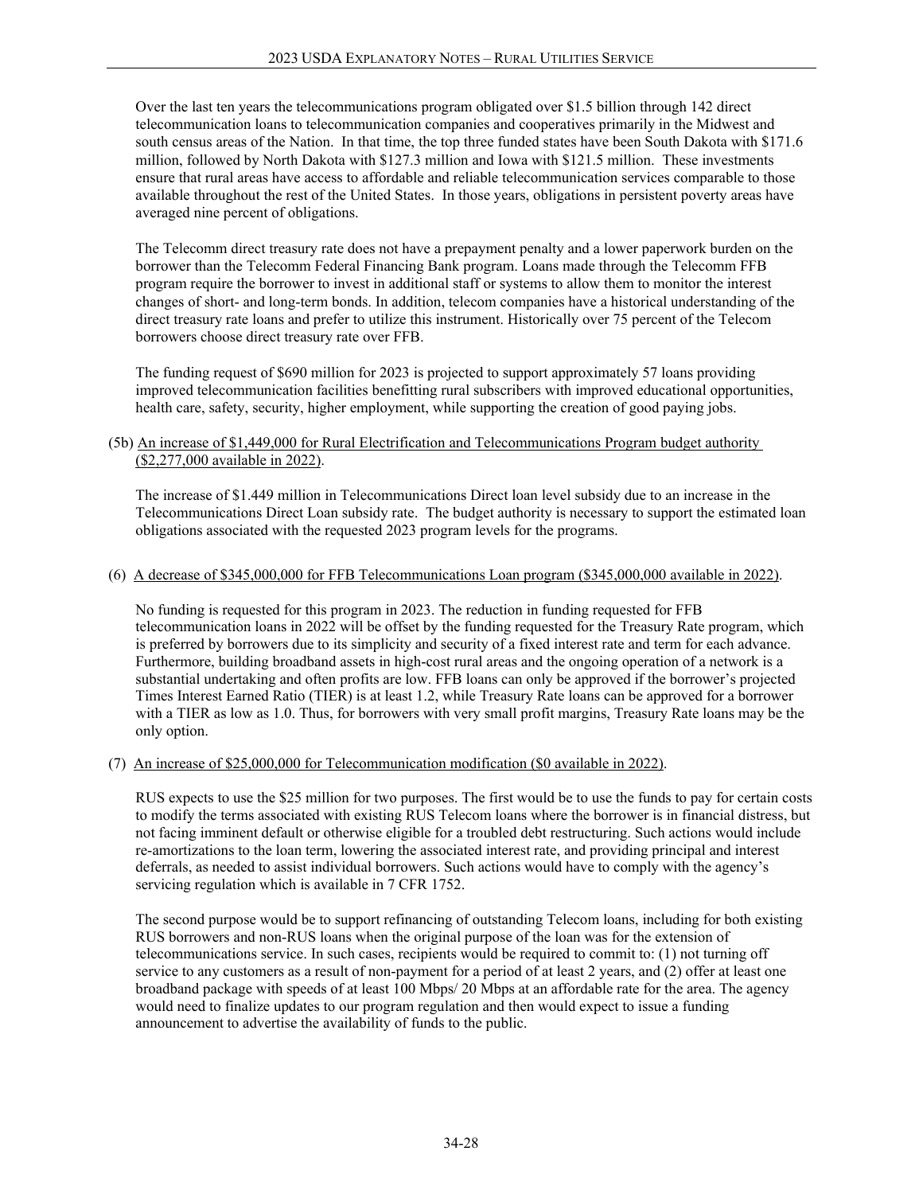Over the last ten years the telecommunications program obligated over $1.5 billion through 142 direct telecommunication loans to telecommunication companies and cooperatives primarily in the Midwest and south census areas of the Nation. In that time, the top three funded states have been South Dakota with $171.6 million, followed by North Dakota with $127.3 million and Iowa with $121.5 million. These investments ensure that rural areas have access to affordable and reliable telecommunication services comparable to those available throughout the rest of the United States. In those years, obligations in persistent poverty areas have averaged nine percent of obligations.

The Telecomm direct treasury rate does not have a prepayment penalty and a lower paperwork burden on the borrower than the Telecomm Federal Financing Bank program. Loans made through the Telecomm FFB program require the borrower to invest in additional staff or systems to allow them to monitor the interest changes of short- and long-term bonds. In addition, telecom companies have a historical understanding of the direct treasury rate loans and prefer to utilize this instrument. Historically over 75 percent of the Telecom borrowers choose direct treasury rate over FFB.

The funding request of $690 million for 2023 is projected to support approximately 57 loans providing improved telecommunication facilities benefitting rural subscribers with improved educational opportunities, health care, safety, security, higher employment, while supporting the creation of good paying jobs.

(5b) An increase of $1,449,000 for Rural Electrification and Telecommunications Program budget authority ($2,277,000 available in 2022).

The increase of $1.449 million in Telecommunications Direct loan level subsidy due to an increase in the Telecommunications Direct Loan subsidy rate. The budget authority is necessary to support the estimated loan obligations associated with the requested 2023 program levels for the programs.

(6) A decrease of $345,000,000 for FFB Telecommunications Loan program ($345,000,000 available in 2022).

No funding is requested for this program in 2023. The reduction in funding requested for FFB telecommunication loans in 2022 will be offset by the funding requested for the Treasury Rate program, which is preferred by borrowers due to its simplicity and security of a fixed interest rate and term for each advance. Furthermore, building broadband assets in high-cost rural areas and the ongoing operation of a network is a substantial undertaking and often profits are low. FFB loans can only be approved if the borrower's projected Times Interest Earned Ratio (TIER) is at least 1.2, while Treasury Rate loans can be approved for a borrower with a TIER as low as 1.0. Thus, for borrowers with very small profit margins, Treasury Rate loans may be the only option.

(7) An increase of $25,000,000 for Telecommunication modification ($0 available in 2022).

RUS expects to use the $25 million for two purposes. The first would be to use the funds to pay for certain costs to modify the terms associated with existing RUS Telecom loans where the borrower is in financial distress, but not facing imminent default or otherwise eligible for a troubled debt restructuring. Such actions would include re-amortizations to the loan term, lowering the associated interest rate, and providing principal and interest deferrals, as needed to assist individual borrowers. Such actions would have to comply with the agency's servicing regulation which is available in 7 CFR 1752.

The second purpose would be to support refinancing of outstanding Telecom loans, including for both existing RUS borrowers and non-RUS loans when the original purpose of the loan was for the extension of telecommunications service. In such cases, recipients would be required to commit to: (1) not turning off service to any customers as a result of non-payment for a period of at least 2 years, and (2) offer at least one broadband package with speeds of at least 100 Mbps/ 20 Mbps at an affordable rate for the area. The agency would need to finalize updates to our program regulation and then would expect to issue a funding announcement to advertise the availability of funds to the public.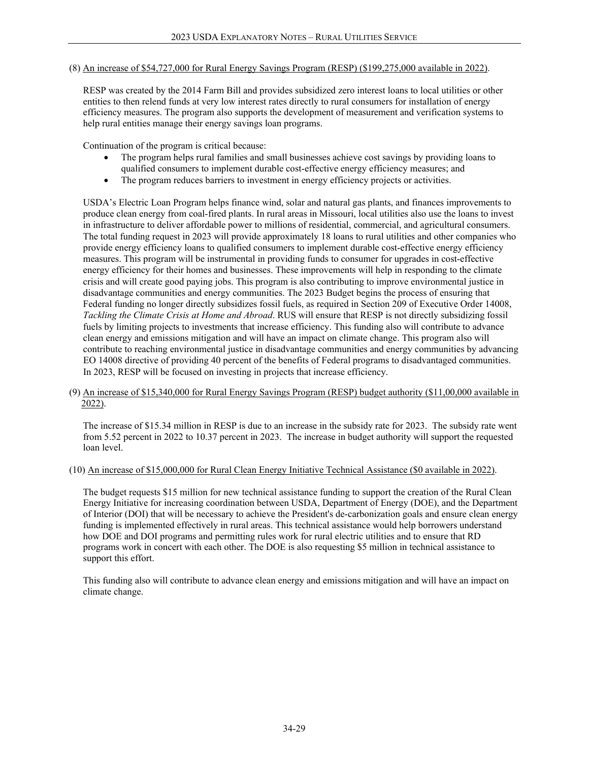(8) An increase of $54,727,000 for Rural Energy Savings Program (RESP) ($199,275,000 available in 2022).

RESP was created by the 2014 Farm Bill and provides subsidized zero interest loans to local utilities or other entities to then relend funds at very low interest rates directly to rural consumers for installation of energy efficiency measures. The program also supports the development of measurement and verification systems to help rural entities manage their energy savings loan programs.

Continuation of the program is critical because:

- The program helps rural families and small businesses achieve cost savings by providing loans to qualified consumers to implement durable cost-effective energy efficiency measures; and
- The program reduces barriers to investment in energy efficiency projects or activities.

USDA's Electric Loan Program helps finance wind, solar and natural gas plants, and finances improvements to produce clean energy from coal-fired plants. In rural areas in Missouri, local utilities also use the loans to invest in infrastructure to deliver affordable power to millions of residential, commercial, and agricultural consumers. The total funding request in 2023 will provide approximately 18 loans to rural utilities and other companies who provide energy efficiency loans to qualified consumers to implement durable cost-effective energy efficiency measures. This program will be instrumental in providing funds to consumer for upgrades in cost-effective energy efficiency for their homes and businesses. These improvements will help in responding to the climate crisis and will create good paying jobs. This program is also contributing to improve environmental justice in disadvantage communities and energy communities. The 2023 Budget begins the process of ensuring that Federal funding no longer directly subsidizes fossil fuels, as required in Section 209 of Executive Order 14008, *Tackling the Climate Crisis at Home and Abroad*. RUS will ensure that RESP is not directly subsidizing fossil fuels by limiting projects to investments that increase efficiency. This funding also will contribute to advance clean energy and emissions mitigation and will have an impact on climate change. This program also will contribute to reaching environmental justice in disadvantage communities and energy communities by advancing EO 14008 directive of providing 40 percent of the benefits of Federal programs to disadvantaged communities. In 2023, RESP will be focused on investing in projects that increase efficiency.

(9) An increase of $15,340,000 for Rural Energy Savings Program (RESP) budget authority ($11,00,000 available in 2022).

The increase of $15.34 million in RESP is due to an increase in the subsidy rate for 2023. The subsidy rate went from 5.52 percent in 2022 to 10.37 percent in 2023. The increase in budget authority will support the requested loan level.

(10) An increase of $15,000,000 for Rural Clean Energy Initiative Technical Assistance ($0 available in 2022).

The budget requests $15 million for new technical assistance funding to support the creation of the Rural Clean Energy Initiative for increasing coordination between USDA, Department of Energy (DOE), and the Department of Interior (DOI) that will be necessary to achieve the President's de-carbonization goals and ensure clean energy funding is implemented effectively in rural areas. This technical assistance would help borrowers understand how DOE and DOI programs and permitting rules work for rural electric utilities and to ensure that RD programs work in concert with each other. The DOE is also requesting $5 million in technical assistance to support this effort.

This funding also will contribute to advance clean energy and emissions mitigation and will have an impact on climate change.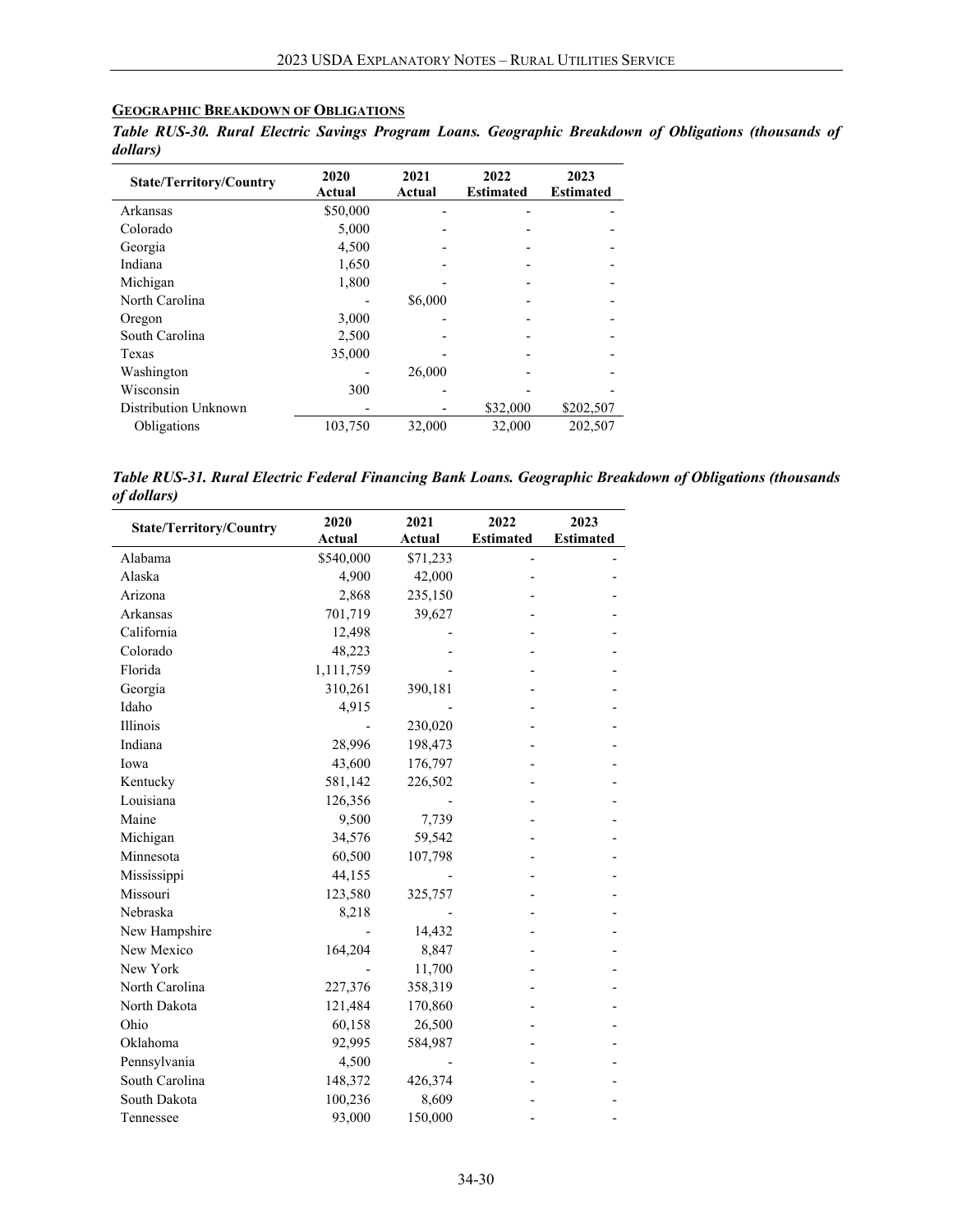#### Geographic Breakdown of Obligations

***Table RUS-30. Rural Electric Savings Program Loans. Geographic Breakdown of Obligations (thousands of dollars)***

| State/Territory/Country | 2020 Actual | 2021 Actual | 2022 Estimated | 2023 Estimated |
|---|---|---|---|---|
| Arkansas | $50,000 | - | - | - |
| Colorado | 5,000 | - | - | - |
| Georgia | 4,500 | - | - | - |
| Indiana | 1,650 | - | - | - |
| Michigan | 1,800 | - | - | - |
| North Carolina | - | $6,000 | - | - |
| Oregon | 3,000 | - | - | - |
| South Carolina | 2,500 | - | - | - |
| Texas | 35,000 | - | - | - |
| Washington | - | 26,000 | - | - |
| Wisconsin | 300 | - | - | - |
| Distribution Unknown | - | - | $32,000 | $202,507 |
| Obligations | 103,750 | 32,000 | 32,000 | 202,507 |

***Table RUS-31. Rural Electric Federal Financing Bank Loans. Geographic Breakdown of Obligations (thousands of dollars)***

| State/Territory/Country | 2020 Actual | 2021 Actual | 2022 Estimated | 2023 Estimated |
|---|---|---|---|---|
| Alabama | $540,000 | $71,233 | - | - |
| Alaska | 4,900 | 42,000 | - | - |
| Arizona | 2,868 | 235,150 | - | - |
| Arkansas | 701,719 | 39,627 | - | - |
| California | 12,498 | - | - | - |
| Colorado | 48,223 | - | - | - |
| Florida | 1,111,759 | - | - | - |
| Georgia | 310,261 | 390,181 | - | - |
| Idaho | 4,915 | - | - | - |
| Illinois | - | 230,020 | - | - |
| Indiana | 28,996 | 198,473 | - | - |
| Iowa | 43,600 | 176,797 | - | - |
| Kentucky | 581,142 | 226,502 | - | - |
| Louisiana | 126,356 | - | - | - |
| Maine | 9,500 | 7,739 | - | - |
| Michigan | 34,576 | 59,542 | - | - |
| Minnesota | 60,500 | 107,798 | - | - |
| Mississippi | 44,155 | - | - | - |
| Missouri | 123,580 | 325,757 | - | - |
| Nebraska | 8,218 | - | - | - |
| New Hampshire | - | 14,432 | - | - |
| New Mexico | 164,204 | 8,847 | - | - |
| New York | - | 11,700 | - | - |
| North Carolina | 227,376 | 358,319 | - | - |
| North Dakota | 121,484 | 170,860 | - | - |
| Ohio | 60,158 | 26,500 | - | - |
| Oklahoma | 92,995 | 584,987 | - | - |
| Pennsylvania | 4,500 | - | - | - |
| South Carolina | 148,372 | 426,374 | - | - |
| South Dakota | 100,236 | 8,609 | - | - |
| Tennessee | 93,000 | 150,000 | - | - |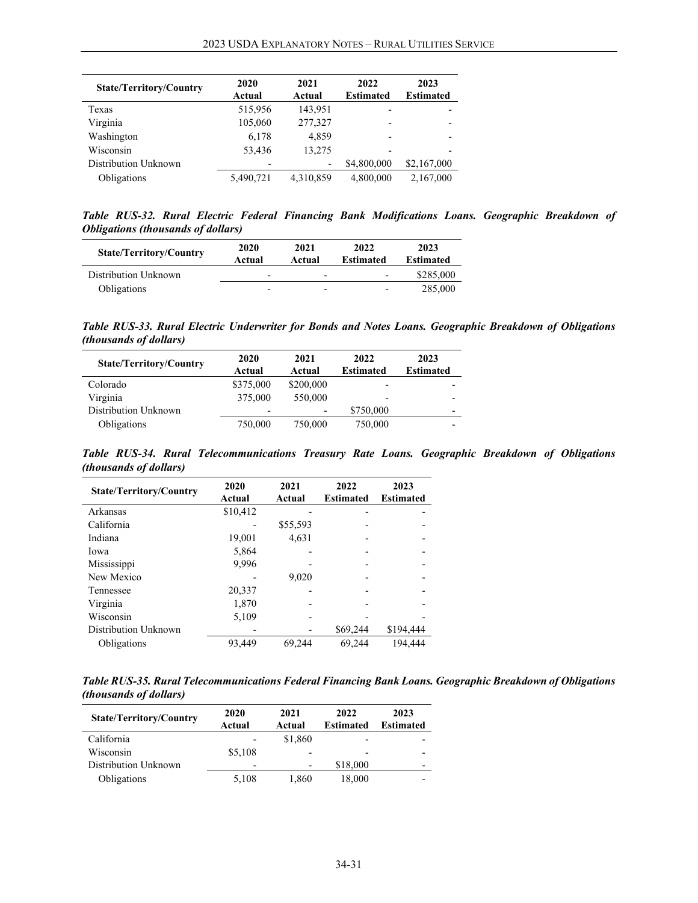| State/Territory/Country | 2020 Actual | 2021 Actual | 2022 Estimated | 2023 Estimated |
|---|---|---|---|---|
| Texas | 515,956 | 143,951 | - | - |
| Virginia | 105,060 | 277,327 | - | - |
| Washington | 6,178 | 4,859 | - | - |
| Wisconsin | 53,436 | 13,275 | - | - |
| Distribution Unknown | - | - | $4,800,000 | $2,167,000 |
| Obligations | 5,490,721 | 4,310,859 | 4,800,000 | 2,167,000 |

***Table RUS-32. Rural Electric Federal Financing Bank Modifications Loans. Geographic Breakdown of Obligations (thousands of dollars)***

| State/Territory/Country | 2020 Actual | 2021 Actual | 2022 Estimated | 2023 Estimated |
|---|---|---|---|---|
| Distribution Unknown | - | - | - | $285,000 |
| Obligations | - | - | - | 285,000 |

***Table RUS-33. Rural Electric Underwriter for Bonds and Notes Loans. Geographic Breakdown of Obligations (thousands of dollars)***

| State/Territory/Country | 2020 Actual | 2021 Actual | 2022 Estimated | 2023 Estimated |
|---|---|---|---|---|
| Colorado | $375,000 | $200,000 | - | - |
| Virginia | 375,000 | 550,000 | - | - |
| Distribution Unknown | - | - | $750,000 | - |
| Obligations | 750,000 | 750,000 | 750,000 | - |

***Table RUS-34. Rural Telecommunications Treasury Rate Loans. Geographic Breakdown of Obligations (thousands of dollars)***

| State/Territory/Country | 2020 Actual | 2021 Actual | 2022 Estimated | 2023 Estimated |
|---|---|---|---|---|
| Arkansas | $10,412 | - | - | - |
| California | - | $55,593 | - | - |
| Indiana | 19,001 | 4,631 | - | - |
| Iowa | 5,864 | - | - | - |
| Mississippi | 9,996 | - | - | - |
| New Mexico | - | 9,020 | - | - |
| Tennessee | 20,337 | - | - | - |
| Virginia | 1,870 | - | - | - |
| Wisconsin | 5,109 | - | - | - |
| Distribution Unknown | - | - | $69,244 | $194,444 |
| Obligations | 93,449 | 69,244 | 69,244 | 194,444 |

***Table RUS-35. Rural Telecommunications Federal Financing Bank Loans. Geographic Breakdown of Obligations (thousands of dollars)***

| State/Territory/Country | 2020 Actual | 2021 Actual | 2022 Estimated | 2023 Estimated |
|---|---|---|---|---|
| California | - | $1,860 | - | - |
| Wisconsin | $5,108 | - | - | - |
| Distribution Unknown | - | - | $18,000 | - |
| Obligations | 5,108 | 1,860 | 18,000 | - |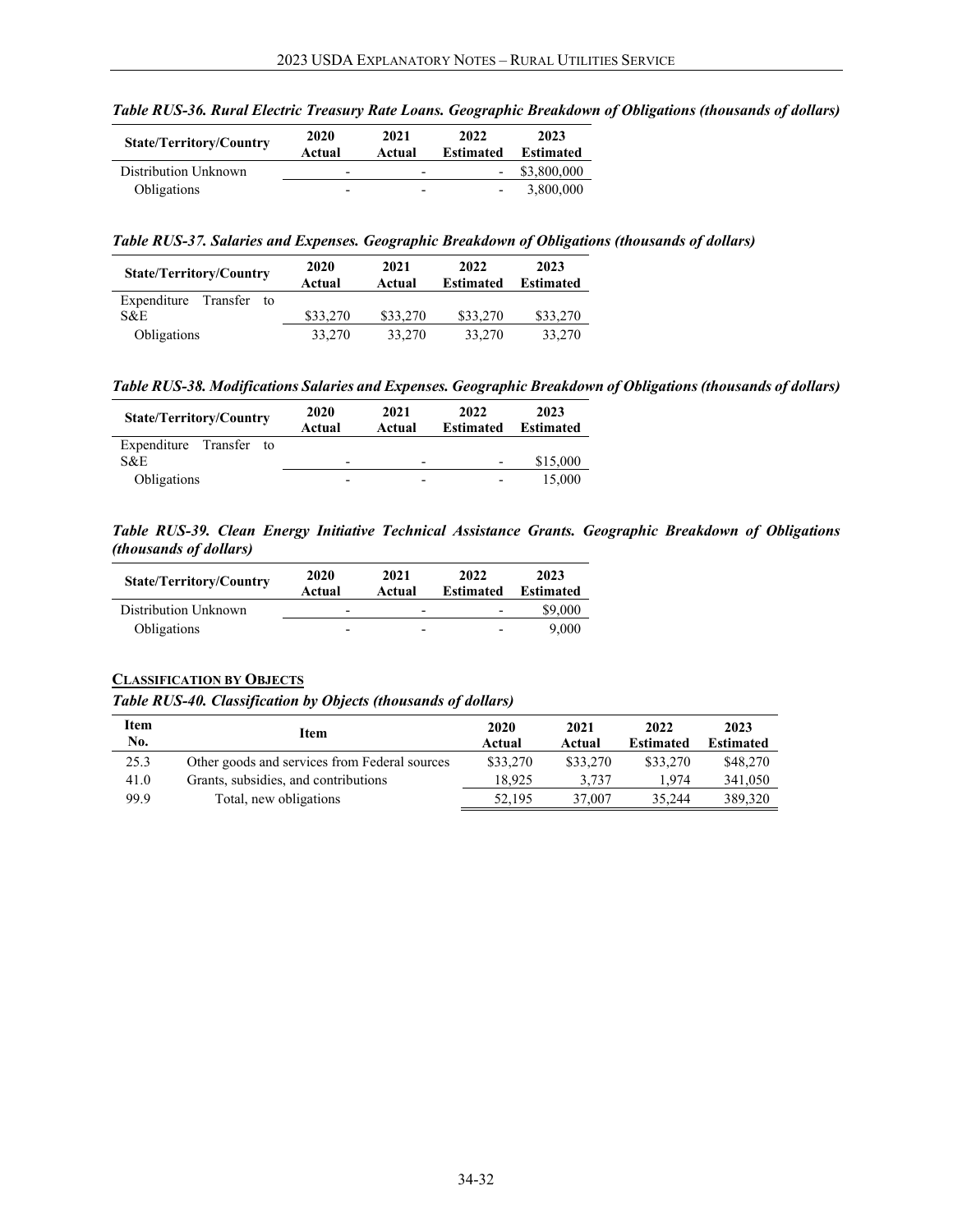*Table RUS-36. Rural Electric Treasury Rate Loans. Geographic Breakdown of Obligations (thousands of dollars)*

| State/Territory/Country | 2020 Actual | 2021 Actual | 2022 Estimated | 2023 Estimated |
|---|---|---|---|---|
| Distribution Unknown | - | - | - | $3,800,000 |
| Obligations | - | - | - | 3,800,000 |

*Table RUS-37. Salaries and Expenses. Geographic Breakdown of Obligations (thousands of dollars)*

| State/Territory/Country | 2020 Actual | 2021 Actual | 2022 Estimated | 2023 Estimated |
|---|---|---|---|---|
| Expenditure Transfer to S&E | $33,270 | $33,270 | $33,270 | $33,270 |
| Obligations | 33,270 | 33,270 | 33,270 | 33,270 |

*Table RUS-38. Modifications Salaries and Expenses. Geographic Breakdown of Obligations (thousands of dollars)*

| State/Territory/Country | 2020 Actual | 2021 Actual | 2022 Estimated | 2023 Estimated |
|---|---|---|---|---|
| Expenditure Transfer to S&E | - | - | - | $15,000 |
| Obligations | - | - | - | 15,000 |

*Table RUS-39. Clean Energy Initiative Technical Assistance Grants. Geographic Breakdown of Obligations (thousands of dollars)*

| State/Territory/Country | 2020 Actual | 2021 Actual | 2022 Estimated | 2023 Estimated |
|---|---|---|---|---|
| Distribution Unknown | - | - | - | $9,000 |
| Obligations | - | - | - | 9,000 |

## Classification by Objects

*Table RUS-40. Classification by Objects (thousands of dollars)*

| Item No. | Item | 2020 Actual | 2021 Actual | 2022 Estimated | 2023 Estimated |
|---|---|---|---|---|---|
| 25.3 | Other goods and services from Federal sources | $33,270 | $33,270 | $33,270 | $48,270 |
| 41.0 | Grants, subsidies, and contributions | 18,925 | 3,737 | 1,974 | 341,050 |
| 99.9 | Total, new obligations | 52,195 | 37,007 | 35,244 | 389,320 |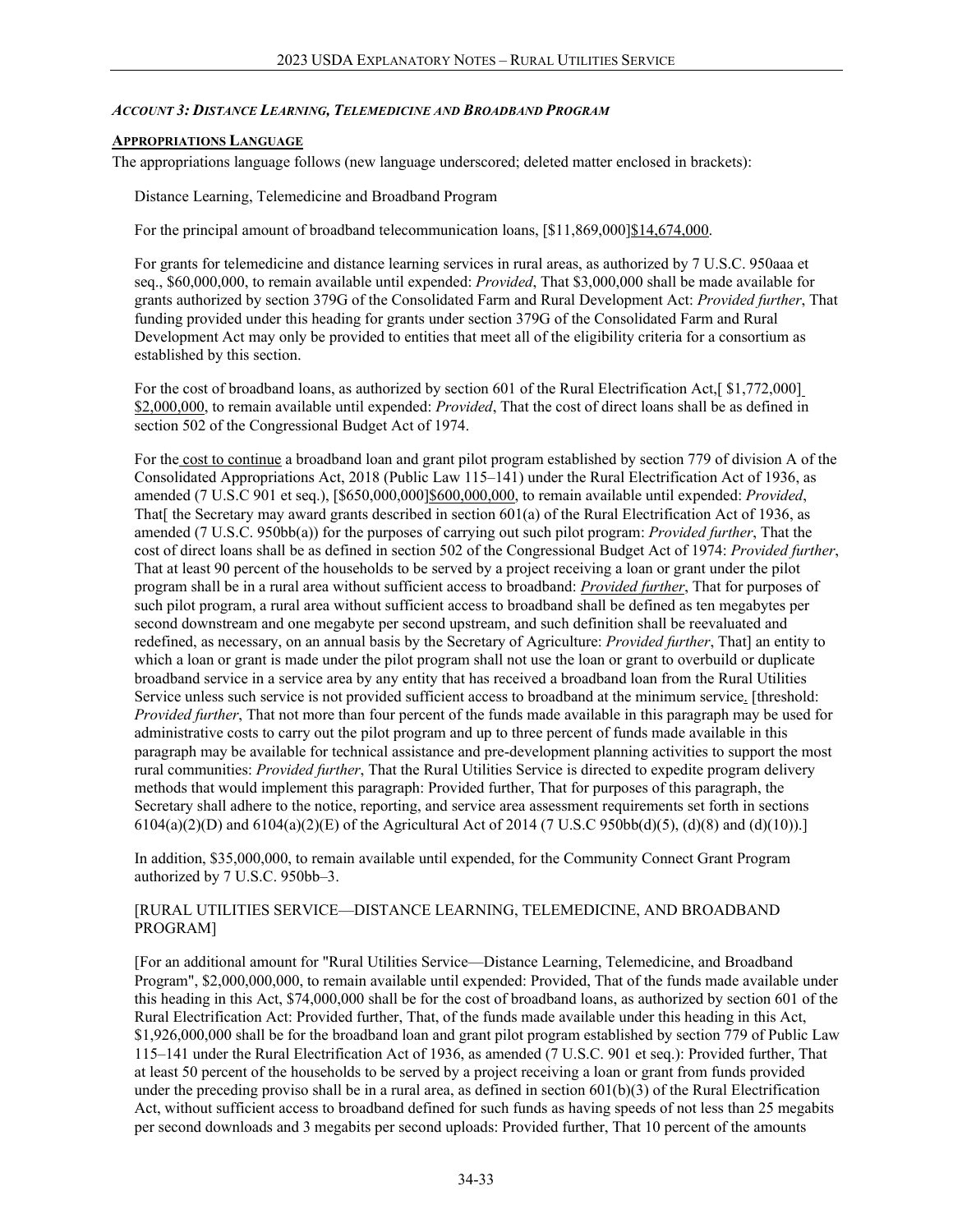### *ACCOUNT 3: DISTANCE LEARNING, TELEMEDICINE AND BROADBAND PROGRAM*

**APPROPRIATIONS LANGUAGE**

The appropriations language follows (new language underscored; deleted matter enclosed in brackets):

Distance Learning, Telemedicine and Broadband Program

For the principal amount of broadband telecommunication loans, [$11,869,000]$14,674,000.

For grants for telemedicine and distance learning services in rural areas, as authorized by 7 U.S.C. 950aaa et seq., $60,000,000, to remain available until expended: *Provided*, That $3,000,000 shall be made available for grants authorized by section 379G of the Consolidated Farm and Rural Development Act: *Provided further*, That funding provided under this heading for grants under section 379G of the Consolidated Farm and Rural Development Act may only be provided to entities that meet all of the eligibility criteria for a consortium as established by this section.

For the cost of broadband loans, as authorized by section 601 of the Rural Electrification Act,[ $1,772,000] $2,000,000, to remain available until expended: *Provided*, That the cost of direct loans shall be as defined in section 502 of the Congressional Budget Act of 1974.

For the cost to continue a broadband loan and grant pilot program established by section 779 of division A of the Consolidated Appropriations Act, 2018 (Public Law 115–141) under the Rural Electrification Act of 1936, as amended (7 U.S.C 901 et seq.), [$650,000,000]$600,000,000, to remain available until expended: *Provided*, That[ the Secretary may award grants described in section 601(a) of the Rural Electrification Act of 1936, as amended (7 U.S.C. 950bb(a)) for the purposes of carrying out such pilot program: *Provided further*, That the cost of direct loans shall be as defined in section 502 of the Congressional Budget Act of 1974: *Provided further*, That at least 90 percent of the households to be served by a project receiving a loan or grant under the pilot program shall be in a rural area without sufficient access to broadband: *Provided further*, That for purposes of such pilot program, a rural area without sufficient access to broadband shall be defined as ten megabytes per second downstream and one megabyte per second upstream, and such definition shall be reevaluated and redefined, as necessary, on an annual basis by the Secretary of Agriculture: *Provided further*, That] an entity to which a loan or grant is made under the pilot program shall not use the loan or grant to overbuild or duplicate broadband service in a service area by any entity that has received a broadband loan from the Rural Utilities Service unless such service is not provided sufficient access to broadband at the minimum service. [threshold: *Provided further*, That not more than four percent of the funds made available in this paragraph may be used for administrative costs to carry out the pilot program and up to three percent of funds made available in this paragraph may be available for technical assistance and pre-development planning activities to support the most rural communities: *Provided further*, That the Rural Utilities Service is directed to expedite program delivery methods that would implement this paragraph: Provided further, That for purposes of this paragraph, the Secretary shall adhere to the notice, reporting, and service area assessment requirements set forth in sections 6104(a)(2)(D) and 6104(a)(2)(E) of the Agricultural Act of 2014 (7 U.S.C 950bb(d)(5), (d)(8) and (d)(10)).]

In addition, $35,000,000, to remain available until expended, for the Community Connect Grant Program authorized by 7 U.S.C. 950bb–3.

[RURAL UTILITIES SERVICE—DISTANCE LEARNING, TELEMEDICINE, AND BROADBAND PROGRAM]

[For an additional amount for "Rural Utilities Service—Distance Learning, Telemedicine, and Broadband Program", $2,000,000,000, to remain available until expended: Provided, That of the funds made available under this heading in this Act, $74,000,000 shall be for the cost of broadband loans, as authorized by section 601 of the Rural Electrification Act: Provided further, That, of the funds made available under this heading in this Act, $1,926,000,000 shall be for the broadband loan and grant pilot program established by section 779 of Public Law 115–141 under the Rural Electrification Act of 1936, as amended (7 U.S.C. 901 et seq.): Provided further, That at least 50 percent of the households to be served by a project receiving a loan or grant from funds provided under the preceding proviso shall be in a rural area, as defined in section 601(b)(3) of the Rural Electrification Act, without sufficient access to broadband defined for such funds as having speeds of not less than 25 megabits per second downloads and 3 megabits per second uploads: Provided further, That 10 percent of the amounts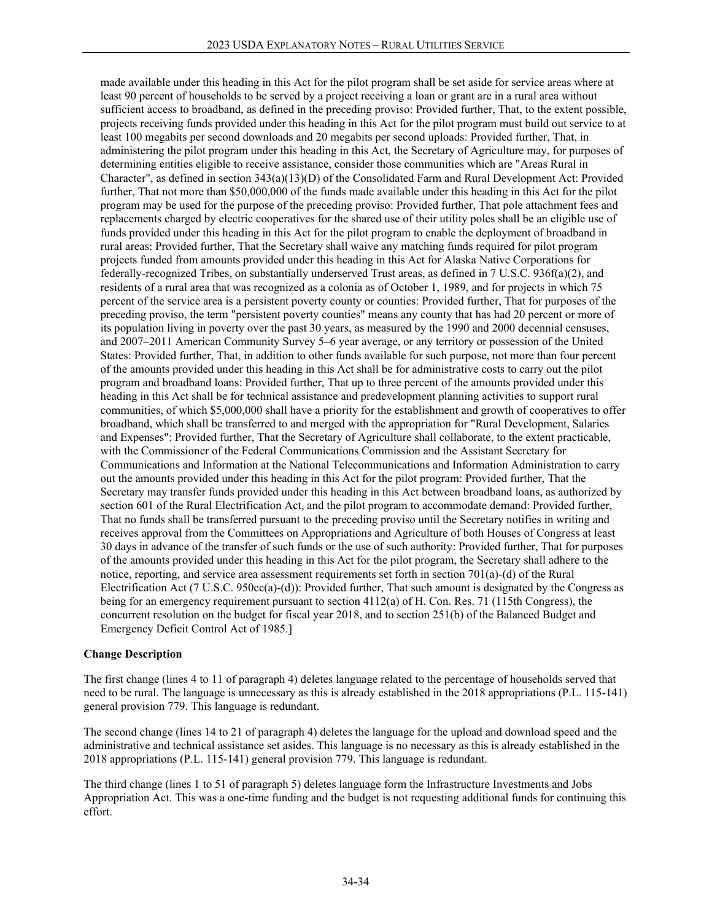made available under this heading in this Act for the pilot program shall be set aside for service areas where at least 90 percent of households to be served by a project receiving a loan or grant are in a rural area without sufficient access to broadband, as defined in the preceding proviso: Provided further, That, to the extent possible, projects receiving funds provided under this heading in this Act for the pilot program must build out service to at least 100 megabits per second downloads and 20 megabits per second uploads: Provided further, That, in administering the pilot program under this heading in this Act, the Secretary of Agriculture may, for purposes of determining entities eligible to receive assistance, consider those communities which are "Areas Rural in Character", as defined in section 343(a)(13)(D) of the Consolidated Farm and Rural Development Act: Provided further, That not more than $50,000,000 of the funds made available under this heading in this Act for the pilot program may be used for the purpose of the preceding proviso: Provided further, That pole attachment fees and replacements charged by electric cooperatives for the shared use of their utility poles shall be an eligible use of funds provided under this heading in this Act for the pilot program to enable the deployment of broadband in rural areas: Provided further, That the Secretary shall waive any matching funds required for pilot program projects funded from amounts provided under this heading in this Act for Alaska Native Corporations for federally-recognized Tribes, on substantially underserved Trust areas, as defined in 7 U.S.C. 936f(a)(2), and residents of a rural area that was recognized as a colonia as of October 1, 1989, and for projects in which 75 percent of the service area is a persistent poverty county or counties: Provided further, That for purposes of the preceding proviso, the term "persistent poverty counties" means any county that has had 20 percent or more of its population living in poverty over the past 30 years, as measured by the 1990 and 2000 decennial censuses, and 2007–2011 American Community Survey 5–6 year average, or any territory or possession of the United States: Provided further, That, in addition to other funds available for such purpose, not more than four percent of the amounts provided under this heading in this Act shall be for administrative costs to carry out the pilot program and broadband loans: Provided further, That up to three percent of the amounts provided under this heading in this Act shall be for technical assistance and predevelopment planning activities to support rural communities, of which $5,000,000 shall have a priority for the establishment and growth of cooperatives to offer broadband, which shall be transferred to and merged with the appropriation for "Rural Development, Salaries and Expenses": Provided further, That the Secretary of Agriculture shall collaborate, to the extent practicable, with the Commissioner of the Federal Communications Commission and the Assistant Secretary for Communications and Information at the National Telecommunications and Information Administration to carry out the amounts provided under this heading in this Act for the pilot program: Provided further, That the Secretary may transfer funds provided under this heading in this Act between broadband loans, as authorized by section 601 of the Rural Electrification Act, and the pilot program to accommodate demand: Provided further, That no funds shall be transferred pursuant to the preceding proviso until the Secretary notifies in writing and receives approval from the Committees on Appropriations and Agriculture of both Houses of Congress at least 30 days in advance of the transfer of such funds or the use of such authority: Provided further, That for purposes of the amounts provided under this heading in this Act for the pilot program, the Secretary shall adhere to the notice, reporting, and service area assessment requirements set forth in section 701(a)-(d) of the Rural Electrification Act (7 U.S.C. 950cc(a)-(d)): Provided further, That such amount is designated by the Congress as being for an emergency requirement pursuant to section 4112(a) of H. Con. Res. 71 (115th Congress), the concurrent resolution on the budget for fiscal year 2018, and to section 251(b) of the Balanced Budget and Emergency Deficit Control Act of 1985.]

**Change Description**

The first change (lines 4 to 11 of paragraph 4) deletes language related to the percentage of households served that need to be rural. The language is unnecessary as this is already established in the 2018 appropriations (P.L. 115-141) general provision 779. This language is redundant.

The second change (lines 14 to 21 of paragraph 4) deletes the language for the upload and download speed and the administrative and technical assistance set asides. This language is no necessary as this is already established in the 2018 appropriations (P.L. 115-141) general provision 779. This language is redundant.

The third change (lines 1 to 51 of paragraph 5) deletes language form the Infrastructure Investments and Jobs Appropriation Act. This was a one-time funding and the budget is not requesting additional funds for continuing this effort.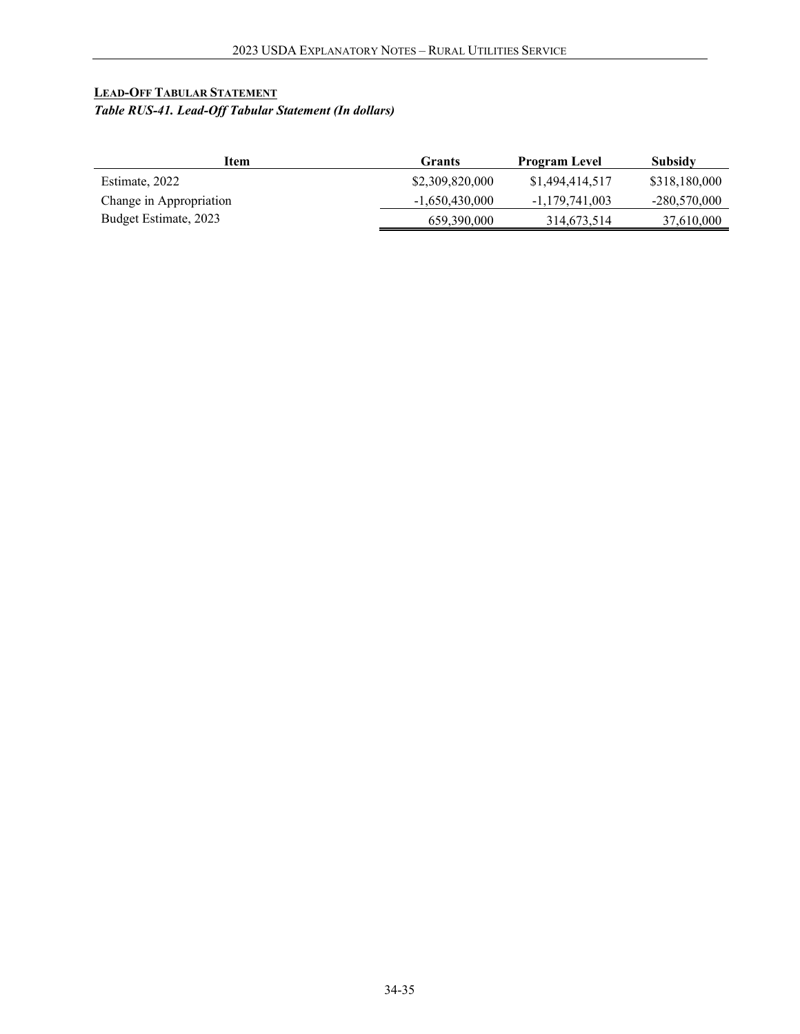## LEAD-OFF TABULAR STATEMENT

***Table RUS-41. Lead-Off Tabular Statement (In dollars)***

| Item | Grants | Program Level | Subsidy |
|---|---|---|---|
| Estimate, 2022 | $2,309,820,000 | $1,494,414,517 | $318,180,000 |
| Change in Appropriation | -1,650,430,000 | -1,179,741,003 | -280,570,000 |
| Budget Estimate, 2023 | 659,390,000 | 314,673,514 | 37,610,000 |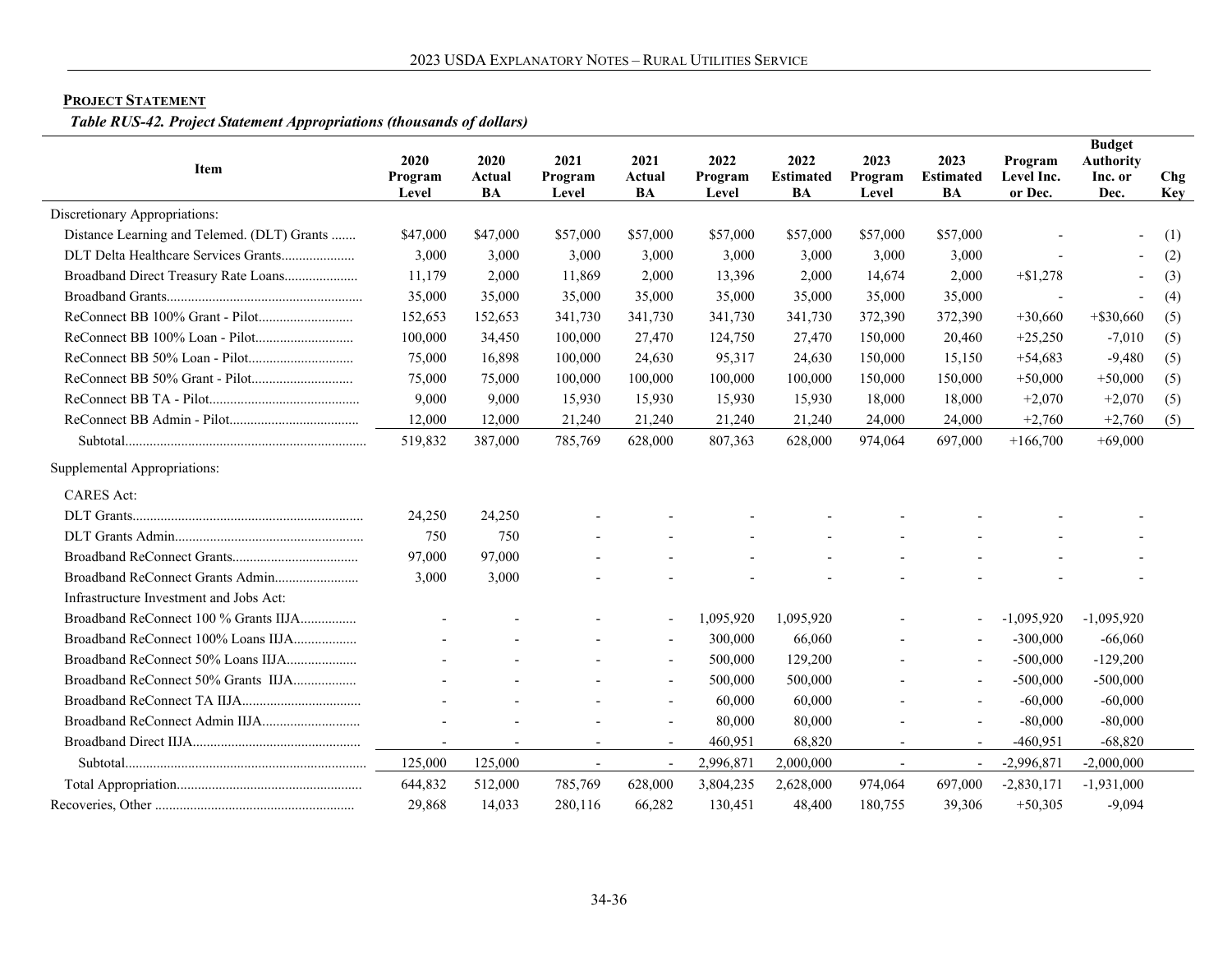**PROJECT STATEMENT**

*Table RUS-42. Project Statement Appropriations (thousands of dollars)*

| Item | 2020 Program Level | 2020 Actual BA | 2021 Program Level | 2021 Actual BA | 2022 Program Level | 2022 Estimated BA | 2023 Program Level | 2023 Estimated BA | Program Level Inc. or Dec. | Budget Authority Inc. or Dec. | Chg Key |
|---|---|---|---|---|---|---|---|---|---|---|---|
| Discretionary Appropriations: | | | | | | | | | | | |
| Distance Learning and Telemed. (DLT) Grants | $47,000 | $47,000 | $57,000 | $57,000 | $57,000 | $57,000 | $57,000 | $57,000 | - | - | (1) |
| DLT Delta Healthcare Services Grants | 3,000 | 3,000 | 3,000 | 3,000 | 3,000 | 3,000 | 3,000 | 3,000 | - | - | (2) |
| Broadband Direct Treasury Rate Loans | 11,179 | 2,000 | 11,869 | 2,000 | 13,396 | 2,000 | 14,674 | 2,000 | +$1,278 | - | (3) |
| Broadband Grants | 35,000 | 35,000 | 35,000 | 35,000 | 35,000 | 35,000 | 35,000 | 35,000 | - | - | (4) |
| ReConnect BB 100% Grant - Pilot | 152,653 | 152,653 | 341,730 | 341,730 | 341,730 | 341,730 | 372,390 | 372,390 | +30,660 | +$30,660 | (5) |
| ReConnect BB 100% Loan - Pilot | 100,000 | 34,450 | 100,000 | 27,470 | 124,750 | 27,470 | 150,000 | 20,460 | +25,250 | -7,010 | (5) |
| ReConnect BB 50% Loan - Pilot | 75,000 | 16,898 | 100,000 | 24,630 | 95,317 | 24,630 | 150,000 | 15,150 | +54,683 | -9,480 | (5) |
| ReConnect BB 50% Grant - Pilot | 75,000 | 75,000 | 100,000 | 100,000 | 100,000 | 100,000 | 150,000 | 150,000 | +50,000 | +50,000 | (5) |
| ReConnect BB TA - Pilot | 9,000 | 9,000 | 15,930 | 15,930 | 15,930 | 15,930 | 18,000 | 18,000 | +2,070 | +2,070 | (5) |
| ReConnect BB Admin - Pilot | 12,000 | 12,000 | 21,240 | 21,240 | 21,240 | 21,240 | 24,000 | 24,000 | +2,760 | +2,760 | (5) |
| Subtotal | 519,832 | 387,000 | 785,769 | 628,000 | 807,363 | 628,000 | 974,064 | 697,000 | +166,700 | +69,000 | |
| Supplemental Appropriations: | | | | | | | | | | | |
| CARES Act: | | | | | | | | | | | |
| DLT Grants | 24,250 | 24,250 | - | - | - | - | - | - | - | - | |
| DLT Grants Admin | 750 | 750 | - | - | - | - | - | - | - | - | |
| Broadband ReConnect Grants | 97,000 | 97,000 | - | - | - | - | - | - | - | - | |
| Broadband ReConnect Grants Admin | 3,000 | 3,000 | - | - | - | - | - | - | - | - | |
| Infrastructure Investment and Jobs Act: | | | | | | | | | | | |
| Broadband ReConnect 100 % Grants IIJA | - | - | - | - | 1,095,920 | 1,095,920 | - | - | -1,095,920 | -1,095,920 | |
| Broadband ReConnect 100% Loans IIJA | - | - | - | - | 300,000 | 66,060 | - | - | -300,000 | -66,060 | |
| Broadband ReConnect 50% Loans IIJA | - | - | - | - | 500,000 | 129,200 | - | - | -500,000 | -129,200 | |
| Broadband ReConnect 50% Grants IIJA | - | - | - | - | 500,000 | 500,000 | - | - | -500,000 | -500,000 | |
| Broadband ReConnect TA IIJA | - | - | - | - | 60,000 | 60,000 | - | - | -60,000 | -60,000 | |
| Broadband ReConnect Admin IIJA | - | - | - | - | 80,000 | 80,000 | - | - | -80,000 | -80,000 | |
| Broadband Direct IIJA | - | - | - | - | 460,951 | 68,820 | - | - | -460,951 | -68,820 | |
| Subtotal | 125,000 | 125,000 | - | - | 2,996,871 | 2,000,000 | - | - | -2,996,871 | -2,000,000 | |
| Total Appropriation | 644,832 | 512,000 | 785,769 | 628,000 | 3,804,235 | 2,628,000 | 974,064 | 697,000 | -2,830,171 | -1,931,000 | |
| Recoveries, Other | 29,868 | 14,033 | 280,116 | 66,282 | 130,451 | 48,400 | 180,755 | 39,306 | +50,305 | -9,094 | |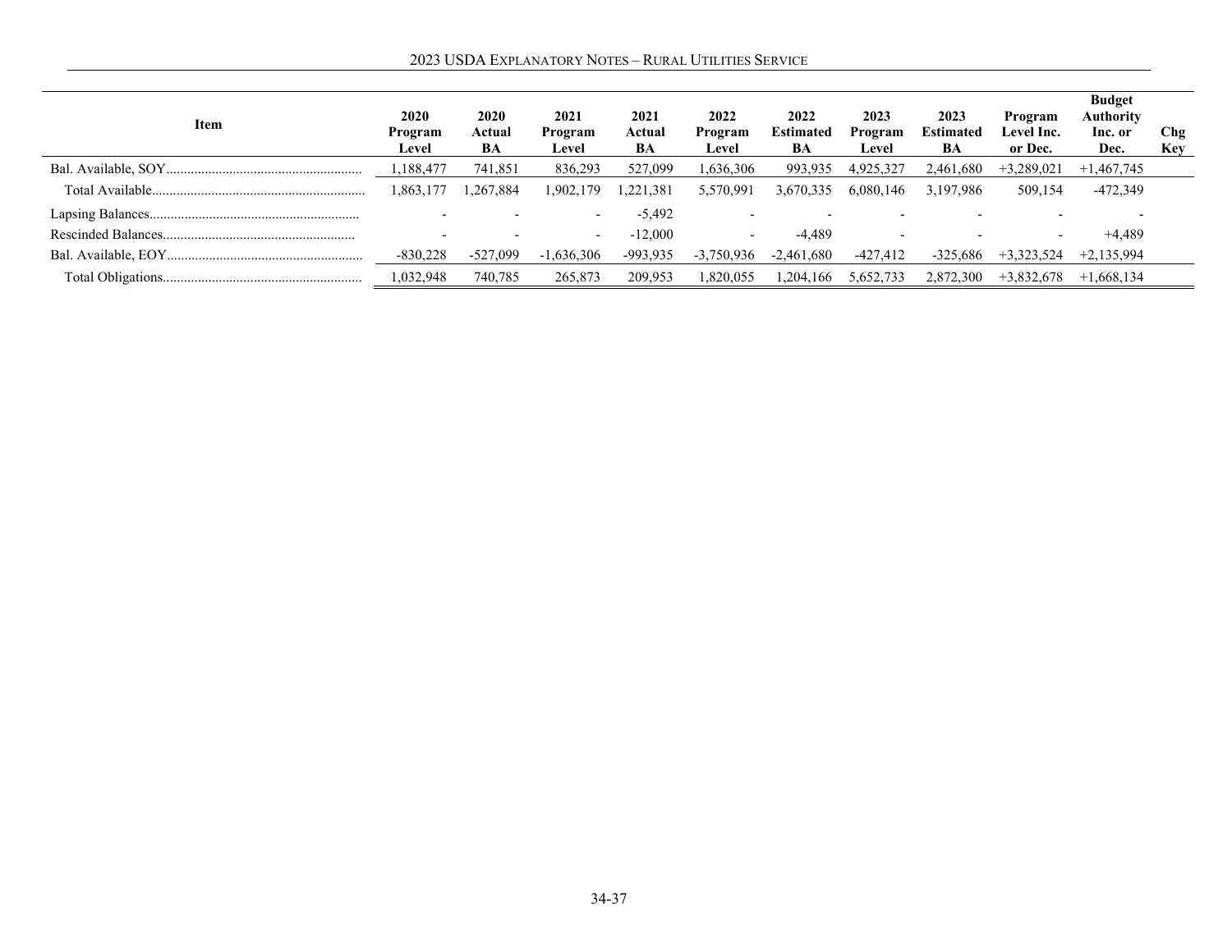| Item | 2020 Program Level | 2020 Actual BA | 2021 Program Level | 2021 Actual BA | 2022 Program Level | 2022 Estimated BA | 2023 Program Level | 2023 Estimated BA | Program Level Inc. or Dec. | Budget Authority Inc. or Dec. | Chg Key |
|---|---|---|---|---|---|---|---|---|---|---|---|
| Bal. Available, SOY | 1,188,477 | 741,851 | 836,293 | 527,099 | 1,636,306 | 993,935 | 4,925,327 | 2,461,680 | +3,289,021 | +1,467,745 | |
| Total Available | 1,863,177 | 1,267,884 | 1,902,179 | 1,221,381 | 5,570,991 | 3,670,335 | 6,080,146 | 3,197,986 | 509,154 | -472,349 | |
| Lapsing Balances | - | - | - | -5,492 | - | - | - | - | - | - | |
| Rescinded Balances | - | - | - | -12,000 | - | -4,489 | - | - | - | +4,489 | |
| Bal. Available, EOY | -830,228 | -527,099 | -1,636,306 | -993,935 | -3,750,936 | -2,461,680 | -427,412 | -325,686 | +3,323,524 | +2,135,994 | |
| Total Obligations | 1,032,948 | 740,785 | 265,873 | 209,953 | 1,820,055 | 1,204,166 | 5,652,733 | 2,872,300 | +3,832,678 | +1,668,134 | |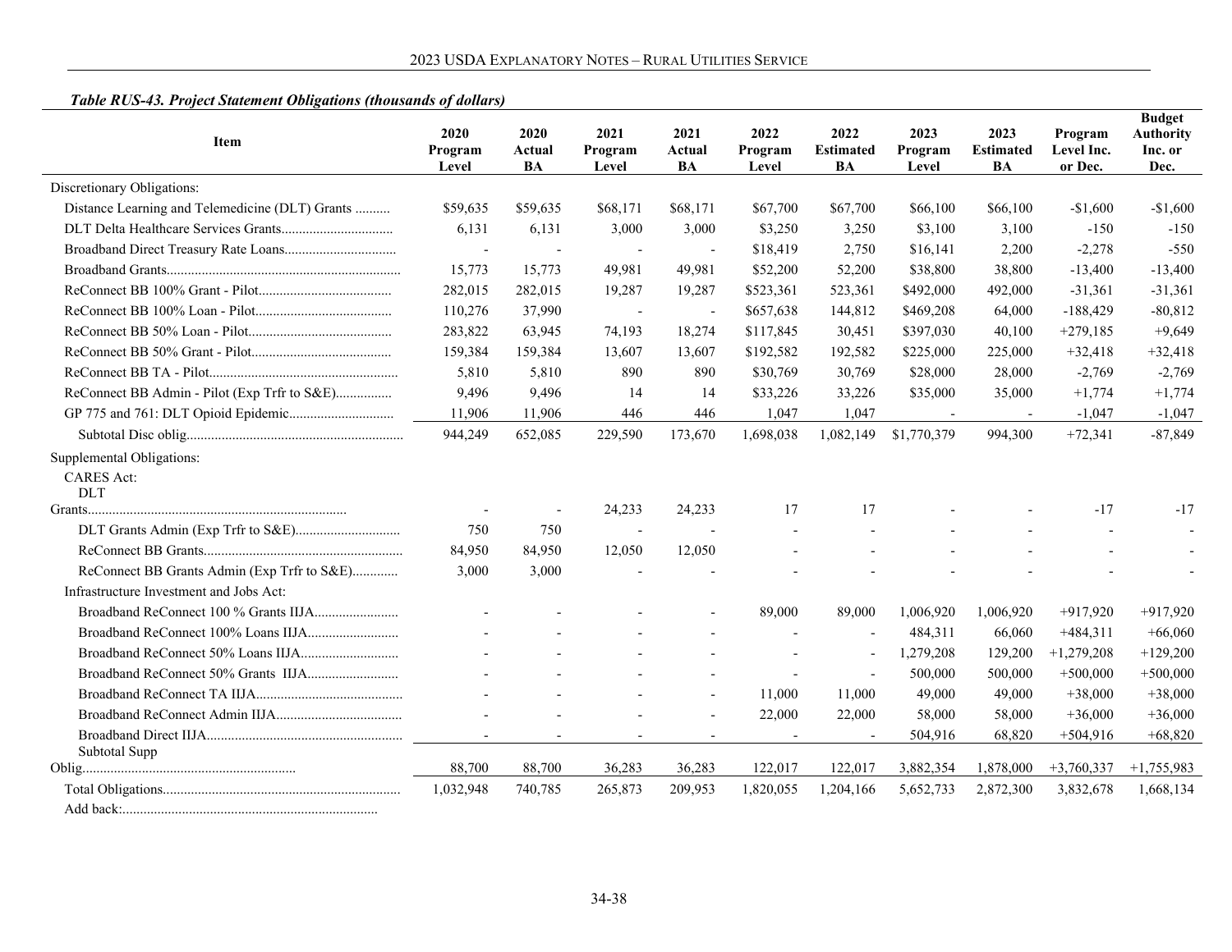*Table RUS-43. Project Statement Obligations (thousands of dollars)*

| Item | 2020 Program Level | 2020 Actual BA | 2021 Program Level | 2021 Actual BA | 2022 Program Level | 2022 Estimated BA | 2023 Program Level | 2023 Estimated BA | Program Level Inc. or Dec. | Budget Authority Inc. or Dec. |
|---|---|---|---|---|---|---|---|---|---|---|
| Discretionary Obligations: | | | | | | | | | | |
| Distance Learning and Telemedicine (DLT) Grants .......... | $59,635 | $59,635 | $68,171 | $68,171 | $67,700 | $67,700 | $66,100 | $66,100 | -$1,600 | -$1,600 |
| DLT Delta Healthcare Services Grants................................ | 6,131 | 6,131 | 3,000 | 3,000 | $3,250 | 3,250 | $3,100 | 3,100 | -150 | -150 |
| Broadband Direct Treasury Rate Loans................................ | - | - | - | - | $18,419 | 2,750 | $16,141 | 2,200 | -2,278 | -550 |
| Broadband Grants.................................................................. | 15,773 | 15,773 | 49,981 | 49,981 | $52,200 | 52,200 | $38,800 | 38,800 | -13,400 | -13,400 |
| ReConnect BB 100% Grant - Pilot...................................... | 282,015 | 282,015 | 19,287 | 19,287 | $523,361 | 523,361 | $492,000 | 492,000 | -31,361 | -31,361 |
| ReConnect BB 100% Loan - Pilot....................................... | 110,276 | 37,990 | - | - | $657,638 | 144,812 | $469,208 | 64,000 | -188,429 | -80,812 |
| ReConnect BB 50% Loan - Pilot......................................... | 283,822 | 63,945 | 74,193 | 18,274 | $117,845 | 30,451 | $397,030 | 40,100 | +279,185 | +9,649 |
| ReConnect BB 50% Grant - Pilot........................................ | 159,384 | 159,384 | 13,607 | 13,607 | $192,582 | 192,582 | $225,000 | 225,000 | +32,418 | +32,418 |
| ReConnect BB TA - Pilot...................................................... | 5,810 | 5,810 | 890 | 890 | $30,769 | 30,769 | $28,000 | 28,000 | -2,769 | -2,769 |
| ReConnect BB Admin - Pilot (Exp Trfr to S&E)................ | 9,496 | 9,496 | 14 | 14 | $33,226 | 33,226 | $35,000 | 35,000 | +1,774 | +1,774 |
| GP 775 and 761: DLT Opioid Epidemic............................. | 11,906 | 11,906 | 446 | 446 | 1,047 | 1,047 | - | - | -1,047 | -1,047 |
| Subtotal Disc oblig............................................................. | 944,249 | 652,085 | 229,590 | 173,670 | 1,698,038 | 1,082,149 | $1,770,379 | 994,300 | +72,341 | -87,849 |
| Supplemental Obligations: | | | | | | | | | | |
| CARES Act: | | | | | | | | | | |
| DLT Grants.......................................................................... | - | - | 24,233 | 24,233 | 17 | 17 | - | - | -17 | -17 |
| DLT Grants Admin (Exp Trfr to S&E)............................. | 750 | 750 | - | - | - | - | - | - | - | - |
| ReConnect BB Grants........................................................ | 84,950 | 84,950 | 12,050 | 12,050 | - | - | - | - | - | - |
| ReConnect BB Grants Admin (Exp Trfr to S&E)............. | 3,000 | 3,000 | - | - | - | - | - | - | - | - |
| Infrastructure Investment and Jobs Act: | | | | | | | | | | |
| Broadband ReConnect 100 % Grants IIJA........................ | - | - | - | - | 89,000 | 89,000 | 1,006,920 | 1,006,920 | +917,920 | +917,920 |
| Broadband ReConnect 100% Loans IIJA.......................... | - | - | - | - | - | - | 484,311 | 66,060 | +484,311 | +66,060 |
| Broadband ReConnect 50% Loans IIJA............................ | - | - | - | - | - | - | 1,279,208 | 129,200 | +1,279,208 | +129,200 |
| Broadband ReConnect 50% Grants IIJA.......................... | - | - | - | - | - | - | 500,000 | 500,000 | +500,000 | +500,000 |
| Broadband ReConnect TA IIJA.......................................... | - | - | - | - | 11,000 | 11,000 | 49,000 | 49,000 | +38,000 | +38,000 |
| Broadband ReConnect Admin IIJA.................................... | - | - | - | - | 22,000 | 22,000 | 58,000 | 58,000 | +36,000 | +36,000 |
| Broadband Direct IIJA........................................................ | - | - | - | - | - | - | 504,916 | 68,820 | +504,916 | +68,820 |
| Subtotal Supp Oblig............................................................. | 88,700 | 88,700 | 36,283 | 36,283 | 122,017 | 122,017 | 3,882,354 | 1,878,000 | +3,760,337 | +1,755,983 |
| Total Obligations................................................................... | 1,032,948 | 740,785 | 265,873 | 209,953 | 1,820,055 | 1,204,166 | 5,652,733 | 2,872,300 | 3,832,678 | 1,668,134 |
| Add back:......................................................................... | | | | | | | | | | |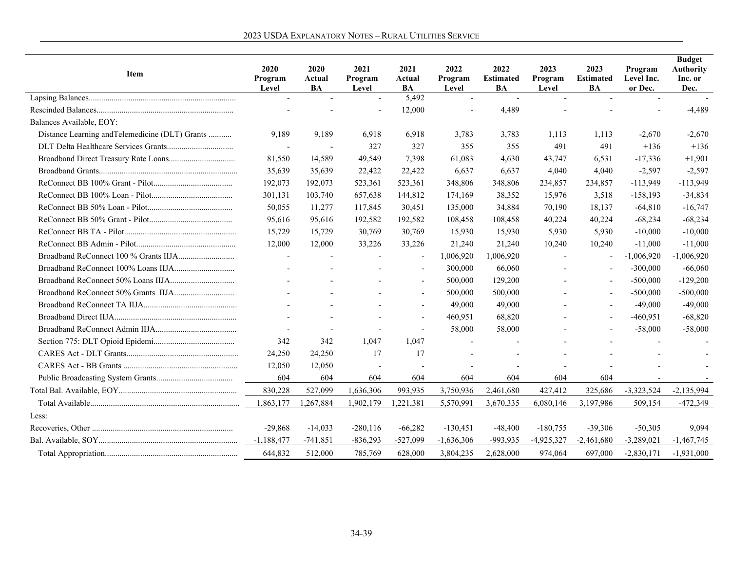| Item | 2020 Program Level | 2020 Actual BA | 2021 Program Level | 2021 Actual BA | 2022 Program Level | 2022 Estimated BA | 2023 Program Level | 2023 Estimated BA | Program Level Inc. or Dec. | Budget Authority Inc. or Dec. |
|---|---|---|---|---|---|---|---|---|---|---|
| Lapsing Balances | - | - | - | 5,492 | - | - | - | - | - | - |
| Rescinded Balances | - | - | - | 12,000 | - | 4,489 | - | - | - | -4,489 |
| Balances Available, EOY: | | | | | | | | | | |
| Distance Learning andTelemedicine (DLT) Grants | 9,189 | 9,189 | 6,918 | 6,918 | 3,783 | 3,783 | 1,113 | 1,113 | -2,670 | -2,670 |
| DLT Delta Healthcare Services Grants | - | - | 327 | 327 | 355 | 355 | 491 | 491 | +136 | +136 |
| Broadband Direct Treasury Rate Loans | 81,550 | 14,589 | 49,549 | 7,398 | 61,083 | 4,630 | 43,747 | 6,531 | -17,336 | +1,901 |
| Broadband Grants | 35,639 | 35,639 | 22,422 | 22,422 | 6,637 | 6,637 | 4,040 | 4,040 | -2,597 | -2,597 |
| ReConnect BB 100% Grant - Pilot | 192,073 | 192,073 | 523,361 | 523,361 | 348,806 | 348,806 | 234,857 | 234,857 | -113,949 | -113,949 |
| ReConnect BB 100% Loan - Pilot | 301,131 | 103,740 | 657,638 | 144,812 | 174,169 | 38,352 | 15,976 | 3,518 | -158,193 | -34,834 |
| ReConnect BB 50% Loan - Pilot | 50,055 | 11,277 | 117,845 | 30,451 | 135,000 | 34,884 | 70,190 | 18,137 | -64,810 | -16,747 |
| ReConnect BB 50% Grant - Pilot | 95,616 | 95,616 | 192,582 | 192,582 | 108,458 | 108,458 | 40,224 | 40,224 | -68,234 | -68,234 |
| ReConnect BB TA - Pilot | 15,729 | 15,729 | 30,769 | 30,769 | 15,930 | 15,930 | 5,930 | 5,930 | -10,000 | -10,000 |
| ReConnect BB Admin - Pilot | 12,000 | 12,000 | 33,226 | 33,226 | 21,240 | 21,240 | 10,240 | 10,240 | -11,000 | -11,000 |
| Broadband ReConnect 100 % Grants IIJA | - | - | - | - | 1,006,920 | 1,006,920 | - | - | -1,006,920 | -1,006,920 |
| Broadband ReConnect 100% Loans IIJA | - | - | - | - | 300,000 | 66,060 | - | - | -300,000 | -66,060 |
| Broadband ReConnect 50% Loans IIJA | - | - | - | - | 500,000 | 129,200 | - | - | -500,000 | -129,200 |
| Broadband ReConnect 50% Grants IIJA | - | - | - | - | 500,000 | 500,000 | - | - | -500,000 | -500,000 |
| Broadband ReConnect TA IIJA | - | - | - | - | 49,000 | 49,000 | - | - | -49,000 | -49,000 |
| Broadband Direct IIJA | - | - | - | - | 460,951 | 68,820 | - | - | -460,951 | -68,820 |
| Broadband ReConnect Admin IIJA | - | - | - | - | 58,000 | 58,000 | - | - | -58,000 | -58,000 |
| Section 775: DLT Opioid Epidemi | 342 | 342 | 1,047 | 1,047 | - | - | - | - | - | - |
| CARES Act - DLT Grants | 24,250 | 24,250 | 17 | 17 | - | - | - | - | - | - |
| CARES Act - BB Grants | 12,050 | 12,050 | - | - | - | - | - | - | - | - |
| Public Broadcasting System Grants | 604 | 604 | 604 | 604 | 604 | 604 | 604 | 604 | - | - |
| Total Bal. Available, EOY | 830,228 | 527,099 | 1,636,306 | 993,935 | 3,750,936 | 2,461,680 | 427,412 | 325,686 | -3,323,524 | -2,135,994 |
| Total Available | 1,863,177 | 1,267,884 | 1,902,179 | 1,221,381 | 5,570,991 | 3,670,335 | 6,080,146 | 3,197,986 | 509,154 | -472,349 |
| Less: | | | | | | | | | | |
| Recoveries, Other | -29,868 | -14,033 | -280,116 | -66,282 | -130,451 | -48,400 | -180,755 | -39,306 | -50,305 | 9,094 |
| Bal. Available, SOY | -1,188,477 | -741,851 | -836,293 | -527,099 | -1,636,306 | -993,935 | -4,925,327 | -2,461,680 | -3,289,021 | -1,467,745 |
| Total Appropriation | 644,832 | 512,000 | 785,769 | 628,000 | 3,804,235 | 2,628,000 | 974,064 | 697,000 | -2,830,171 | -1,931,000 |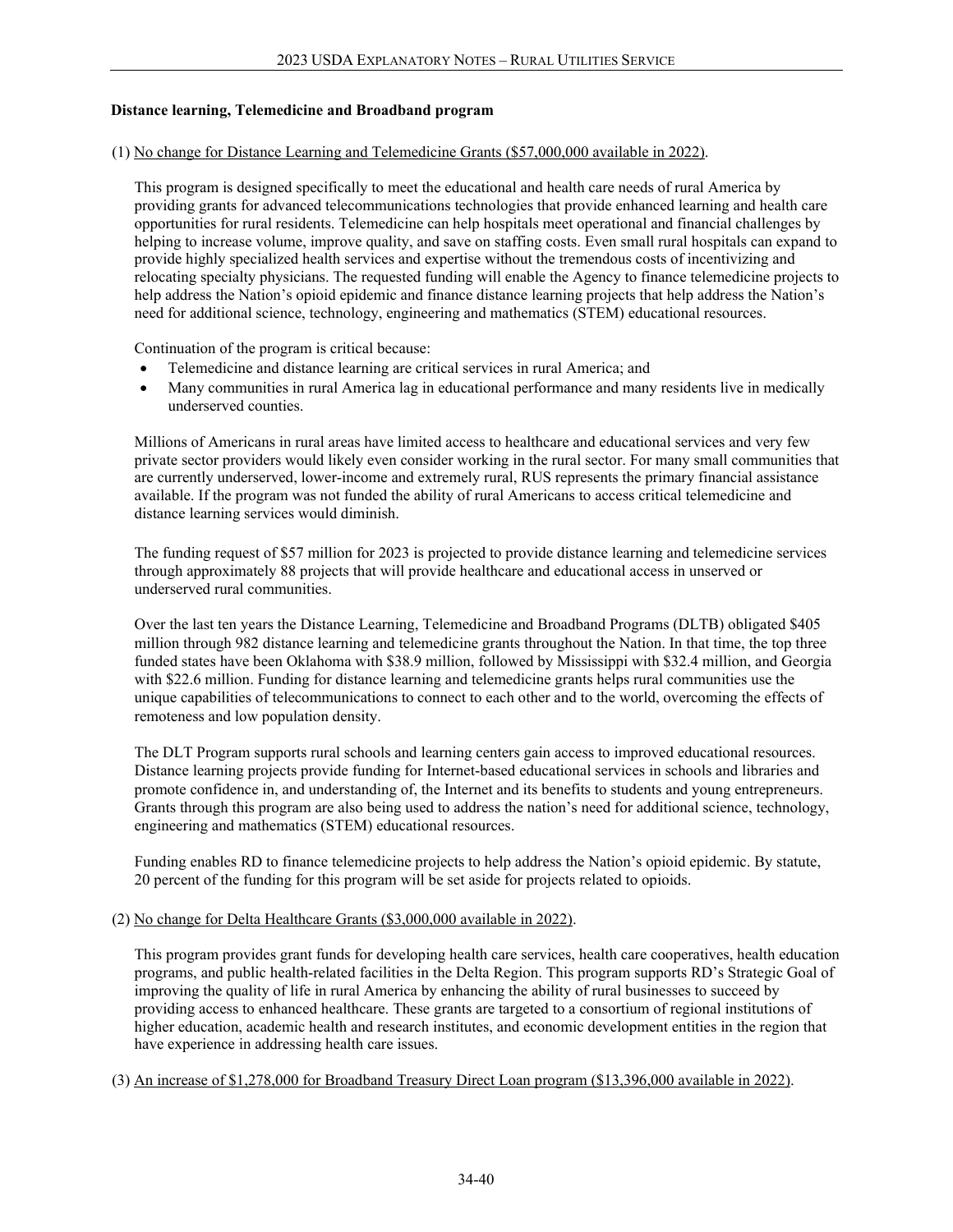**Distance learning, Telemedicine and Broadband program**

(1) No change for Distance Learning and Telemedicine Grants ($57,000,000 available in 2022).

This program is designed specifically to meet the educational and health care needs of rural America by providing grants for advanced telecommunications technologies that provide enhanced learning and health care opportunities for rural residents. Telemedicine can help hospitals meet operational and financial challenges by helping to increase volume, improve quality, and save on staffing costs. Even small rural hospitals can expand to provide highly specialized health services and expertise without the tremendous costs of incentivizing and relocating specialty physicians. The requested funding will enable the Agency to finance telemedicine projects to help address the Nation's opioid epidemic and finance distance learning projects that help address the Nation's need for additional science, technology, engineering and mathematics (STEM) educational resources.

Continuation of the program is critical because:

- Telemedicine and distance learning are critical services in rural America; and
- Many communities in rural America lag in educational performance and many residents live in medically underserved counties.

Millions of Americans in rural areas have limited access to healthcare and educational services and very few private sector providers would likely even consider working in the rural sector. For many small communities that are currently underserved, lower-income and extremely rural, RUS represents the primary financial assistance available. If the program was not funded the ability of rural Americans to access critical telemedicine and distance learning services would diminish.

The funding request of $57 million for 2023 is projected to provide distance learning and telemedicine services through approximately 88 projects that will provide healthcare and educational access in unserved or underserved rural communities.

Over the last ten years the Distance Learning, Telemedicine and Broadband Programs (DLTB) obligated $405 million through 982 distance learning and telemedicine grants throughout the Nation. In that time, the top three funded states have been Oklahoma with $38.9 million, followed by Mississippi with $32.4 million, and Georgia with $22.6 million. Funding for distance learning and telemedicine grants helps rural communities use the unique capabilities of telecommunications to connect to each other and to the world, overcoming the effects of remoteness and low population density.

The DLT Program supports rural schools and learning centers gain access to improved educational resources. Distance learning projects provide funding for Internet-based educational services in schools and libraries and promote confidence in, and understanding of, the Internet and its benefits to students and young entrepreneurs. Grants through this program are also being used to address the nation's need for additional science, technology, engineering and mathematics (STEM) educational resources.

Funding enables RD to finance telemedicine projects to help address the Nation's opioid epidemic. By statute, 20 percent of the funding for this program will be set aside for projects related to opioids.

(2) No change for Delta Healthcare Grants ($3,000,000 available in 2022).

This program provides grant funds for developing health care services, health care cooperatives, health education programs, and public health-related facilities in the Delta Region. This program supports RD's Strategic Goal of improving the quality of life in rural America by enhancing the ability of rural businesses to succeed by providing access to enhanced healthcare. These grants are targeted to a consortium of regional institutions of higher education, academic health and research institutes, and economic development entities in the region that have experience in addressing health care issues.

(3) An increase of $1,278,000 for Broadband Treasury Direct Loan program ($13,396,000 available in 2022).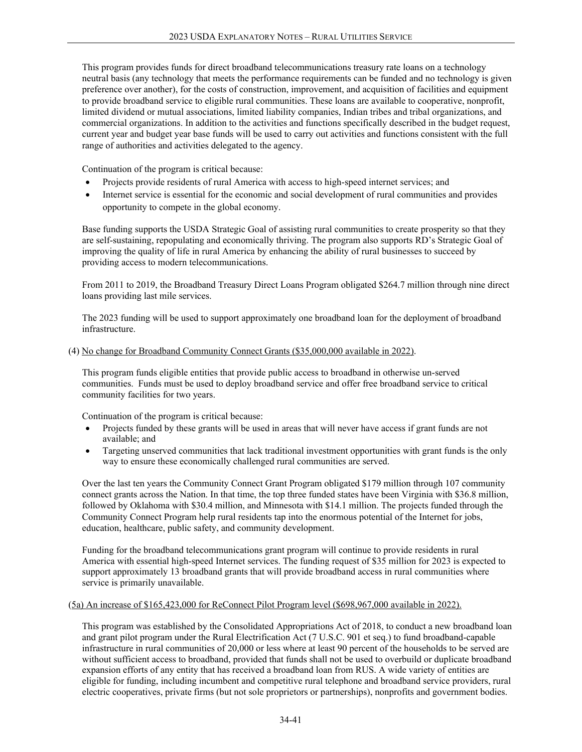This program provides funds for direct broadband telecommunications treasury rate loans on a technology neutral basis (any technology that meets the performance requirements can be funded and no technology is given preference over another), for the costs of construction, improvement, and acquisition of facilities and equipment to provide broadband service to eligible rural communities. These loans are available to cooperative, nonprofit, limited dividend or mutual associations, limited liability companies, Indian tribes and tribal organizations, and commercial organizations. In addition to the activities and functions specifically described in the budget request, current year and budget year base funds will be used to carry out activities and functions consistent with the full range of authorities and activities delegated to the agency.

Continuation of the program is critical because:

- Projects provide residents of rural America with access to high-speed internet services; and
- Internet service is essential for the economic and social development of rural communities and provides opportunity to compete in the global economy.

Base funding supports the USDA Strategic Goal of assisting rural communities to create prosperity so that they are self-sustaining, repopulating and economically thriving. The program also supports RD's Strategic Goal of improving the quality of life in rural America by enhancing the ability of rural businesses to succeed by providing access to modern telecommunications.

From 2011 to 2019, the Broadband Treasury Direct Loans Program obligated $264.7 million through nine direct loans providing last mile services.

The 2023 funding will be used to support approximately one broadband loan for the deployment of broadband infrastructure.

(4) No change for Broadband Community Connect Grants ($35,000,000 available in 2022).

This program funds eligible entities that provide public access to broadband in otherwise un-served communities. Funds must be used to deploy broadband service and offer free broadband service to critical community facilities for two years.

Continuation of the program is critical because:

- Projects funded by these grants will be used in areas that will never have access if grant funds are not available; and
- Targeting unserved communities that lack traditional investment opportunities with grant funds is the only way to ensure these economically challenged rural communities are served.

Over the last ten years the Community Connect Grant Program obligated $179 million through 107 community connect grants across the Nation. In that time, the top three funded states have been Virginia with $36.8 million, followed by Oklahoma with $30.4 million, and Minnesota with $14.1 million. The projects funded through the Community Connect Program help rural residents tap into the enormous potential of the Internet for jobs, education, healthcare, public safety, and community development.

Funding for the broadband telecommunications grant program will continue to provide residents in rural America with essential high-speed Internet services. The funding request of $35 million for 2023 is expected to support approximately 13 broadband grants that will provide broadband access in rural communities where service is primarily unavailable.

(5a) An increase of $165,423,000 for ReConnect Pilot Program level ($698,967,000 available in 2022).

This program was established by the Consolidated Appropriations Act of 2018, to conduct a new broadband loan and grant pilot program under the Rural Electrification Act (7 U.S.C. 901 et seq.) to fund broadband-capable infrastructure in rural communities of 20,000 or less where at least 90 percent of the households to be served are without sufficient access to broadband, provided that funds shall not be used to overbuild or duplicate broadband expansion efforts of any entity that has received a broadband loan from RUS. A wide variety of entities are eligible for funding, including incumbent and competitive rural telephone and broadband service providers, rural electric cooperatives, private firms (but not sole proprietors or partnerships), nonprofits and government bodies.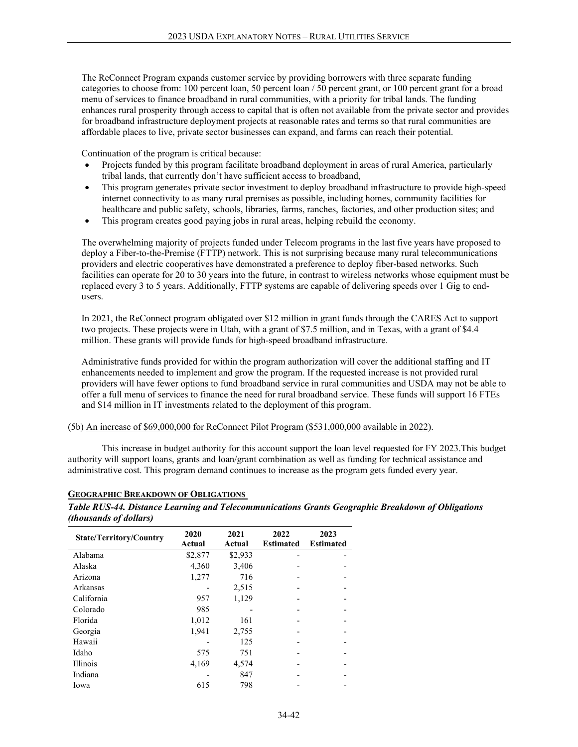The ReConnect Program expands customer service by providing borrowers with three separate funding categories to choose from: 100 percent loan, 50 percent loan / 50 percent grant, or 100 percent grant for a broad menu of services to finance broadband in rural communities, with a priority for tribal lands. The funding enhances rural prosperity through access to capital that is often not available from the private sector and provides for broadband infrastructure deployment projects at reasonable rates and terms so that rural communities are affordable places to live, private sector businesses can expand, and farms can reach their potential.

Continuation of the program is critical because:

- Projects funded by this program facilitate broadband deployment in areas of rural America, particularly tribal lands, that currently don't have sufficient access to broadband,
- This program generates private sector investment to deploy broadband infrastructure to provide high-speed internet connectivity to as many rural premises as possible, including homes, community facilities for healthcare and public safety, schools, libraries, farms, ranches, factories, and other production sites; and
- This program creates good paying jobs in rural areas, helping rebuild the economy.

The overwhelming majority of projects funded under Telecom programs in the last five years have proposed to deploy a Fiber-to-the-Premise (FTTP) network. This is not surprising because many rural telecommunications providers and electric cooperatives have demonstrated a preference to deploy fiber-based networks. Such facilities can operate for 20 to 30 years into the future, in contrast to wireless networks whose equipment must be replaced every 3 to 5 years. Additionally, FTTP systems are capable of delivering speeds over 1 Gig to end-users.

In 2021, the ReConnect program obligated over $12 million in grant funds through the CARES Act to support two projects. These projects were in Utah, with a grant of $7.5 million, and in Texas, with a grant of $4.4 million. These grants will provide funds for high-speed broadband infrastructure.

Administrative funds provided for within the program authorization will cover the additional staffing and IT enhancements needed to implement and grow the program. If the requested increase is not provided rural providers will have fewer options to fund broadband service in rural communities and USDA may not be able to offer a full menu of services to finance the need for rural broadband service. These funds will support 16 FTEs and $14 million in IT investments related to the deployment of this program.

(5b) An increase of $69,000,000 for ReConnect Pilot Program ($531,000,000 available in 2022).

This increase in budget authority for this account support the loan level requested for FY 2023.This budget authority will support loans, grants and loan/grant combination as well as funding for technical assistance and administrative cost. This program demand continues to increase as the program gets funded every year.

**Geographic Breakdown of Obligations**

***Table RUS-44. Distance Learning and Telecommunications Grants Geographic Breakdown of Obligations (thousands of dollars)***

| State/Territory/Country | 2020 Actual | 2021 Actual | 2022 Estimated | 2023 Estimated |
|---|---|---|---|---|
| Alabama | $2,877 | $2,933 | - | - |
| Alaska | 4,360 | 3,406 | - | - |
| Arizona | 1,277 | 716 | - | - |
| Arkansas | - | 2,515 | - | - |
| California | 957 | 1,129 | - | - |
| Colorado | 985 | - | - | - |
| Florida | 1,012 | 161 | - | - |
| Georgia | 1,941 | 2,755 | - | - |
| Hawaii | - | 125 | - | - |
| Idaho | 575 | 751 | - | - |
| Illinois | 4,169 | 4,574 | - | - |
| Indiana | - | 847 | - | - |
| Iowa | 615 | 798 | - | - |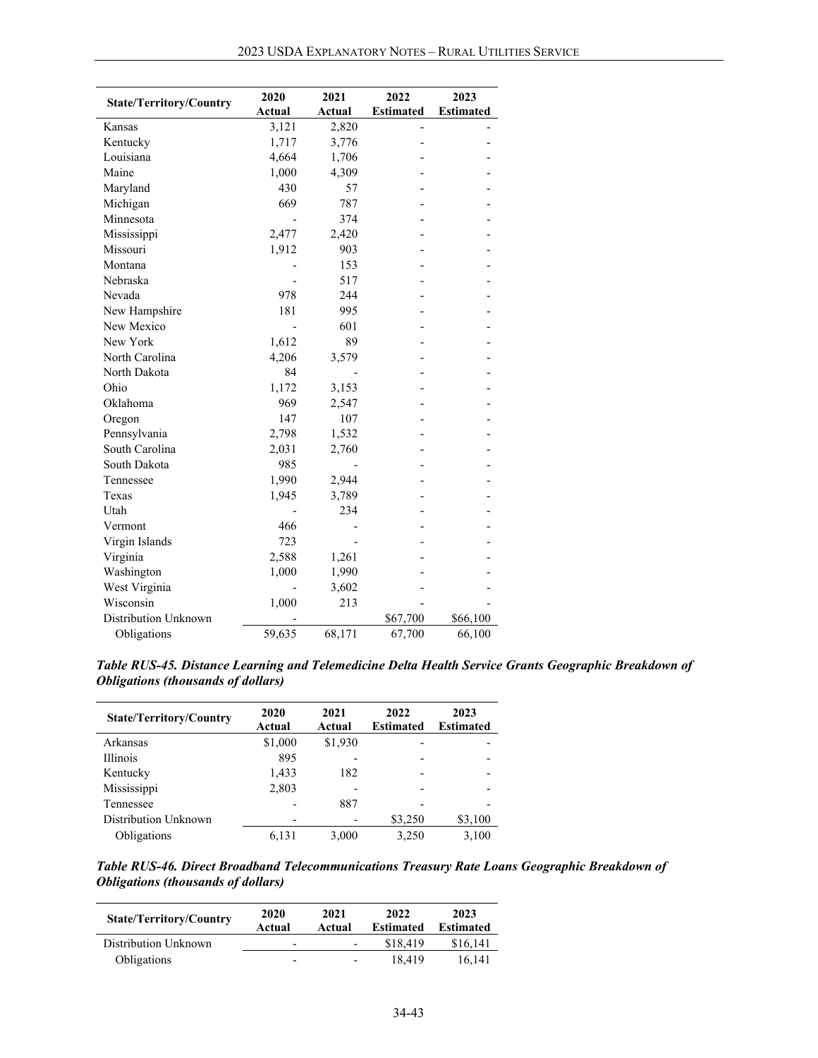| State/Territory/Country | 2020 Actual | 2021 Actual | 2022 Estimated | 2023 Estimated |
|---|---|---|---|---|
| Kansas | 3,121 | 2,820 | - | - |
| Kentucky | 1,717 | 3,776 | - | - |
| Louisiana | 4,664 | 1,706 | - | - |
| Maine | 1,000 | 4,309 | - | - |
| Maryland | 430 | 57 | - | - |
| Michigan | 669 | 787 | - | - |
| Minnesota | - | 374 | - | - |
| Mississippi | 2,477 | 2,420 | - | - |
| Missouri | 1,912 | 903 | - | - |
| Montana | - | 153 | - | - |
| Nebraska | - | 517 | - | - |
| Nevada | 978 | 244 | - | - |
| New Hampshire | 181 | 995 | - | - |
| New Mexico | - | 601 | - | - |
| New York | 1,612 | 89 | - | - |
| North Carolina | 4,206 | 3,579 | - | - |
| North Dakota | 84 | - | - | - |
| Ohio | 1,172 | 3,153 | - | - |
| Oklahoma | 969 | 2,547 | - | - |
| Oregon | 147 | 107 | - | - |
| Pennsylvania | 2,798 | 1,532 | - | - |
| South Carolina | 2,031 | 2,760 | - | - |
| South Dakota | 985 | - | - | - |
| Tennessee | 1,990 | 2,944 | - | - |
| Texas | 1,945 | 3,789 | - | - |
| Utah | - | 234 | - | - |
| Vermont | 466 | - | - | - |
| Virgin Islands | 723 | - | - | - |
| Virginia | 2,588 | 1,261 | - | - |
| Washington | 1,000 | 1,990 | - | - |
| West Virginia | - | 3,602 | - | - |
| Wisconsin | 1,000 | 213 | - | - |
| Distribution Unknown | - | | $67,700 | $66,100 |
| Obligations | 59,635 | 68,171 | 67,700 | 66,100 |

***Table RUS-45. Distance Learning and Telemedicine Delta Health Service Grants Geographic Breakdown of Obligations (thousands of dollars)***

| State/Territory/Country | 2020 Actual | 2021 Actual | 2022 Estimated | 2023 Estimated |
|---|---|---|---|---|
| Arkansas | $1,000 | $1,930 | - | - |
| Illinois | 895 | - | - | - |
| Kentucky | 1,433 | 182 | - | - |
| Mississippi | 2,803 | - | - | - |
| Tennessee | - | 887 | - | - |
| Distribution Unknown | - | - | $3,250 | $3,100 |
| Obligations | 6,131 | 3,000 | 3,250 | 3,100 |

***Table RUS-46. Direct Broadband Telecommunications Treasury Rate Loans Geographic Breakdown of Obligations (thousands of dollars)***

| State/Territory/Country | 2020 Actual | 2021 Actual | 2022 Estimated | 2023 Estimated |
|---|---|---|---|---|
| Distribution Unknown | - | - | $18,419 | $16,141 |
| Obligations | - | - | 18,419 | 16,141 |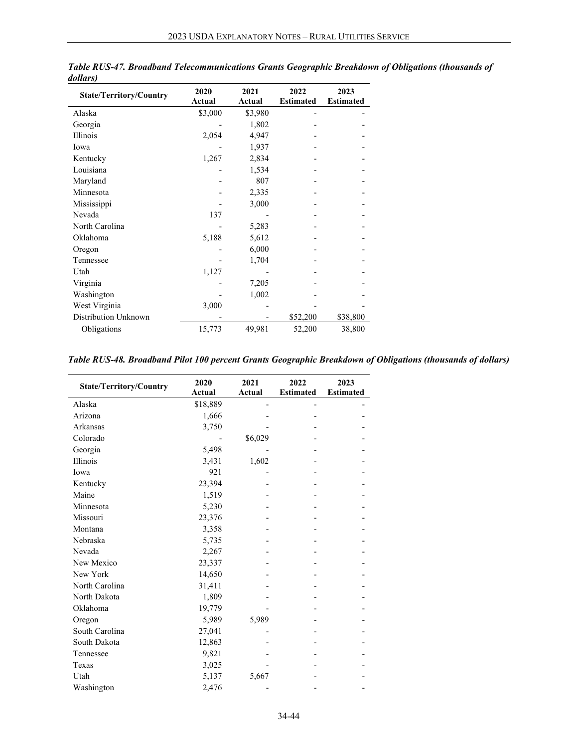*Table RUS-47. Broadband Telecommunications Grants Geographic Breakdown of Obligations (thousands of dollars)*

| State/Territory/Country | 2020 Actual | 2021 Actual | 2022 Estimated | 2023 Estimated |
|---|---|---|---|---|
| Alaska | $3,000 | $3,980 | - | - |
| Georgia | - | 1,802 | - | - |
| Illinois | 2,054 | 4,947 | - | - |
| Iowa | - | 1,937 | - | - |
| Kentucky | 1,267 | 2,834 | - | - |
| Louisiana | - | 1,534 | - | - |
| Maryland | - | 807 | - | - |
| Minnesota | - | 2,335 | - | - |
| Mississippi | - | 3,000 | - | - |
| Nevada | 137 | - | - | - |
| North Carolina | - | 5,283 | - | - |
| Oklahoma | 5,188 | 5,612 | - | - |
| Oregon | - | 6,000 | - | - |
| Tennessee | - | 1,704 | - | - |
| Utah | 1,127 | - | - | - |
| Virginia | - | 7,205 | - | - |
| Washington | - | 1,002 | - | - |
| West Virginia | 3,000 | - | - | - |
| Distribution Unknown | - | - | $52,200 | $38,800 |
| Obligations | 15,773 | 49,981 | 52,200 | 38,800 |

*Table RUS-48. Broadband Pilot 100 percent Grants Geographic Breakdown of Obligations (thousands of dollars)*

| State/Territory/Country | 2020 Actual | 2021 Actual | 2022 Estimated | 2023 Estimated |
|---|---|---|---|---|
| Alaska | $18,889 | - | - | - |
| Arizona | 1,666 | - | - | - |
| Arkansas | 3,750 | - | - | - |
| Colorado | - | $6,029 | - | - |
| Georgia | 5,498 | - | - | - |
| Illinois | 3,431 | 1,602 | - | - |
| Iowa | 921 | - | - | - |
| Kentucky | 23,394 | - | - | - |
| Maine | 1,519 | - | - | - |
| Minnesota | 5,230 | - | - | - |
| Missouri | 23,376 | - | - | - |
| Montana | 3,358 | - | - | - |
| Nebraska | 5,735 | - | - | - |
| Nevada | 2,267 | - | - | - |
| New Mexico | 23,337 | - | - | - |
| New York | 14,650 | - | - | - |
| North Carolina | 31,411 | - | - | - |
| North Dakota | 1,809 | - | - | - |
| Oklahoma | 19,779 | - | - | - |
| Oregon | 5,989 | 5,989 | - | - |
| South Carolina | 27,041 | - | - | - |
| South Dakota | 12,863 | - | - | - |
| Tennessee | 9,821 | - | - | - |
| Texas | 3,025 | - | - | - |
| Utah | 5,137 | 5,667 | - | - |
| Washington | 2,476 | - | - | - |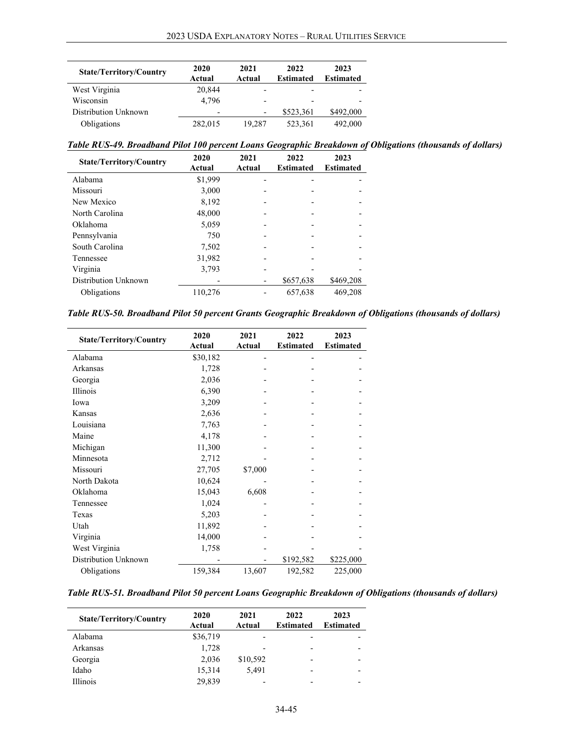| State/Territory/Country | 2020 Actual | 2021 Actual | 2022 Estimated | 2023 Estimated |
|---|---|---|---|---|
| West Virginia | 20,844 | - | - | - |
| Wisconsin | 4,796 | - | - | - |
| Distribution Unknown | - | - | $523,361 | $492,000 |
| Obligations | 282,015 | 19,287 | 523,361 | 492,000 |

***Table RUS-49. Broadband Pilot 100 percent Loans Geographic Breakdown of Obligations (thousands of dollars)***

| State/Territory/Country | 2020 Actual | 2021 Actual | 2022 Estimated | 2023 Estimated |
|---|---|---|---|---|
| Alabama | $1,999 | - | - | - |
| Missouri | 3,000 | - | - | - |
| New Mexico | 8,192 | - | - | - |
| North Carolina | 48,000 | - | - | - |
| Oklahoma | 5,059 | - | - | - |
| Pennsylvania | 750 | - | - | - |
| South Carolina | 7,502 | - | - | - |
| Tennessee | 31,982 | - | - | - |
| Virginia | 3,793 | - | - | - |
| Distribution Unknown | - | - | $657,638 | $469,208 |
| Obligations | 110,276 | - | 657,638 | 469,208 |

***Table RUS-50. Broadband Pilot 50 percent Grants Geographic Breakdown of Obligations (thousands of dollars)***

| State/Territory/Country | 2020 Actual | 2021 Actual | 2022 Estimated | 2023 Estimated |
|---|---|---|---|---|
| Alabama | $30,182 | - | - | - |
| Arkansas | 1,728 | - | - | - |
| Georgia | 2,036 | - | - | - |
| Illinois | 6,390 | - | - | - |
| Iowa | 3,209 | - | - | - |
| Kansas | 2,636 | - | - | - |
| Louisiana | 7,763 | - | - | - |
| Maine | 4,178 | - | - | - |
| Michigan | 11,300 | - | - | - |
| Minnesota | 2,712 | - | - | - |
| Missouri | 27,705 | $7,000 | - | - |
| North Dakota | 10,624 | - | - | - |
| Oklahoma | 15,043 | 6,608 | - | - |
| Tennessee | 1,024 | - | - | - |
| Texas | 5,203 | - | - | - |
| Utah | 11,892 | - | - | - |
| Virginia | 14,000 | - | - | - |
| West Virginia | 1,758 | - | - | - |
| Distribution Unknown | - | - | $192,582 | $225,000 |
| Obligations | 159,384 | 13,607 | 192,582 | 225,000 |

***Table RUS-51. Broadband Pilot 50 percent Loans Geographic Breakdown of Obligations (thousands of dollars)***

| State/Territory/Country | 2020 Actual | 2021 Actual | 2022 Estimated | 2023 Estimated |
|---|---|---|---|---|
| Alabama | $36,719 | - | - | - |
| Arkansas | 1,728 | - | - | - |
| Georgia | 2,036 | $10,592 | - | - |
| Idaho | 15,314 | 5,491 | - | - |
| Illinois | 29,839 | - | - | - |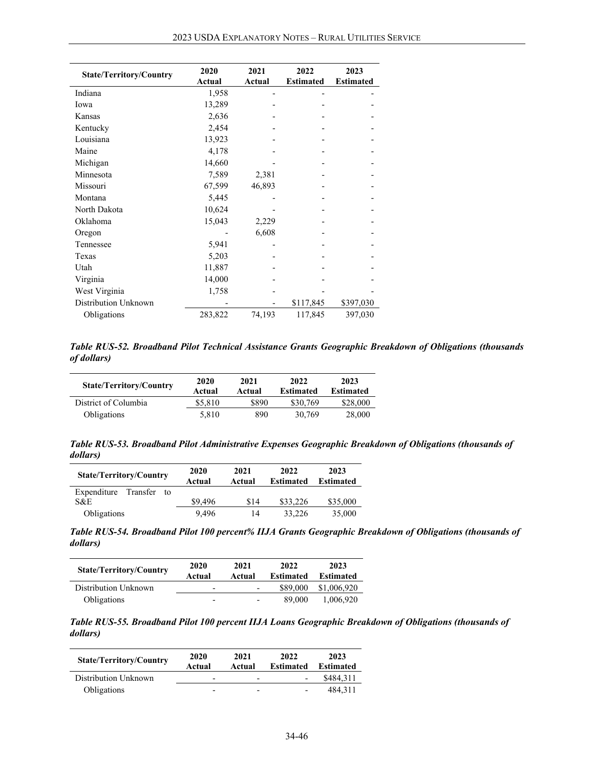| State/Territory/Country | 2020 Actual | 2021 Actual | 2022 Estimated | 2023 Estimated |
|---|---|---|---|---|
| Indiana | 1,958 | - | - | - |
| Iowa | 13,289 | - | - | - |
| Kansas | 2,636 | - | - | - |
| Kentucky | 2,454 | - | - | - |
| Louisiana | 13,923 | - | - | - |
| Maine | 4,178 | - | - | - |
| Michigan | 14,660 | - | - | - |
| Minnesota | 7,589 | 2,381 | - | - |
| Missouri | 67,599 | 46,893 | - | - |
| Montana | 5,445 | - | - | - |
| North Dakota | 10,624 | - | - | - |
| Oklahoma | 15,043 | 2,229 | - | - |
| Oregon | - | 6,608 | - | - |
| Tennessee | 5,941 | - | - | - |
| Texas | 5,203 | - | - | - |
| Utah | 11,887 | - | - | - |
| Virginia | 14,000 | - | - | - |
| West Virginia | 1,758 | - | - | - |
| Distribution Unknown | - | - | $117,845 | $397,030 |
| Obligations | 283,822 | 74,193 | 117,845 | 397,030 |

***Table RUS-52. Broadband Pilot Technical Assistance Grants Geographic Breakdown of Obligations (thousands of dollars)***

| State/Territory/Country | 2020 Actual | 2021 Actual | 2022 Estimated | 2023 Estimated |
|---|---|---|---|---|
| District of Columbia | $5,810 | $890 | $30,769 | $28,000 |
| Obligations | 5,810 | 890 | 30,769 | 28,000 |

***Table RUS-53. Broadband Pilot Administrative Expenses Geographic Breakdown of Obligations (thousands of dollars)***

| State/Territory/Country | 2020 Actual | 2021 Actual | 2022 Estimated | 2023 Estimated |
|---|---|---|---|---|
| Expenditure Transfer to S&E | $9,496 | $14 | $33,226 | $35,000 |
| Obligations | 9,496 | 14 | 33,226 | 35,000 |

***Table RUS-54. Broadband Pilot 100 percent% IIJA Grants Geographic Breakdown of Obligations (thousands of dollars)***

| State/Territory/Country | 2020 Actual | 2021 Actual | 2022 Estimated | 2023 Estimated |
|---|---|---|---|---|
| Distribution Unknown | - | - | $89,000 | $1,006,920 |
| Obligations | - | - | 89,000 | 1,006,920 |

***Table RUS-55. Broadband Pilot 100 percent IIJA Loans Geographic Breakdown of Obligations (thousands of dollars)***

| State/Territory/Country | 2020 Actual | 2021 Actual | 2022 Estimated | 2023 Estimated |
|---|---|---|---|---|
| Distribution Unknown | - | - | - | $484,311 |
| Obligations | - | - | - | 484,311 |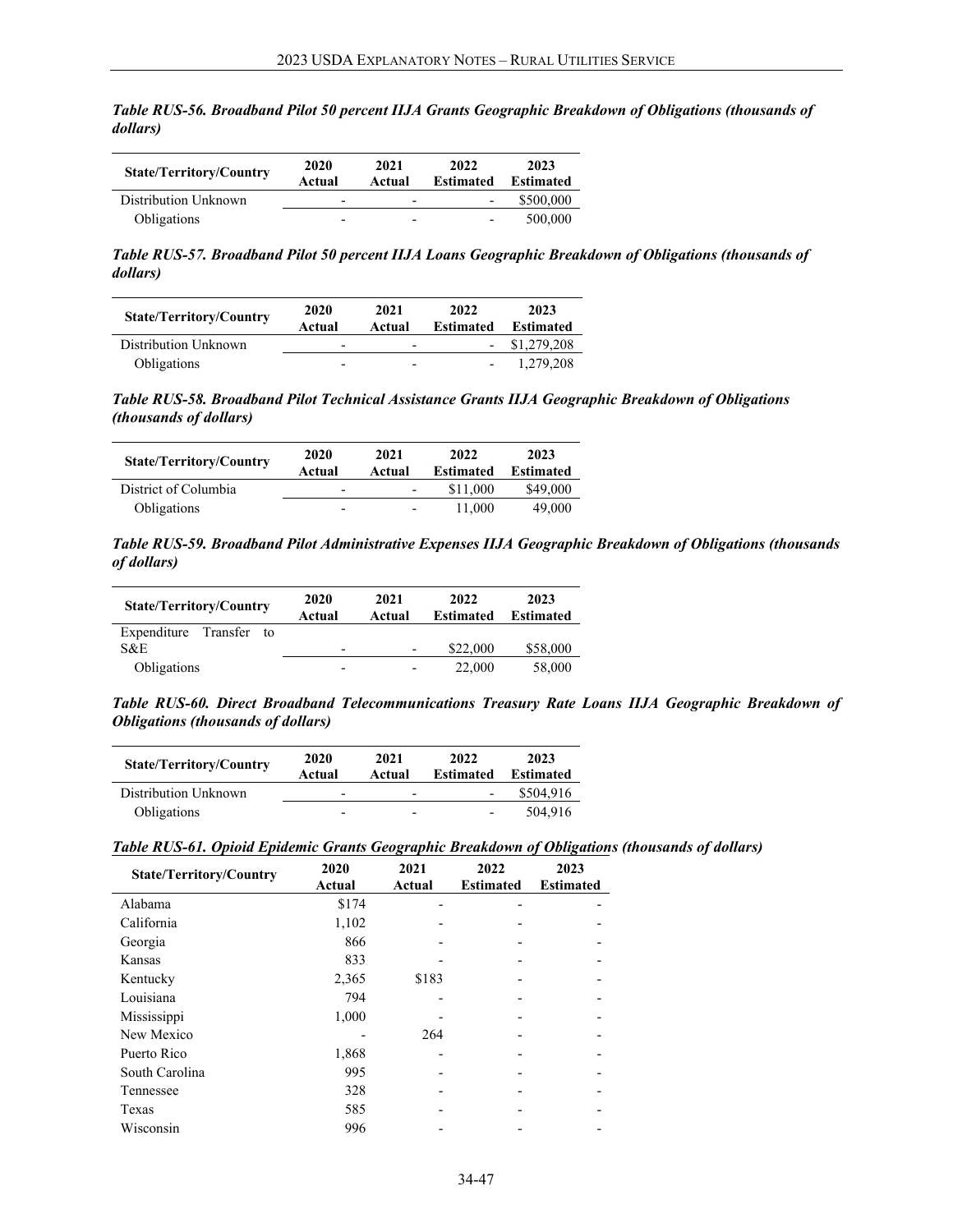*Table RUS-56. Broadband Pilot 50 percent IIJA Grants Geographic Breakdown of Obligations (thousands of dollars)*

| State/Territory/Country | 2020 Actual | 2021 Actual | 2022 Estimated | 2023 Estimated |
|---|---|---|---|---|
| Distribution Unknown | - | - | - | $500,000 |
| Obligations | - | - | - | 500,000 |

*Table RUS-57. Broadband Pilot 50 percent IIJA Loans Geographic Breakdown of Obligations (thousands of dollars)*

| State/Territory/Country | 2020 Actual | 2021 Actual | 2022 Estimated | 2023 Estimated |
|---|---|---|---|---|
| Distribution Unknown | - | - | - | $1,279,208 |
| Obligations | - | - | - | 1,279,208 |

*Table RUS-58. Broadband Pilot Technical Assistance Grants IIJA Geographic Breakdown of Obligations (thousands of dollars)*

| State/Territory/Country | 2020 Actual | 2021 Actual | 2022 Estimated | 2023 Estimated |
|---|---|---|---|---|
| District of Columbia | - | - | $11,000 | $49,000 |
| Obligations | - | - | 11,000 | 49,000 |

*Table RUS-59. Broadband Pilot Administrative Expenses IIJA Geographic Breakdown of Obligations (thousands of dollars)*

| State/Territory/Country | 2020 Actual | 2021 Actual | 2022 Estimated | 2023 Estimated |
|---|---|---|---|---|
| Expenditure Transfer to S&E | - | - | $22,000 | $58,000 |
| Obligations | - | - | 22,000 | 58,000 |

*Table RUS-60. Direct Broadband Telecommunications Treasury Rate Loans IIJA Geographic Breakdown of Obligations (thousands of dollars)*

| State/Territory/Country | 2020 Actual | 2021 Actual | 2022 Estimated | 2023 Estimated |
|---|---|---|---|---|
| Distribution Unknown | - | - | - | $504,916 |
| Obligations | - | - | - | 504,916 |

*Table RUS-61. Opioid Epidemic Grants Geographic Breakdown of Obligations (thousands of dollars)*

| State/Territory/Country | 2020 Actual | 2021 Actual | 2022 Estimated | 2023 Estimated |
|---|---|---|---|---|
| Alabama | $174 | - | - | - |
| California | 1,102 | - | - | - |
| Georgia | 866 | - | - | - |
| Kansas | 833 | - | - | - |
| Kentucky | 2,365 | $183 | - | - |
| Louisiana | 794 | - | - | - |
| Mississippi | 1,000 | - | - | - |
| New Mexico | - | 264 | - | - |
| Puerto Rico | 1,868 | - | - | - |
| South Carolina | 995 | - | - | - |
| Tennessee | 328 | - | - | - |
| Texas | 585 | - | - | - |
| Wisconsin | 996 | - | - | - |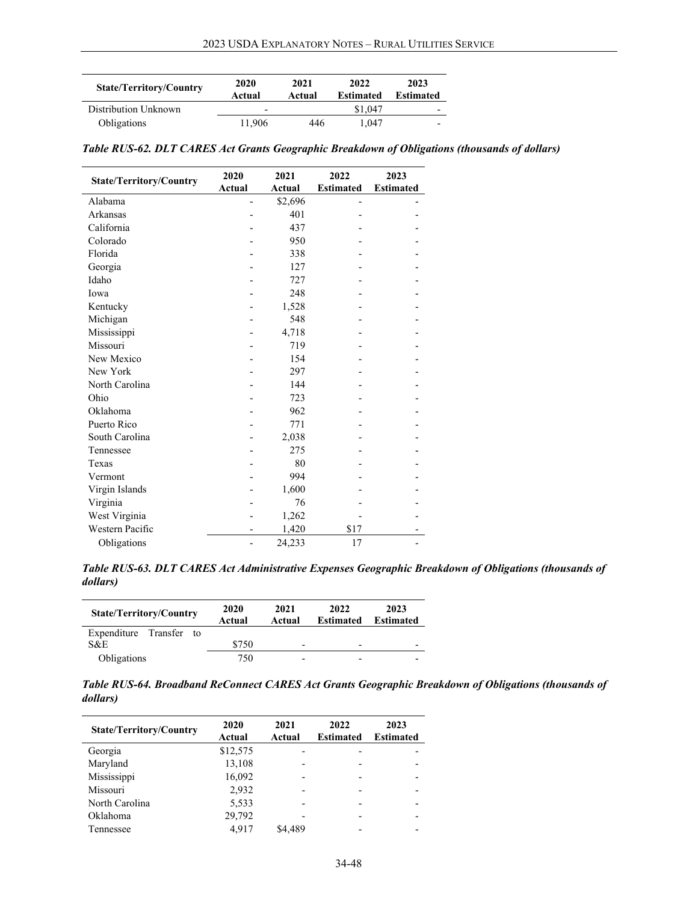| State/Territory/Country | 2020 Actual | 2021 Actual | 2022 Estimated | 2023 Estimated |
|---|---|---|---|---|
| Distribution Unknown | - | | $1,047 | - |
| Obligations | 11,906 | 446 | 1,047 | - |

***Table RUS-62. DLT CARES Act Grants Geographic Breakdown of Obligations (thousands of dollars)***

| State/Territory/Country | 2020 Actual | 2021 Actual | 2022 Estimated | 2023 Estimated |
|---|---|---|---|---|
| Alabama | - | $2,696 | - | - |
| Arkansas | - | 401 | - | - |
| California | - | 437 | - | - |
| Colorado | - | 950 | - | - |
| Florida | - | 338 | - | - |
| Georgia | - | 127 | - | - |
| Idaho | - | 727 | - | - |
| Iowa | - | 248 | - | - |
| Kentucky | - | 1,528 | - | - |
| Michigan | - | 548 | - | - |
| Mississippi | - | 4,718 | - | - |
| Missouri | - | 719 | - | - |
| New Mexico | - | 154 | - | - |
| New York | - | 297 | - | - |
| North Carolina | - | 144 | - | - |
| Ohio | - | 723 | - | - |
| Oklahoma | - | 962 | - | - |
| Puerto Rico | - | 771 | - | - |
| South Carolina | - | 2,038 | - | - |
| Tennessee | - | 275 | - | - |
| Texas | - | 80 | - | - |
| Vermont | - | 994 | - | - |
| Virgin Islands | - | 1,600 | - | - |
| Virginia | - | 76 | - | - |
| West Virginia | - | 1,262 | - | - |
| Western Pacific | - | 1,420 | $17 | - |
| Obligations | - | 24,233 | 17 | - |

***Table RUS-63. DLT CARES Act Administrative Expenses Geographic Breakdown of Obligations (thousands of dollars)***

| State/Territory/Country | 2020 Actual | 2021 Actual | 2022 Estimated | 2023 Estimated |
|---|---|---|---|---|
| Expenditure Transfer to S&E | $750 | - | - | - |
| Obligations | 750 | - | - | - |

***Table RUS-64. Broadband ReConnect CARES Act Grants Geographic Breakdown of Obligations (thousands of dollars)***

| State/Territory/Country | 2020 Actual | 2021 Actual | 2022 Estimated | 2023 Estimated |
|---|---|---|---|---|
| Georgia | $12,575 | - | - | - |
| Maryland | 13,108 | - | - | - |
| Mississippi | 16,092 | - | - | - |
| Missouri | 2,932 | - | - | - |
| North Carolina | 5,533 | - | - | - |
| Oklahoma | 29,792 | - | - | - |
| Tennessee | 4,917 | $4,489 | - | - |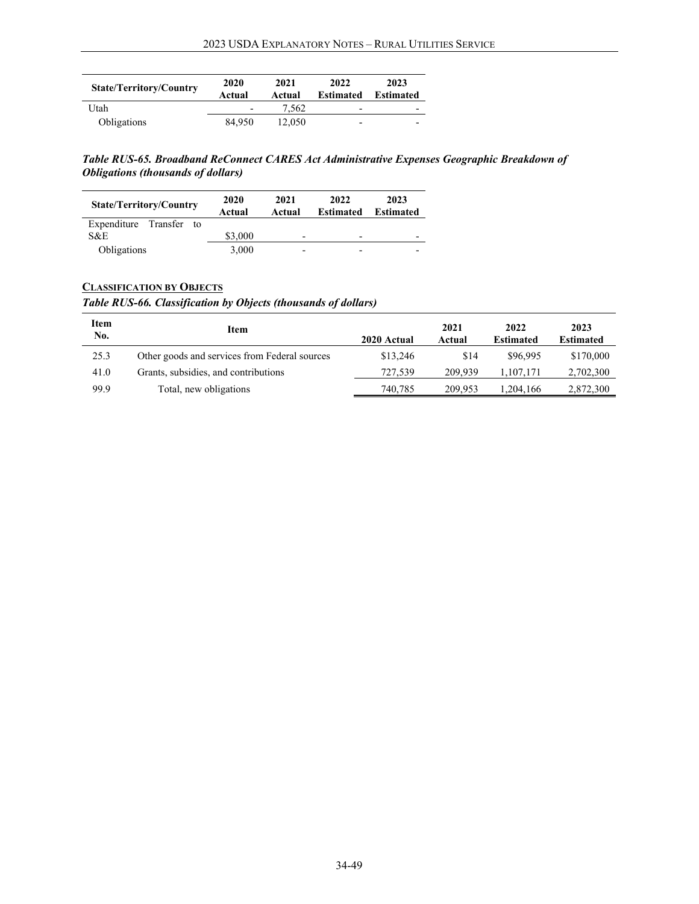| State/Territory/Country | 2020 Actual | 2021 Actual | 2022 Estimated | 2023 Estimated |
|---|---|---|---|---|
| Utah | - | 7,562 | - | - |
| Obligations | 84,950 | 12,050 | - | - |

*Table RUS-65. Broadband ReConnect CARES Act Administrative Expenses Geographic Breakdown of Obligations (thousands of dollars)*

| State/Territory/Country | 2020 Actual | 2021 Actual | 2022 Estimated | 2023 Estimated |
|---|---|---|---|---|
| Expenditure Transfer to S&E | $3,000 | - | - | - |
| Obligations | 3,000 | - | - | - |

**CLASSIFICATION BY OBJECTS**

*Table RUS-66. Classification by Objects (thousands of dollars)*

| Item No. | Item | 2020 Actual | 2021 Actual | 2022 Estimated | 2023 Estimated |
|---|---|---|---|---|---|
| 25.3 | Other goods and services from Federal sources | $13,246 | $14 | $96,995 | $170,000 |
| 41.0 | Grants, subsidies, and contributions | 727,539 | 209,939 | 1,107,171 | 2,702,300 |
| 99.9 | Total, new obligations | 740,785 | 209,953 | 1,204,166 | 2,872,300 |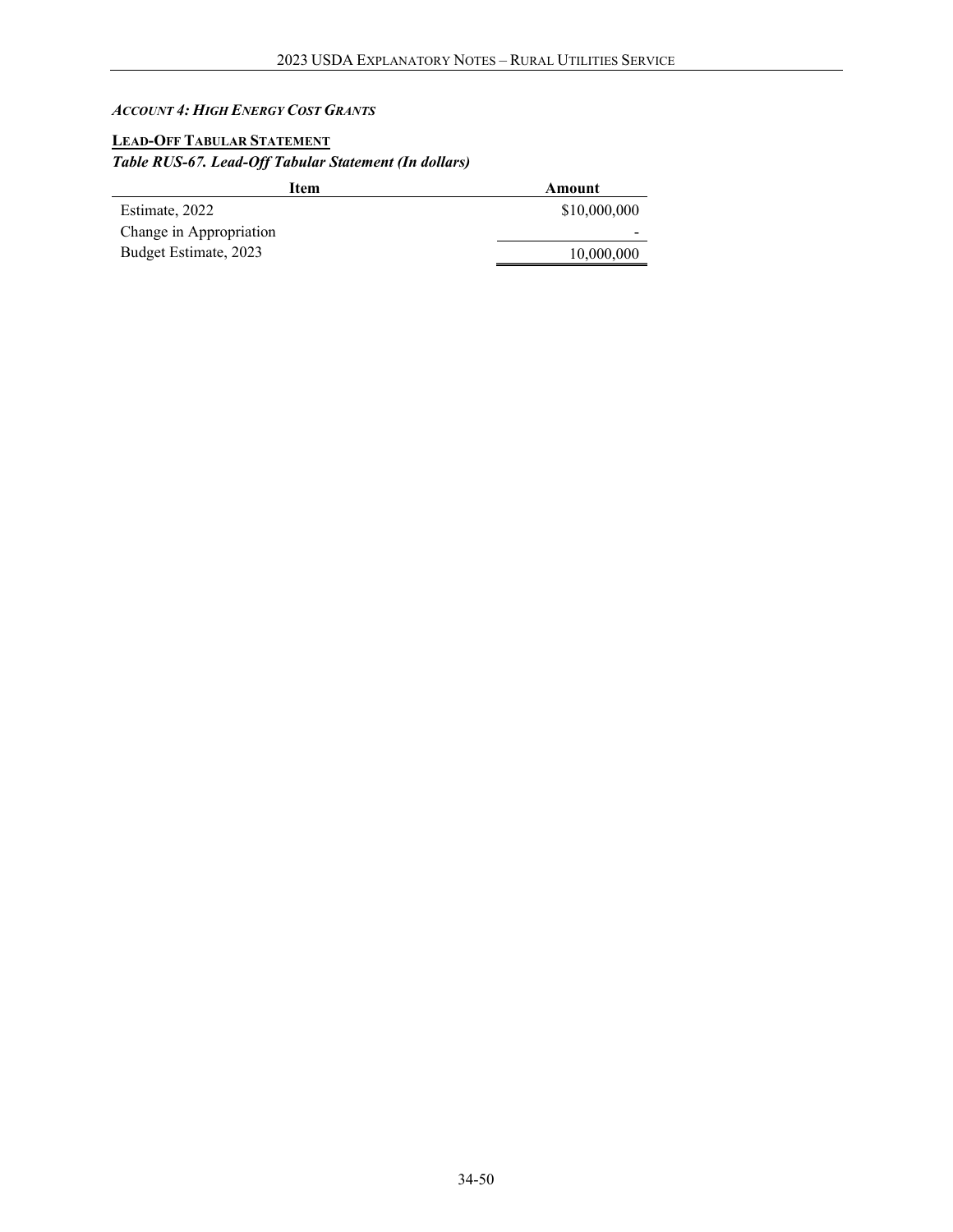### *Account 4: High Energy Cost Grants*

**Lead-Off Tabular Statement**

***Table RUS-67. Lead-Off Tabular Statement (In dollars)***

| Item | Amount |
|---|---|
| Estimate, 2022 | $10,000,000 |
| Change in Appropriation | - |
| Budget Estimate, 2023 | 10,000,000 |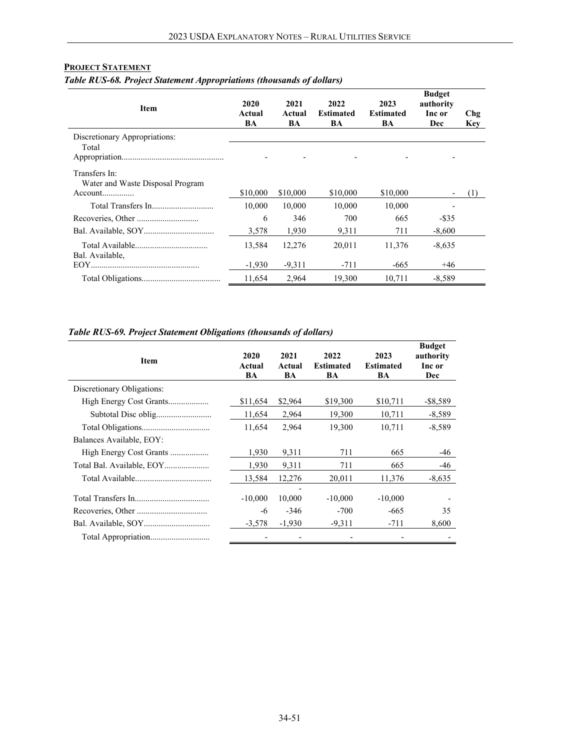**PROJECT STATEMENT**

*Table RUS-68. Project Statement Appropriations (thousands of dollars)*

| Item | 2020 Actual BA | 2021 Actual BA | 2022 Estimated BA | 2023 Estimated BA | Budget authority Inc or Dec | Chg Key |
|---|---|---|---|---|---|---|
| Discretionary Appropriations: | | | | | | |
| Total Appropriation | - | - | - | - | - | |
| Transfers In: | | | | | | |
| Water and Waste Disposal Program Account | $10,000 | $10,000 | $10,000 | $10,000 | - | (1) |
| Total Transfers In | 10,000 | 10,000 | 10,000 | 10,000 | - | |
| Recoveries, Other | 6 | 346 | 700 | 665 | -$35 | |
| Bal. Available, SOY | 3,578 | 1,930 | 9,311 | 711 | -8,600 | |
| Total Available | 13,584 | 12,276 | 20,011 | 11,376 | -8,635 | |
| Bal. Available, EOY | -1,930 | -9,311 | -711 | -665 | +46 | |
| Total Obligations | 11,654 | 2,964 | 19,300 | 10,711 | -8,589 | |

*Table RUS-69. Project Statement Obligations (thousands of dollars)*

| Item | 2020 Actual BA | 2021 Actual BA | 2022 Estimated BA | 2023 Estimated BA | Budget authority Inc or Dec |
|---|---|---|---|---|---|
| Discretionary Obligations: | | | | | |
| High Energy Cost Grants | $11,654 | $2,964 | $19,300 | $10,711 | -$8,589 |
| Subtotal Disc oblig | 11,654 | 2,964 | 19,300 | 10,711 | -8,589 |
| Total Obligations | 11,654 | 2,964 | 19,300 | 10,711 | -8,589 |
| Balances Available, EOY: | | | | | |
| High Energy Cost Grants | 1,930 | 9,311 | 711 | 665 | -46 |
| Total Bal. Available, EOY | 1,930 | 9,311 | 711 | 665 | -46 |
| Total Available | 13,584 | 12,276 | 20,011 | 11,376 | -8,635 |
| Total Transfers In | -10,000 | -10,000 | -10,000 | -10,000 | - |
| Recoveries, Other | -6 | -346 | -700 | -665 | 35 |
| Bal. Available, SOY | -3,578 | -1,930 | -9,311 | -711 | 8,600 |
| Total Appropriation | - | - | - | - | - |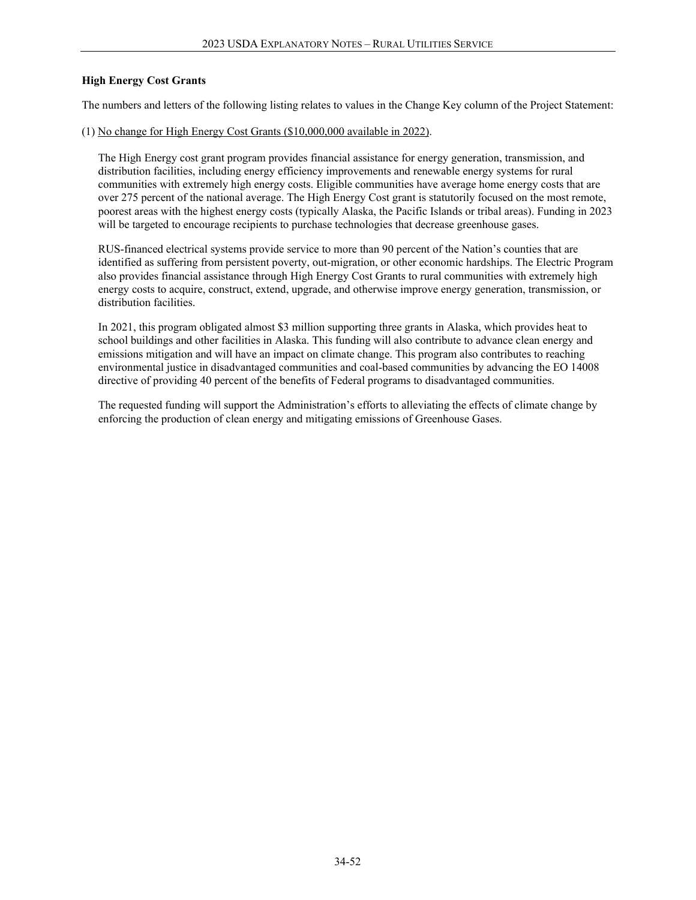**High Energy Cost Grants**

The numbers and letters of the following listing relates to values in the Change Key column of the Project Statement:

(1) <u>No change for High Energy Cost Grants ($10,000,000 available in 2022)</u>.

The High Energy cost grant program provides financial assistance for energy generation, transmission, and distribution facilities, including energy efficiency improvements and renewable energy systems for rural communities with extremely high energy costs. Eligible communities have average home energy costs that are over 275 percent of the national average. The High Energy Cost grant is statutorily focused on the most remote, poorest areas with the highest energy costs (typically Alaska, the Pacific Islands or tribal areas). Funding in 2023 will be targeted to encourage recipients to purchase technologies that decrease greenhouse gases.

RUS-financed electrical systems provide service to more than 90 percent of the Nation's counties that are identified as suffering from persistent poverty, out-migration, or other economic hardships. The Electric Program also provides financial assistance through High Energy Cost Grants to rural communities with extremely high energy costs to acquire, construct, extend, upgrade, and otherwise improve energy generation, transmission, or distribution facilities.

In 2021, this program obligated almost $3 million supporting three grants in Alaska, which provides heat to school buildings and other facilities in Alaska. This funding will also contribute to advance clean energy and emissions mitigation and will have an impact on climate change. This program also contributes to reaching environmental justice in disadvantaged communities and coal-based communities by advancing the EO 14008 directive of providing 40 percent of the benefits of Federal programs to disadvantaged communities.

The requested funding will support the Administration's efforts to alleviating the effects of climate change by enforcing the production of clean energy and mitigating emissions of Greenhouse Gases.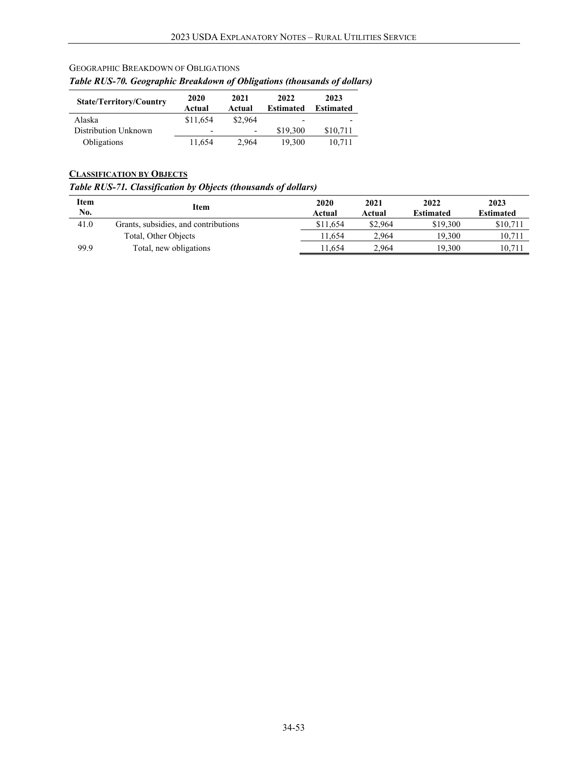GEOGRAPHIC BREAKDOWN OF OBLIGATIONS

*Table RUS-70. Geographic Breakdown of Obligations (thousands of dollars)*

| State/Territory/Country | 2020 Actual | 2021 Actual | 2022 Estimated | 2023 Estimated |
|---|---|---|---|---|
| Alaska | $11,654 | $2,964 | - | - |
| Distribution Unknown | - | - | $19,300 | $10,711 |
| Obligations | 11,654 | 2,964 | 19,300 | 10,711 |

**CLASSIFICATION BY OBJECTS**

*Table RUS-71. Classification by Objects (thousands of dollars)*

| Item No. | Item | 2020 Actual | 2021 Actual | 2022 Estimated | 2023 Estimated |
|---|---|---|---|---|---|
| 41.0 | Grants, subsidies, and contributions | $11,654 | $2,964 | $19,300 | $10,711 |
| | Total, Other Objects | 11,654 | 2,964 | 19,300 | 10,711 |
| 99.9 | Total, new obligations | 11,654 | 2,964 | 19,300 | 10,711 |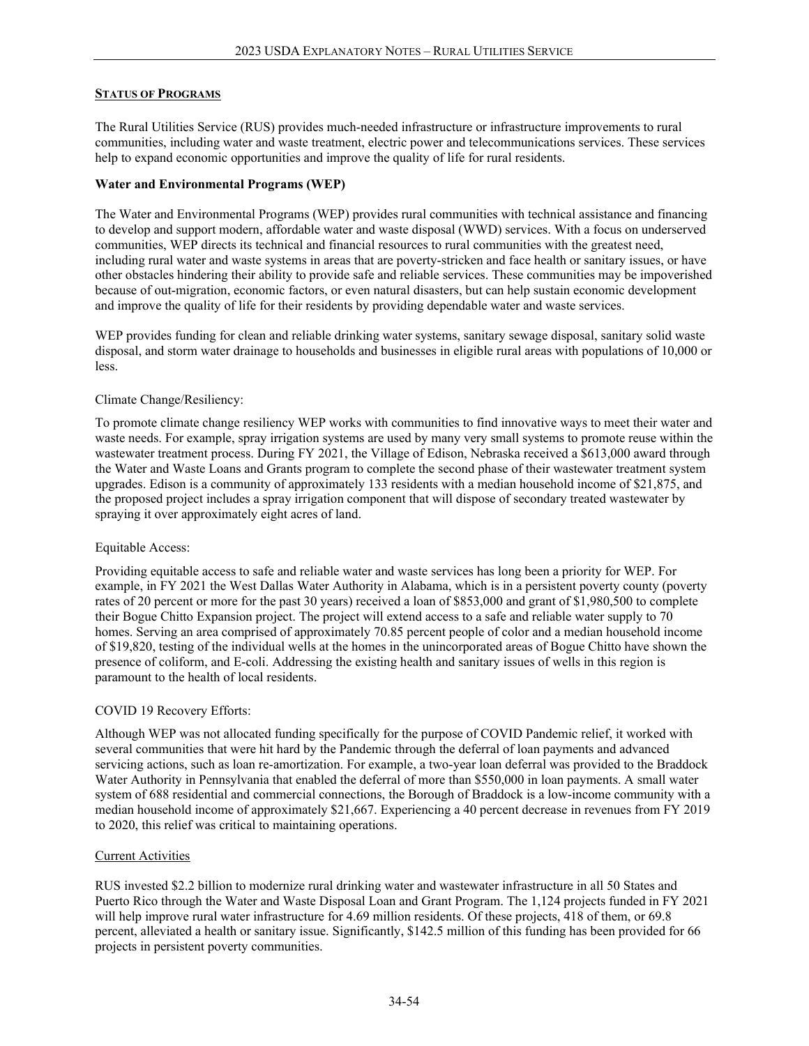**STATUS OF PROGRAMS**

The Rural Utilities Service (RUS) provides much-needed infrastructure or infrastructure improvements to rural communities, including water and waste treatment, electric power and telecommunications services. These services help to expand economic opportunities and improve the quality of life for rural residents.

**Water and Environmental Programs (WEP)**

The Water and Environmental Programs (WEP) provides rural communities with technical assistance and financing to develop and support modern, affordable water and waste disposal (WWD) services. With a focus on underserved communities, WEP directs its technical and financial resources to rural communities with the greatest need, including rural water and waste systems in areas that are poverty-stricken and face health or sanitary issues, or have other obstacles hindering their ability to provide safe and reliable services. These communities may be impoverished because of out-migration, economic factors, or even natural disasters, but can help sustain economic development and improve the quality of life for their residents by providing dependable water and waste services.

WEP provides funding for clean and reliable drinking water systems, sanitary sewage disposal, sanitary solid waste disposal, and storm water drainage to households and businesses in eligible rural areas with populations of 10,000 or less.

Climate Change/Resiliency:

To promote climate change resiliency WEP works with communities to find innovative ways to meet their water and waste needs. For example, spray irrigation systems are used by many very small systems to promote reuse within the wastewater treatment process. During FY 2021, the Village of Edison, Nebraska received a $613,000 award through the Water and Waste Loans and Grants program to complete the second phase of their wastewater treatment system upgrades. Edison is a community of approximately 133 residents with a median household income of $21,875, and the proposed project includes a spray irrigation component that will dispose of secondary treated wastewater by spraying it over approximately eight acres of land.

Equitable Access:

Providing equitable access to safe and reliable water and waste services has long been a priority for WEP. For example, in FY 2021 the West Dallas Water Authority in Alabama, which is in a persistent poverty county (poverty rates of 20 percent or more for the past 30 years) received a loan of $853,000 and grant of $1,980,500 to complete their Bogue Chitto Expansion project. The project will extend access to a safe and reliable water supply to 70 homes. Serving an area comprised of approximately 70.85 percent people of color and a median household income of $19,820, testing of the individual wells at the homes in the unincorporated areas of Bogue Chitto have shown the presence of coliform, and E-coli. Addressing the existing health and sanitary issues of wells in this region is paramount to the health of local residents.

COVID 19 Recovery Efforts:

Although WEP was not allocated funding specifically for the purpose of COVID Pandemic relief, it worked with several communities that were hit hard by the Pandemic through the deferral of loan payments and advanced servicing actions, such as loan re-amortization. For example, a two-year loan deferral was provided to the Braddock Water Authority in Pennsylvania that enabled the deferral of more than $550,000 in loan payments. A small water system of 688 residential and commercial connections, the Borough of Braddock is a low-income community with a median household income of approximately $21,667. Experiencing a 40 percent decrease in revenues from FY 2019 to 2020, this relief was critical to maintaining operations.

Current Activities

RUS invested $2.2 billion to modernize rural drinking water and wastewater infrastructure in all 50 States and Puerto Rico through the Water and Waste Disposal Loan and Grant Program. The 1,124 projects funded in FY 2021 will help improve rural water infrastructure for 4.69 million residents. Of these projects, 418 of them, or 69.8 percent, alleviated a health or sanitary issue. Significantly, $142.5 million of this funding has been provided for 66 projects in persistent poverty communities.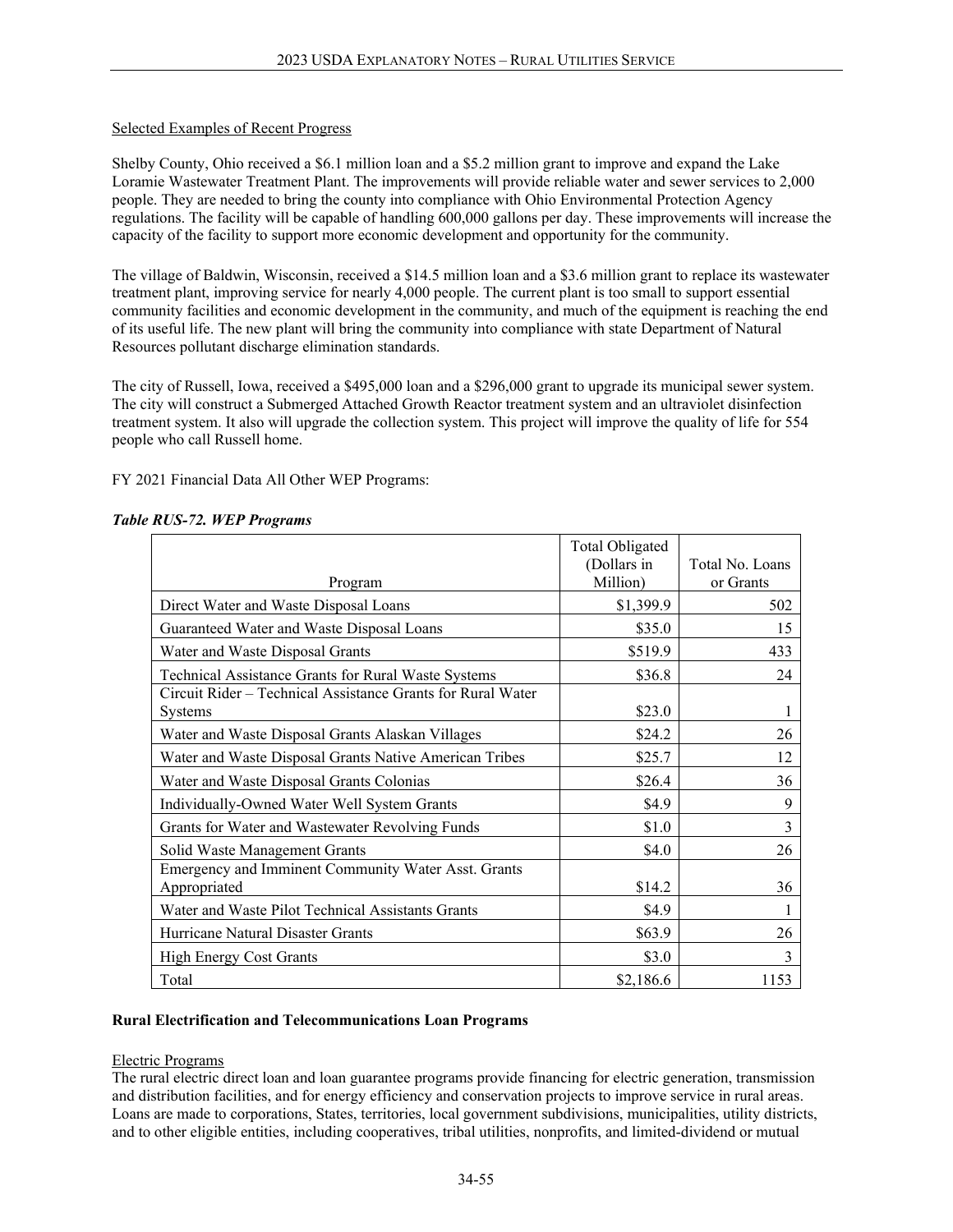Selected Examples of Recent Progress

Shelby County, Ohio received a $6.1 million loan and a $5.2 million grant to improve and expand the Lake Loramie Wastewater Treatment Plant. The improvements will provide reliable water and sewer services to 2,000 people. They are needed to bring the county into compliance with Ohio Environmental Protection Agency regulations. The facility will be capable of handling 600,000 gallons per day. These improvements will increase the capacity of the facility to support more economic development and opportunity for the community.

The village of Baldwin, Wisconsin, received a $14.5 million loan and a $3.6 million grant to replace its wastewater treatment plant, improving service for nearly 4,000 people. The current plant is too small to support essential community facilities and economic development in the community, and much of the equipment is reaching the end of its useful life. The new plant will bring the community into compliance with state Department of Natural Resources pollutant discharge elimination standards.

The city of Russell, Iowa, received a $495,000 loan and a $296,000 grant to upgrade its municipal sewer system. The city will construct a Submerged Attached Growth Reactor treatment system and an ultraviolet disinfection treatment system. It also will upgrade the collection system. This project will improve the quality of life for 554 people who call Russell home.

FY 2021 Financial Data All Other WEP Programs:

***Table RUS-72. WEP Programs***

| Program | Total Obligated (Dollars in Million) | Total No. Loans or Grants |
|---|---|---|
| Direct Water and Waste Disposal Loans | $1,399.9 | 502 |
| Guaranteed Water and Waste Disposal Loans | $35.0 | 15 |
| Water and Waste Disposal Grants | $519.9 | 433 |
| Technical Assistance Grants for Rural Waste Systems | $36.8 | 24 |
| Circuit Rider – Technical Assistance Grants for Rural Water Systems | $23.0 | 1 |
| Water and Waste Disposal Grants Alaskan Villages | $24.2 | 26 |
| Water and Waste Disposal Grants Native American Tribes | $25.7 | 12 |
| Water and Waste Disposal Grants Colonias | $26.4 | 36 |
| Individually-Owned Water Well System Grants | $4.9 | 9 |
| Grants for Water and Wastewater Revolving Funds | $1.0 | 3 |
| Solid Waste Management Grants | $4.0 | 26 |
| Emergency and Imminent Community Water Asst. Grants Appropriated | $14.2 | 36 |
| Water and Waste Pilot Technical Assistants Grants | $4.9 | 1 |
| Hurricane Natural Disaster Grants | $63.9 | 26 |
| High Energy Cost Grants | $3.0 | 3 |
| Total | $2,186.6 | 1153 |

**Rural Electrification and Telecommunications Loan Programs**

Electric Programs

The rural electric direct loan and loan guarantee programs provide financing for electric generation, transmission and distribution facilities, and for energy efficiency and conservation projects to improve service in rural areas. Loans are made to corporations, States, territories, local government subdivisions, municipalities, utility districts, and to other eligible entities, including cooperatives, tribal utilities, nonprofits, and limited-dividend or mutual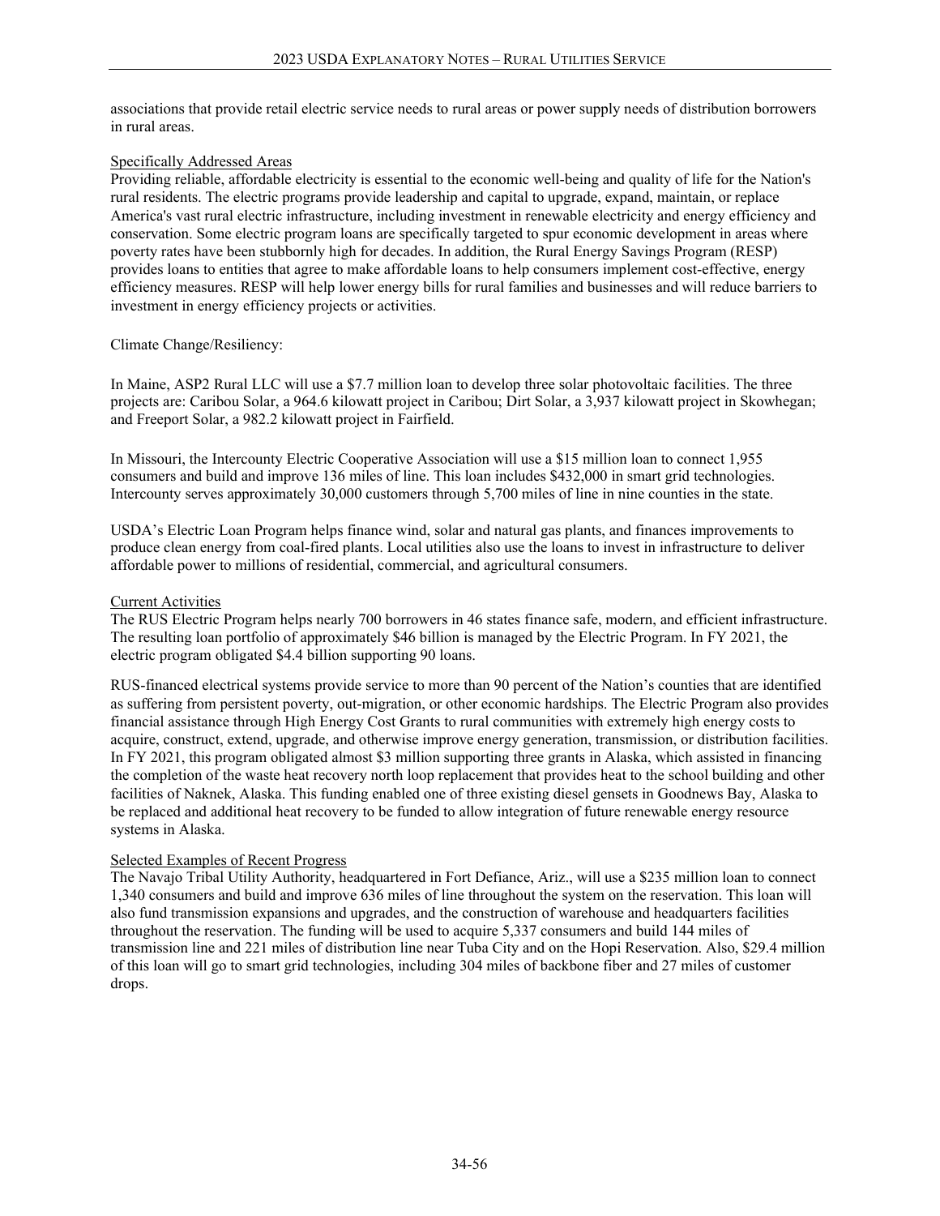associations that provide retail electric service needs to rural areas or power supply needs of distribution borrowers in rural areas.

<u>Specifically Addressed Areas</u>

Providing reliable, affordable electricity is essential to the economic well-being and quality of life for the Nation's rural residents. The electric programs provide leadership and capital to upgrade, expand, maintain, or replace America's vast rural electric infrastructure, including investment in renewable electricity and energy efficiency and conservation. Some electric program loans are specifically targeted to spur economic development in areas where poverty rates have been stubbornly high for decades. In addition, the Rural Energy Savings Program (RESP) provides loans to entities that agree to make affordable loans to help consumers implement cost-effective, energy efficiency measures. RESP will help lower energy bills for rural families and businesses and will reduce barriers to investment in energy efficiency projects or activities.

Climate Change/Resiliency:

In Maine, ASP2 Rural LLC will use a $7.7 million loan to develop three solar photovoltaic facilities. The three projects are: Caribou Solar, a 964.6 kilowatt project in Caribou; Dirt Solar, a 3,937 kilowatt project in Skowhegan; and Freeport Solar, a 982.2 kilowatt project in Fairfield.

In Missouri, the Intercounty Electric Cooperative Association will use a $15 million loan to connect 1,955 consumers and build and improve 136 miles of line. This loan includes $432,000 in smart grid technologies. Intercounty serves approximately 30,000 customers through 5,700 miles of line in nine counties in the state.

USDA's Electric Loan Program helps finance wind, solar and natural gas plants, and finances improvements to produce clean energy from coal-fired plants. Local utilities also use the loans to invest in infrastructure to deliver affordable power to millions of residential, commercial, and agricultural consumers.

<u>Current Activities</u>

The RUS Electric Program helps nearly 700 borrowers in 46 states finance safe, modern, and efficient infrastructure. The resulting loan portfolio of approximately $46 billion is managed by the Electric Program. In FY 2021, the electric program obligated $4.4 billion supporting 90 loans.

RUS-financed electrical systems provide service to more than 90 percent of the Nation's counties that are identified as suffering from persistent poverty, out-migration, or other economic hardships. The Electric Program also provides financial assistance through High Energy Cost Grants to rural communities with extremely high energy costs to acquire, construct, extend, upgrade, and otherwise improve energy generation, transmission, or distribution facilities. In FY 2021, this program obligated almost $3 million supporting three grants in Alaska, which assisted in financing the completion of the waste heat recovery north loop replacement that provides heat to the school building and other facilities of Naknek, Alaska. This funding enabled one of three existing diesel gensets in Goodnews Bay, Alaska to be replaced and additional heat recovery to be funded to allow integration of future renewable energy resource systems in Alaska.

<u>Selected Examples of Recent Progress</u>

The Navajo Tribal Utility Authority, headquartered in Fort Defiance, Ariz., will use a $235 million loan to connect 1,340 consumers and build and improve 636 miles of line throughout the system on the reservation. This loan will also fund transmission expansions and upgrades, and the construction of warehouse and headquarters facilities throughout the reservation. The funding will be used to acquire 5,337 consumers and build 144 miles of transmission line and 221 miles of distribution line near Tuba City and on the Hopi Reservation. Also, $29.4 million of this loan will go to smart grid technologies, including 304 miles of backbone fiber and 27 miles of customer drops.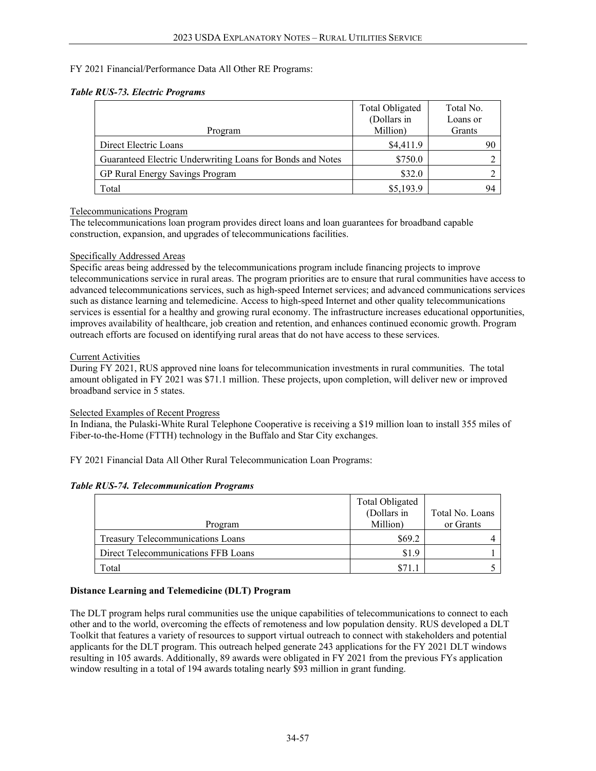FY 2021 Financial/Performance Data All Other RE Programs:

***Table RUS-73. Electric Programs***

| Program | Total Obligated (Dollars in Million) | Total No. Loans or Grants |
|---|---|---|
| Direct Electric Loans | $4,411.9 | 90 |
| Guaranteed Electric Underwriting Loans for Bonds and Notes | $750.0 | 2 |
| GP Rural Energy Savings Program | $32.0 | 2 |
| Total | $5,193.9 | 94 |

Telecommunications Program

The telecommunications loan program provides direct loans and loan guarantees for broadband capable construction, expansion, and upgrades of telecommunications facilities.

Specifically Addressed Areas

Specific areas being addressed by the telecommunications program include financing projects to improve telecommunications service in rural areas. The program priorities are to ensure that rural communities have access to advanced telecommunications services, such as high-speed Internet services; and advanced communications services such as distance learning and telemedicine. Access to high-speed Internet and other quality telecommunications services is essential for a healthy and growing rural economy. The infrastructure increases educational opportunities, improves availability of healthcare, job creation and retention, and enhances continued economic growth. Program outreach efforts are focused on identifying rural areas that do not have access to these services.

Current Activities

During FY 2021, RUS approved nine loans for telecommunication investments in rural communities. The total amount obligated in FY 2021 was $71.1 million. These projects, upon completion, will deliver new or improved broadband service in 5 states.

Selected Examples of Recent Progress

In Indiana, the Pulaski-White Rural Telephone Cooperative is receiving a $19 million loan to install 355 miles of Fiber-to-the-Home (FTTH) technology in the Buffalo and Star City exchanges.

FY 2021 Financial Data All Other Rural Telecommunication Loan Programs:

***Table RUS-74. Telecommunication Programs***

| Program | Total Obligated (Dollars in Million) | Total No. Loans or Grants |
|---|---|---|
| Treasury Telecommunications Loans | $69.2 | 4 |
| Direct Telecommunications FFB Loans | $1.9 | 1 |
| Total | $71.1 | 5 |

**Distance Learning and Telemedicine (DLT) Program**

The DLT program helps rural communities use the unique capabilities of telecommunications to connect to each other and to the world, overcoming the effects of remoteness and low population density. RUS developed a DLT Toolkit that features a variety of resources to support virtual outreach to connect with stakeholders and potential applicants for the DLT program. This outreach helped generate 243 applications for the FY 2021 DLT windows resulting in 105 awards. Additionally, 89 awards were obligated in FY 2021 from the previous FYs application window resulting in a total of 194 awards totaling nearly $93 million in grant funding.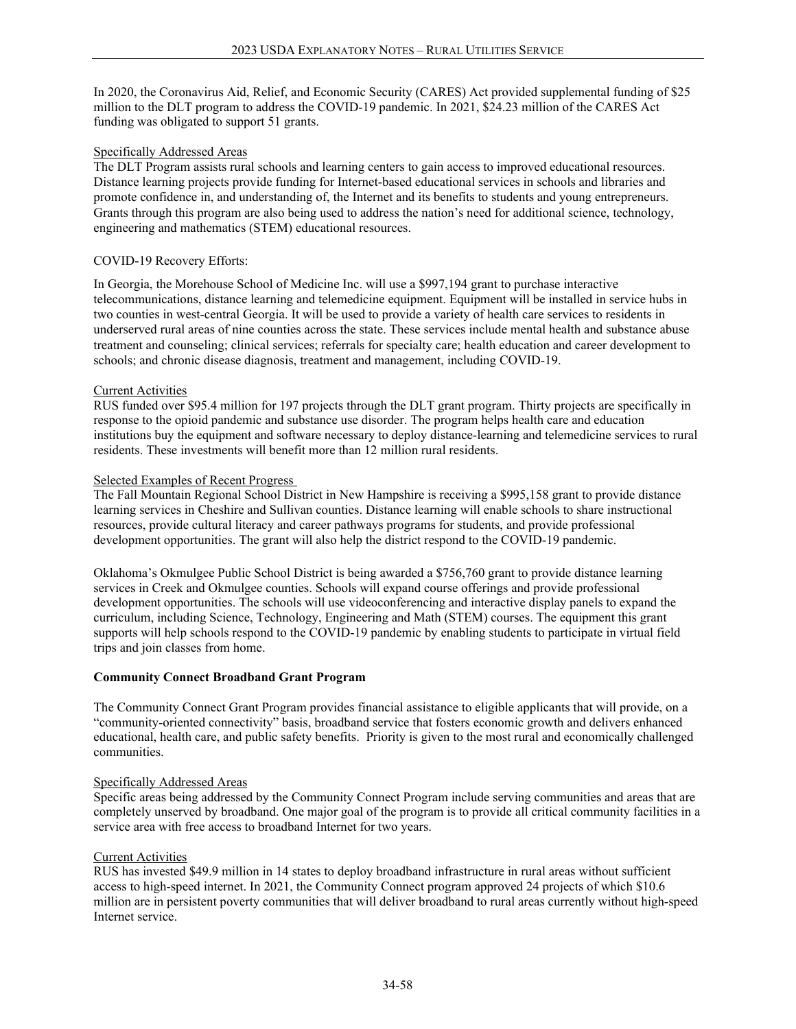In 2020, the Coronavirus Aid, Relief, and Economic Security (CARES) Act provided supplemental funding of $25 million to the DLT program to address the COVID-19 pandemic. In 2021, $24.23 million of the CARES Act funding was obligated to support 51 grants.

Specifically Addressed Areas

The DLT Program assists rural schools and learning centers to gain access to improved educational resources. Distance learning projects provide funding for Internet-based educational services in schools and libraries and promote confidence in, and understanding of, the Internet and its benefits to students and young entrepreneurs. Grants through this program are also being used to address the nation's need for additional science, technology, engineering and mathematics (STEM) educational resources.

COVID-19 Recovery Efforts:

In Georgia, the Morehouse School of Medicine Inc. will use a $997,194 grant to purchase interactive telecommunications, distance learning and telemedicine equipment. Equipment will be installed in service hubs in two counties in west-central Georgia. It will be used to provide a variety of health care services to residents in underserved rural areas of nine counties across the state. These services include mental health and substance abuse treatment and counseling; clinical services; referrals for specialty care; health education and career development to schools; and chronic disease diagnosis, treatment and management, including COVID-19.

Current Activities

RUS funded over $95.4 million for 197 projects through the DLT grant program. Thirty projects are specifically in response to the opioid pandemic and substance use disorder. The program helps health care and education institutions buy the equipment and software necessary to deploy distance-learning and telemedicine services to rural residents. These investments will benefit more than 12 million rural residents.

Selected Examples of Recent Progress

The Fall Mountain Regional School District in New Hampshire is receiving a $995,158 grant to provide distance learning services in Cheshire and Sullivan counties. Distance learning will enable schools to share instructional resources, provide cultural literacy and career pathways programs for students, and provide professional development opportunities. The grant will also help the district respond to the COVID-19 pandemic.

Oklahoma's Okmulgee Public School District is being awarded a $756,760 grant to provide distance learning services in Creek and Okmulgee counties. Schools will expand course offerings and provide professional development opportunities. The schools will use videoconferencing and interactive display panels to expand the curriculum, including Science, Technology, Engineering and Math (STEM) courses. The equipment this grant supports will help schools respond to the COVID-19 pandemic by enabling students to participate in virtual field trips and join classes from home.

**Community Connect Broadband Grant Program**

The Community Connect Grant Program provides financial assistance to eligible applicants that will provide, on a "community-oriented connectivity" basis, broadband service that fosters economic growth and delivers enhanced educational, health care, and public safety benefits. Priority is given to the most rural and economically challenged communities.

Specifically Addressed Areas

Specific areas being addressed by the Community Connect Program include serving communities and areas that are completely unserved by broadband. One major goal of the program is to provide all critical community facilities in a service area with free access to broadband Internet for two years.

Current Activities

RUS has invested $49.9 million in 14 states to deploy broadband infrastructure in rural areas without sufficient access to high-speed internet. In 2021, the Community Connect program approved 24 projects of which $10.6 million are in persistent poverty communities that will deliver broadband to rural areas currently without high-speed Internet service.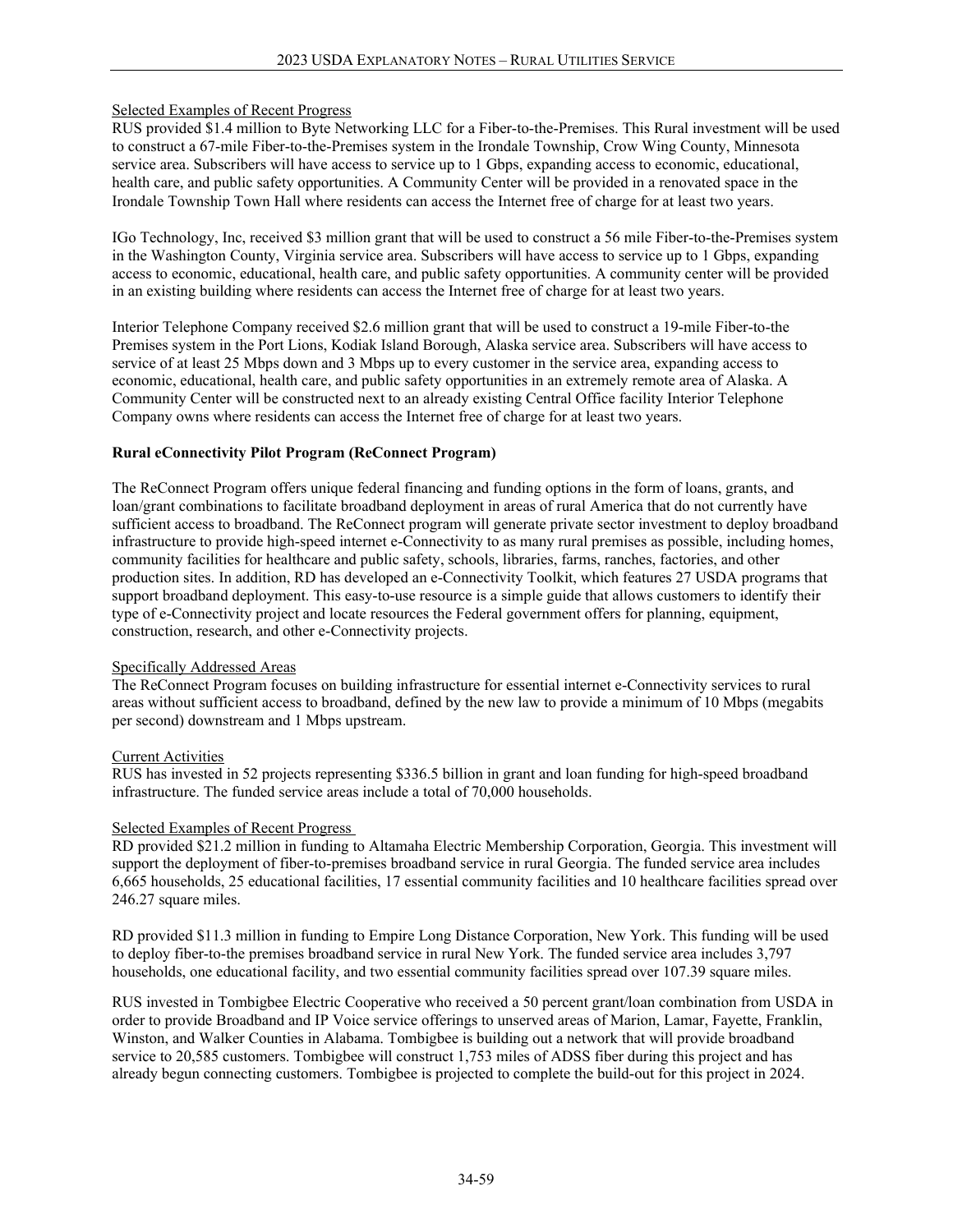Selected Examples of Recent Progress

RUS provided $1.4 million to Byte Networking LLC for a Fiber-to-the-Premises. This Rural investment will be used to construct a 67-mile Fiber-to-the-Premises system in the Irondale Township, Crow Wing County, Minnesota service area. Subscribers will have access to service up to 1 Gbps, expanding access to economic, educational, health care, and public safety opportunities. A Community Center will be provided in a renovated space in the Irondale Township Town Hall where residents can access the Internet free of charge for at least two years.

IGo Technology, Inc, received $3 million grant that will be used to construct a 56 mile Fiber-to-the-Premises system in the Washington County, Virginia service area. Subscribers will have access to service up to 1 Gbps, expanding access to economic, educational, health care, and public safety opportunities. A community center will be provided in an existing building where residents can access the Internet free of charge for at least two years.

Interior Telephone Company received $2.6 million grant that will be used to construct a 19-mile Fiber-to-the Premises system in the Port Lions, Kodiak Island Borough, Alaska service area. Subscribers will have access to service of at least 25 Mbps down and 3 Mbps up to every customer in the service area, expanding access to economic, educational, health care, and public safety opportunities in an extremely remote area of Alaska. A Community Center will be constructed next to an already existing Central Office facility Interior Telephone Company owns where residents can access the Internet free of charge for at least two years.

**Rural eConnectivity Pilot Program (ReConnect Program)**

The ReConnect Program offers unique federal financing and funding options in the form of loans, grants, and loan/grant combinations to facilitate broadband deployment in areas of rural America that do not currently have sufficient access to broadband. The ReConnect program will generate private sector investment to deploy broadband infrastructure to provide high-speed internet e-Connectivity to as many rural premises as possible, including homes, community facilities for healthcare and public safety, schools, libraries, farms, ranches, factories, and other production sites. In addition, RD has developed an e-Connectivity Toolkit, which features 27 USDA programs that support broadband deployment. This easy-to-use resource is a simple guide that allows customers to identify their type of e-Connectivity project and locate resources the Federal government offers for planning, equipment, construction, research, and other e-Connectivity projects.

Specifically Addressed Areas

The ReConnect Program focuses on building infrastructure for essential internet e-Connectivity services to rural areas without sufficient access to broadband, defined by the new law to provide a minimum of 10 Mbps (megabits per second) downstream and 1 Mbps upstream.

Current Activities

RUS has invested in 52 projects representing $336.5 billion in grant and loan funding for high-speed broadband infrastructure. The funded service areas include a total of 70,000 households.

Selected Examples of Recent Progress

RD provided $21.2 million in funding to Altamaha Electric Membership Corporation, Georgia. This investment will support the deployment of fiber-to-premises broadband service in rural Georgia. The funded service area includes 6,665 households, 25 educational facilities, 17 essential community facilities and 10 healthcare facilities spread over 246.27 square miles.

RD provided $11.3 million in funding to Empire Long Distance Corporation, New York. This funding will be used to deploy fiber-to-the premises broadband service in rural New York. The funded service area includes 3,797 households, one educational facility, and two essential community facilities spread over 107.39 square miles.

RUS invested in Tombigbee Electric Cooperative who received a 50 percent grant/loan combination from USDA in order to provide Broadband and IP Voice service offerings to unserved areas of Marion, Lamar, Fayette, Franklin, Winston, and Walker Counties in Alabama. Tombigbee is building out a network that will provide broadband service to 20,585 customers. Tombigbee will construct 1,753 miles of ADSS fiber during this project and has already begun connecting customers. Tombigbee is projected to complete the build-out for this project in 2024.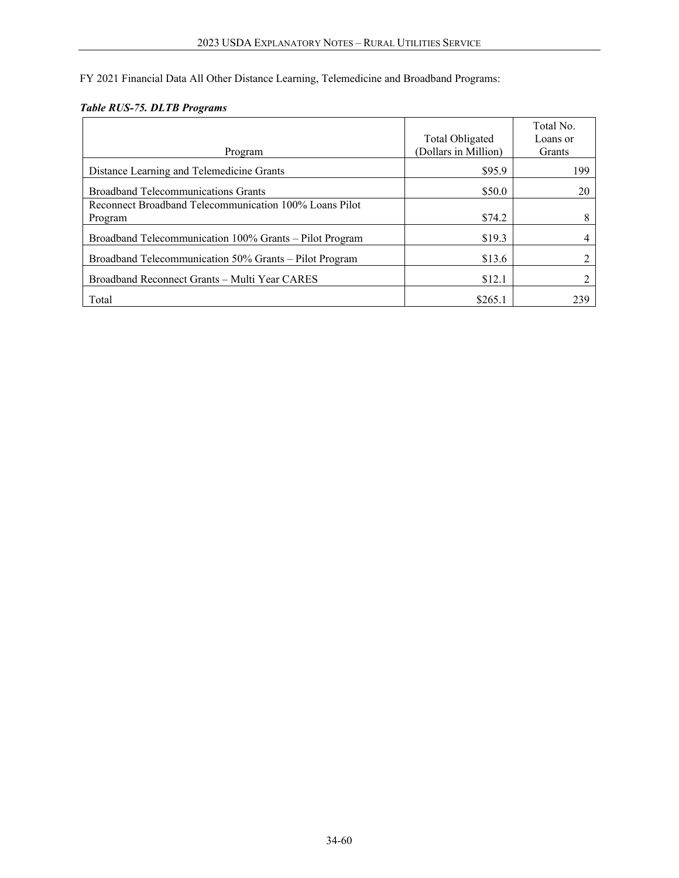FY 2021 Financial Data All Other Distance Learning, Telemedicine and Broadband Programs:

***Table RUS-75. DLTB Programs***

| Program | Total Obligated (Dollars in Million) | Total No. Loans or Grants |
| --- | --- | --- |
| Distance Learning and Telemedicine Grants | $95.9 | 199 |
| Broadband Telecommunications Grants | $50.0 | 20 |
| Reconnect Broadband Telecommunication 100% Loans Pilot Program | $74.2 | 8 |
| Broadband Telecommunication 100% Grants – Pilot Program | $19.3 | 4 |
| Broadband Telecommunication 50% Grants – Pilot Program | $13.6 | 2 |
| Broadband Reconnect Grants – Multi Year CARES | $12.1 | 2 |
| Total | $265.1 | 239 |